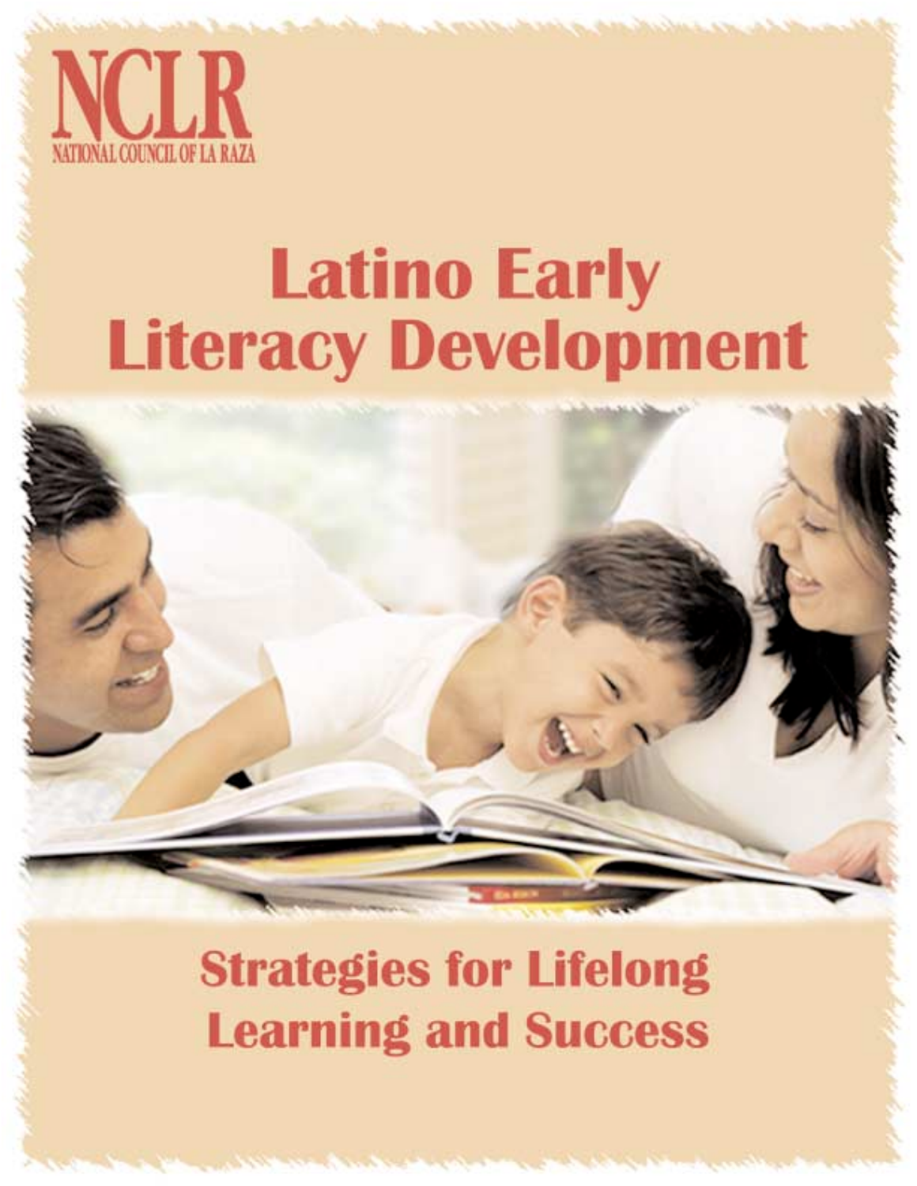NCLR

NATIONAL COUNCIL OF LA RAZA

# Latino Early Literacy Development

## Strategies for Lifelong Learning and Success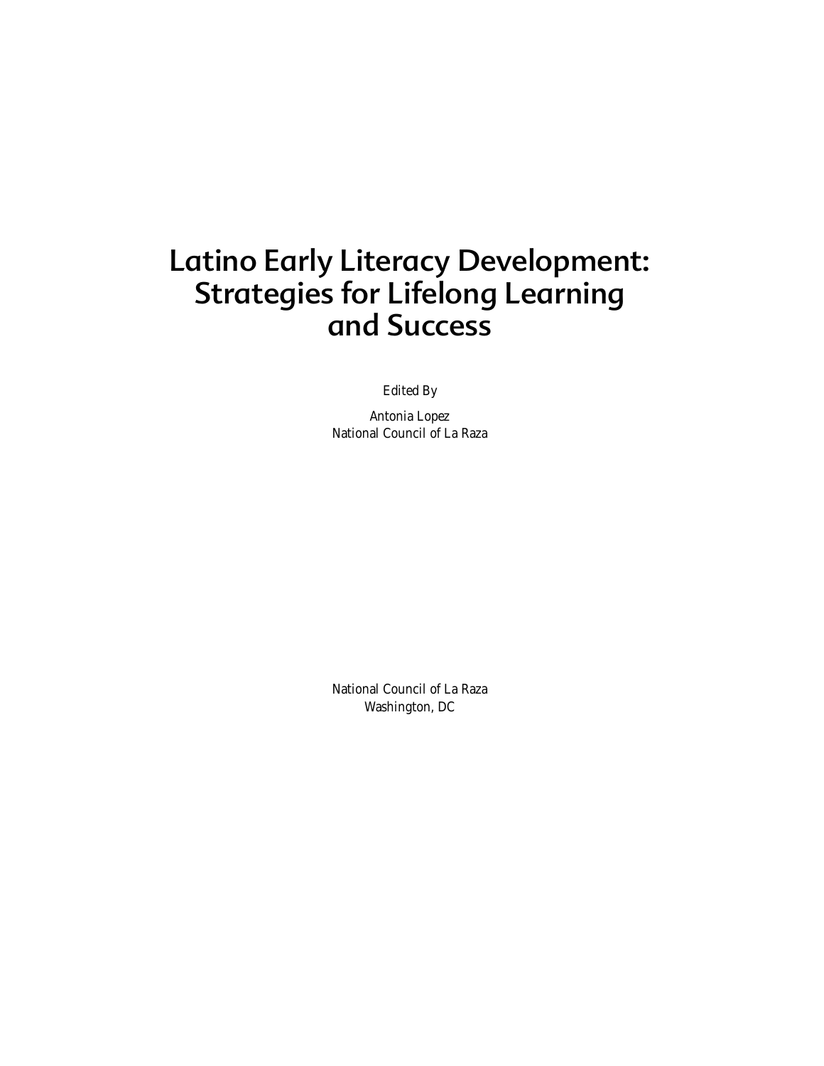# Latino Early Literacy Development: Strategies for Lifelong Learning and Success

*Edited By*

Antonia Lopez
National Council of La Raza

National Council of La Raza
Washington, DC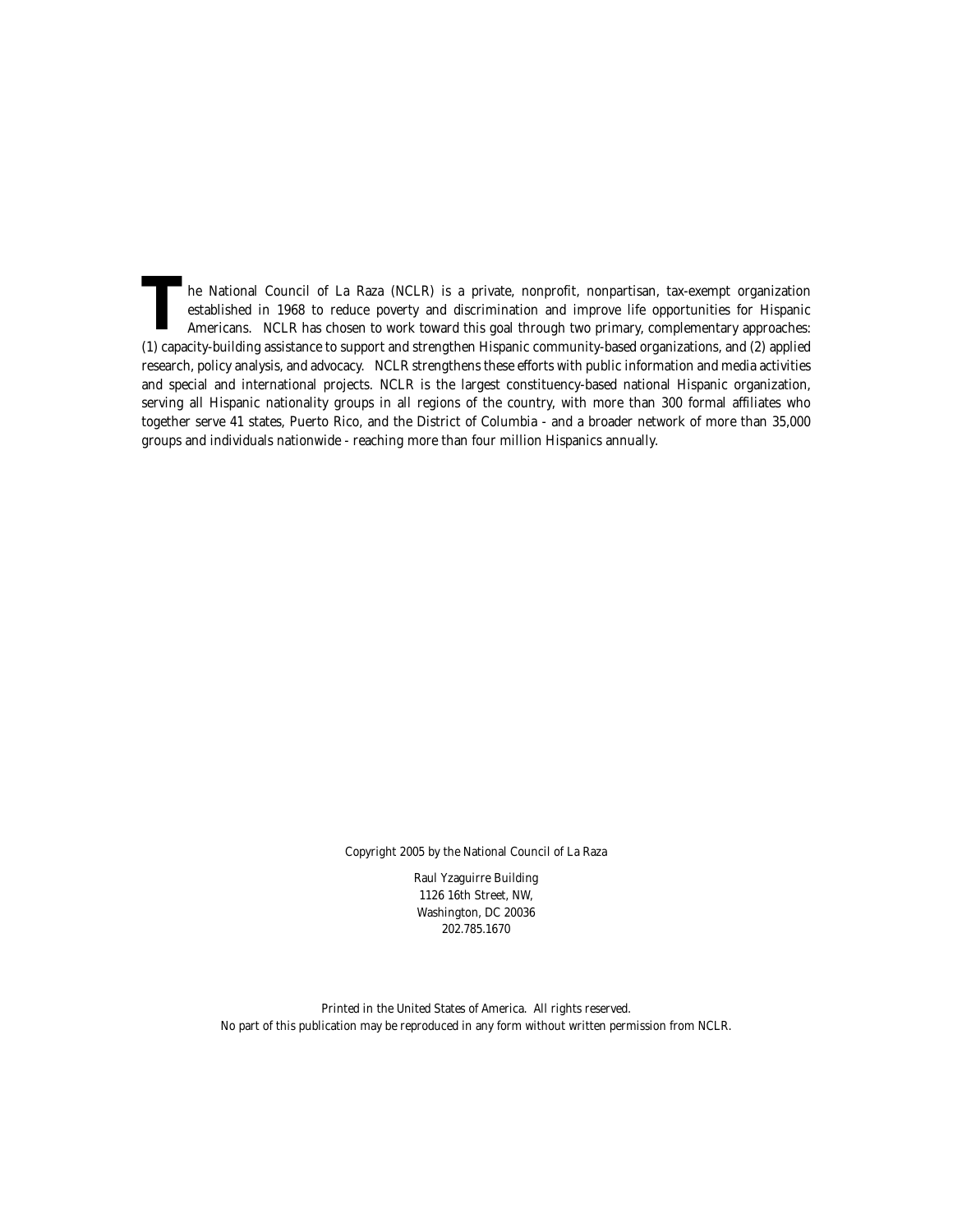The National Council of La Raza (NCLR) is a private, nonprofit, nonpartisan, tax-exempt organization established in 1968 to reduce poverty and discrimination and improve life opportunities for Hispanic Americans. NCLR has chosen to work toward this goal through two primary, complementary approaches: (1) capacity-building assistance to support and strengthen Hispanic community-based organizations, and (2) applied research, policy analysis, and advocacy. NCLR strengthens these efforts with public information and media activities and special and international projects. NCLR is the largest constituency-based national Hispanic organization, serving all Hispanic nationality groups in all regions of the country, with more than 300 formal affiliates who together serve 41 states, Puerto Rico, and the District of Columbia - and a broader network of more than 35,000 groups and individuals nationwide - reaching more than four million Hispanics annually.

Copyright 2005 by the National Council of La Raza

Raul Yzaguirre Building
1126 16th Street, NW,
Washington, DC 20036
202.785.1670

Printed in the United States of America. All rights reserved.
No part of this publication may be reproduced in any form without written permission from NCLR.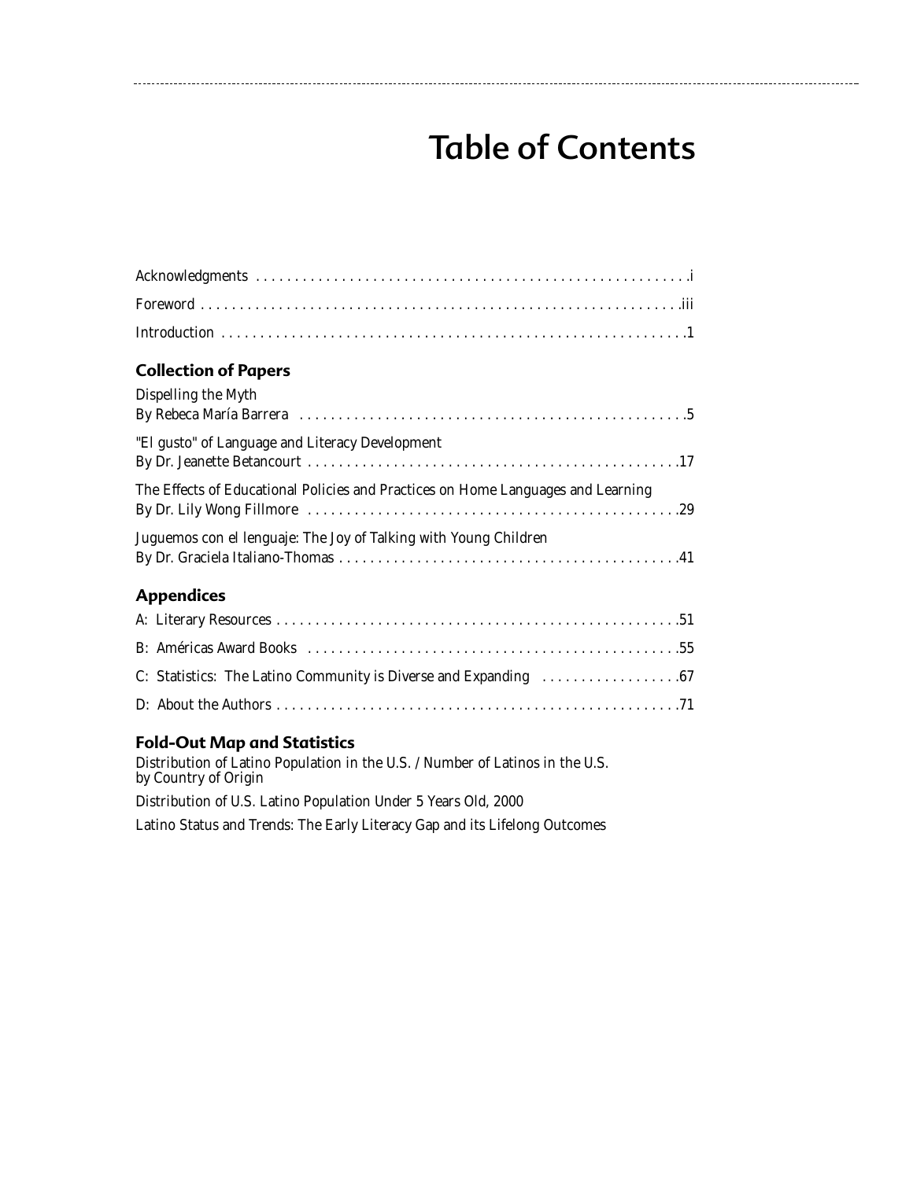# Table of Contents

Acknowledgments . . . . . . . . . . . . . . . . . . . . . . . . . . . . . . . . . . . . . . . . . . . . . . . . . . . . . . .i

Foreword . . . . . . . . . . . . . . . . . . . . . . . . . . . . . . . . . . . . . . . . . . . . . . . . . . . . . . . . . . . .iii

Introduction . . . . . . . . . . . . . . . . . . . . . . . . . . . . . . . . . . . . . . . . . . . . . . . . . . . . . . . . . .1

## Collection of Papers

Dispelling the Myth
By Rebeca María Barrera . . . . . . . . . . . . . . . . . . . . . . . . . . . . . . . . . . . . . . . . . . . . . . . . .5

"El gusto" of Language and Literacy Development
By Dr. Jeanette Betancourt . . . . . . . . . . . . . . . . . . . . . . . . . . . . . . . . . . . . . . . . . . . . . . .17

The Effects of Educational Policies and Practices on Home Languages and Learning
By Dr. Lily Wong Fillmore . . . . . . . . . . . . . . . . . . . . . . . . . . . . . . . . . . . . . . . . . . . . . . .29

Juguemos con el lenguaje: The Joy of Talking with Young Children
By Dr. Graciela Italiano-Thomas . . . . . . . . . . . . . . . . . . . . . . . . . . . . . . . . . . . . . . . . . . .41

## Appendices

A: Literary Resources . . . . . . . . . . . . . . . . . . . . . . . . . . . . . . . . . . . . . . . . . . . . . . . . . . .51

B: Américas Award Books . . . . . . . . . . . . . . . . . . . . . . . . . . . . . . . . . . . . . . . . . . . . . . .55

C: Statistics: The Latino Community is Diverse and Expanding . . . . . . . . . . . . . . . . . . .67

D: About the Authors . . . . . . . . . . . . . . . . . . . . . . . . . . . . . . . . . . . . . . . . . . . . . . . . . . .71

## Fold-Out Map and Statistics

Distribution of Latino Population in the U.S. / Number of Latinos in the U.S. by Country of Origin

Distribution of U.S. Latino Population Under 5 Years Old, 2000

Latino Status and Trends: The Early Literacy Gap and its Lifelong Outcomes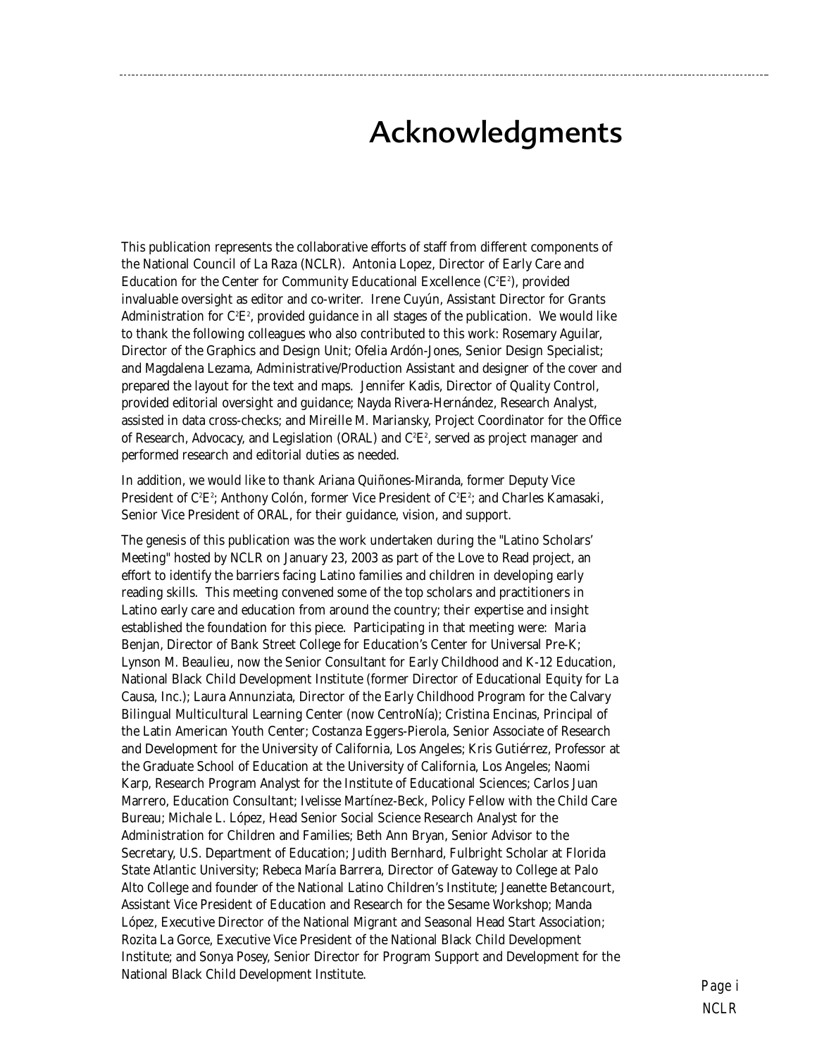# Acknowledgments

This publication represents the collaborative efforts of staff from different components of the National Council of La Raza (NCLR). Antonia Lopez, Director of Early Care and Education for the Center for Community Educational Excellence ($C^2E^2$), provided invaluable oversight as editor and co-writer. Irene Cuyún, Assistant Director for Grants Administration for $C^2E^2$, provided guidance in all stages of the publication. We would like to thank the following colleagues who also contributed to this work: Rosemary Aguilar, Director of the Graphics and Design Unit; Ofelia Ardón-Jones, Senior Design Specialist; and Magdalena Lezama, Administrative/Production Assistant and designer of the cover and prepared the layout for the text and maps. Jennifer Kadis, Director of Quality Control, provided editorial oversight and guidance; Nayda Rivera-Hernández, Research Analyst, assisted in data cross-checks; and Mireille M. Mariansky, Project Coordinator for the Office of Research, Advocacy, and Legislation (ORAL) and $C^2E^2$, served as project manager and performed research and editorial duties as needed.

In addition, we would like to thank Ariana Quiñones-Miranda, former Deputy Vice President of $C^2E^2$; Anthony Colón, former Vice President of $C^2E^2$; and Charles Kamasaki, Senior Vice President of ORAL, for their guidance, vision, and support.

The genesis of this publication was the work undertaken during the "Latino Scholars' Meeting" hosted by NCLR on January 23, 2003 as part of the Love to Read project, an effort to identify the barriers facing Latino families and children in developing early reading skills. This meeting convened some of the top scholars and practitioners in Latino early care and education from around the country; their expertise and insight established the foundation for this piece. Participating in that meeting were: Maria Benjan, Director of Bank Street College for Education's Center for Universal Pre-K; Lynson M. Beaulieu, now the Senior Consultant for Early Childhood and K-12 Education, National Black Child Development Institute (former Director of Educational Equity for La Causa, Inc.); Laura Annunziata, Director of the Early Childhood Program for the Calvary Bilingual Multicultural Learning Center (now CentroNía); Cristina Encinas, Principal of the Latin American Youth Center; Costanza Eggers-Pierola, Senior Associate of Research and Development for the University of California, Los Angeles; Kris Gutiérrez, Professor at the Graduate School of Education at the University of California, Los Angeles; Naomi Karp, Research Program Analyst for the Institute of Educational Sciences; Carlos Juan Marrero, Education Consultant; Ivelisse Martínez-Beck, Policy Fellow with the Child Care Bureau; Michale L. López, Head Senior Social Science Research Analyst for the Administration for Children and Families; Beth Ann Bryan, Senior Advisor to the Secretary, U.S. Department of Education; Judith Bernhard, Fulbright Scholar at Florida State Atlantic University; Rebeca María Barrera, Director of Gateway to College at Palo Alto College and founder of the National Latino Children's Institute; Jeanette Betancourt, Assistant Vice President of Education and Research for the Sesame Workshop; Manda López, Executive Director of the National Migrant and Seasonal Head Start Association; Rozita La Gorce, Executive Vice President of the National Black Child Development Institute; and Sonya Posey, Senior Director for Program Support and Development for the National Black Child Development Institute.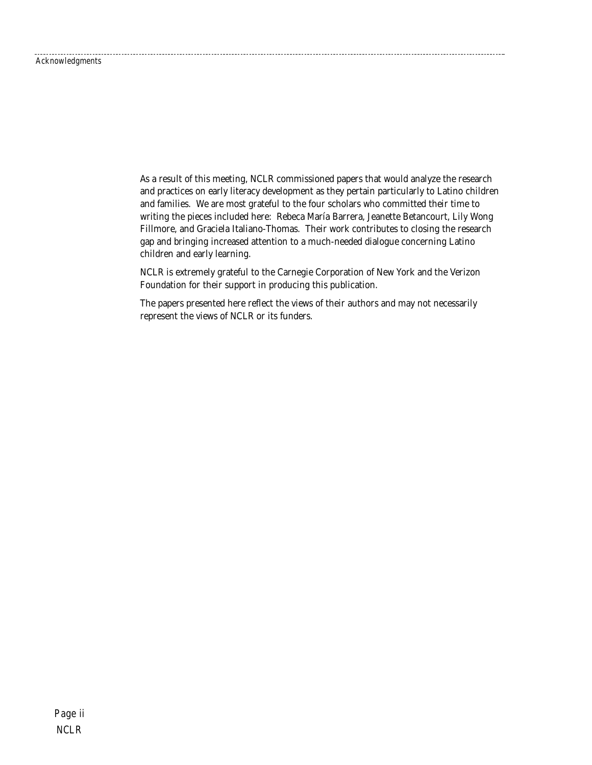As a result of this meeting, NCLR commissioned papers that would analyze the research and practices on early literacy development as they pertain particularly to Latino children and families. We are most grateful to the four scholars who committed their time to writing the pieces included here: Rebeca María Barrera, Jeanette Betancourt, Lily Wong Fillmore, and Graciela Italiano-Thomas. Their work contributes to closing the research gap and bringing increased attention to a much-needed dialogue concerning Latino children and early learning.

NCLR is extremely grateful to the Carnegie Corporation of New York and the Verizon Foundation for their support in producing this publication.

The papers presented here reflect the views of their authors and may not necessarily represent the views of NCLR or its funders.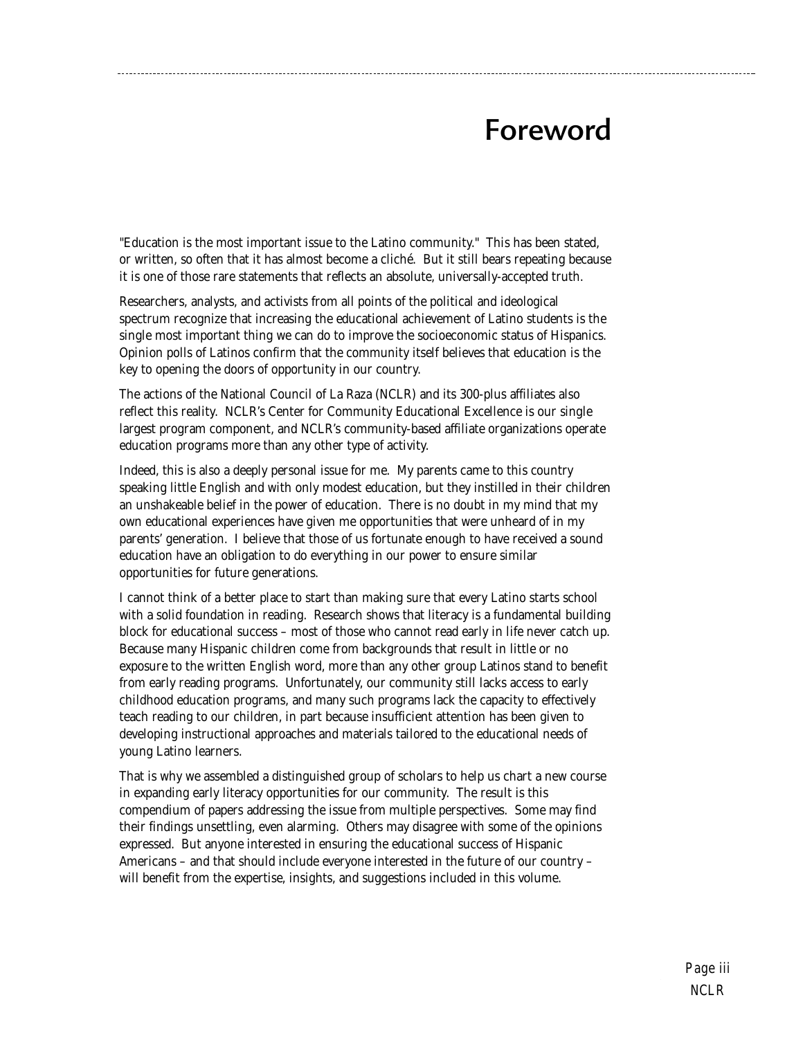# Foreword

"Education is the most important issue to the Latino community." This has been stated, or written, so often that it has almost become a cliché. But it still bears repeating because it is one of those rare statements that reflects an absolute, universally-accepted truth.

Researchers, analysts, and activists from all points of the political and ideological spectrum recognize that increasing the educational achievement of Latino students is the single most important thing we can do to improve the socioeconomic status of Hispanics. Opinion polls of Latinos confirm that the community itself believes that education is the key to opening the doors of opportunity in our country.

The actions of the National Council of La Raza (NCLR) and its 300-plus affiliates also reflect this reality. NCLR's Center for Community Educational Excellence is our single largest program component, and NCLR's community-based affiliate organizations operate education programs more than any other type of activity.

Indeed, this is also a deeply personal issue for me. My parents came to this country speaking little English and with only modest education, but they instilled in their children an unshakeable belief in the power of education. There is no doubt in my mind that my own educational experiences have given me opportunities that were unheard of in my parents' generation. I believe that those of us fortunate enough to have received a sound education have an obligation to do everything in our power to ensure similar opportunities for future generations.

I cannot think of a better place to start than making sure that every Latino starts school with a solid foundation in reading. Research shows that literacy is a fundamental building block for educational success – most of those who cannot read early in life never catch up. Because many Hispanic children come from backgrounds that result in little or no exposure to the written English word, more than any other group Latinos stand to benefit from early reading programs. Unfortunately, our community still lacks access to early childhood education programs, and many such programs lack the capacity to effectively teach reading to our children, in part because insufficient attention has been given to developing instructional approaches and materials tailored to the educational needs of young Latino learners.

That is why we assembled a distinguished group of scholars to help us chart a new course in expanding early literacy opportunities for our community. The result is this compendium of papers addressing the issue from multiple perspectives. Some may find their findings unsettling, even alarming. Others may disagree with some of the opinions expressed. But anyone interested in ensuring the educational success of Hispanic Americans – and that should include everyone interested in the future of our country – will benefit from the expertise, insights, and suggestions included in this volume.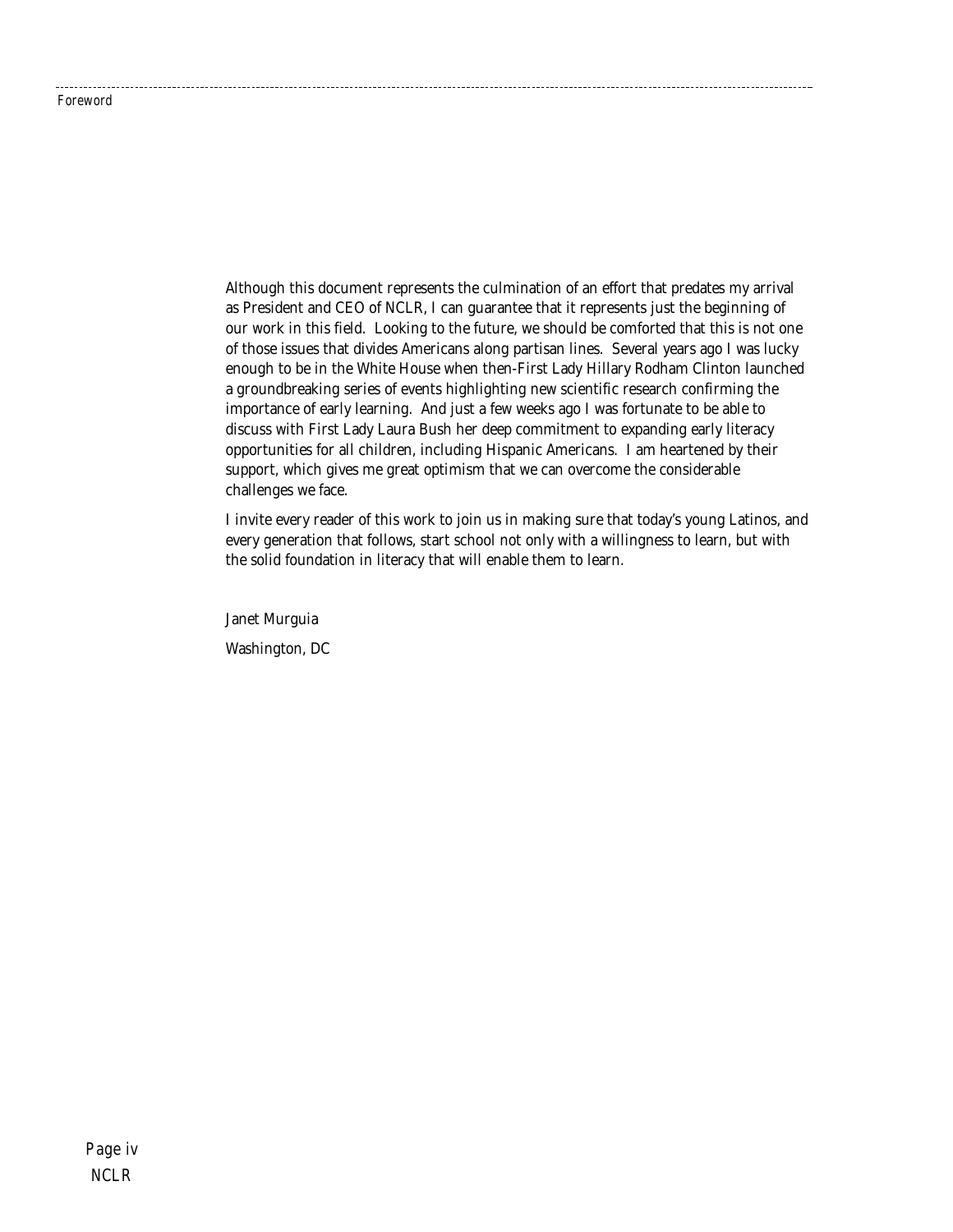Although this document represents the culmination of an effort that predates my arrival as President and CEO of NCLR, I can guarantee that it represents just the beginning of our work in this field. Looking to the future, we should be comforted that this is not one of those issues that divides Americans along partisan lines. Several years ago I was lucky enough to be in the White House when then-First Lady Hillary Rodham Clinton launched a groundbreaking series of events highlighting new scientific research confirming the importance of early learning. And just a few weeks ago I was fortunate to be able to discuss with First Lady Laura Bush her deep commitment to expanding early literacy opportunities for all children, including Hispanic Americans. I am heartened by their support, which gives me great optimism that we can overcome the considerable challenges we face.

I invite every reader of this work to join us in making sure that today's young Latinos, and every generation that follows, start school not only with a willingness to learn, but with the solid foundation in literacy that will enable them to learn.

Janet Murguia

Washington, DC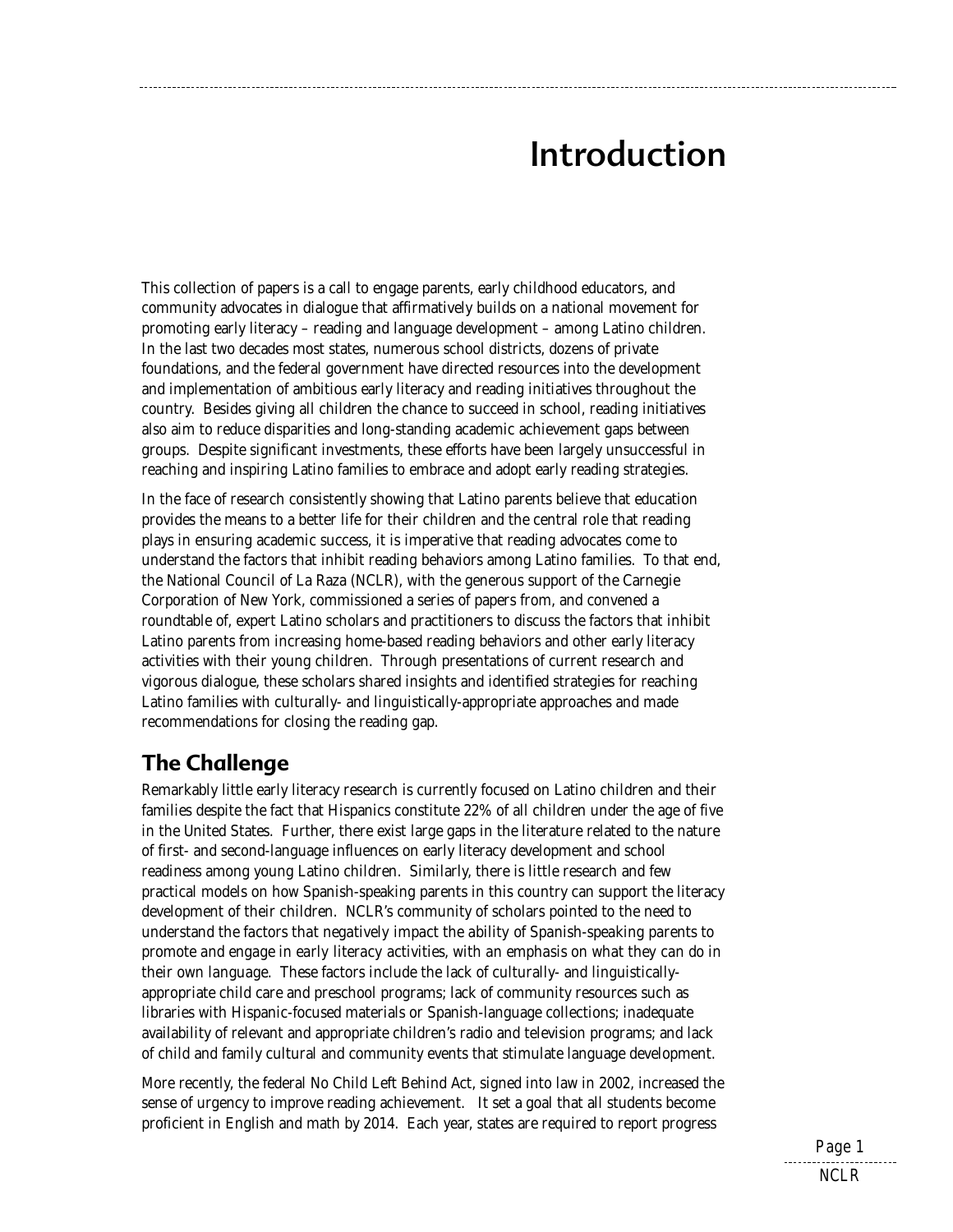# Introduction

This collection of papers is a call to engage parents, early childhood educators, and community advocates in dialogue that affirmatively builds on a national movement for promoting early literacy – reading and language development – among Latino children. In the last two decades most states, numerous school districts, dozens of private foundations, and the federal government have directed resources into the development and implementation of ambitious early literacy and reading initiatives throughout the country. Besides giving all children the chance to succeed in school, reading initiatives also aim to reduce disparities and long-standing academic achievement gaps between groups. Despite significant investments, these efforts have been largely unsuccessful in reaching and inspiring Latino families to embrace and adopt early reading strategies.

In the face of research consistently showing that Latino parents believe that education provides the means to a better life for their children and the central role that reading plays in ensuring academic success, it is imperative that reading advocates come to understand the factors that inhibit reading behaviors among Latino families. To that end, the National Council of La Raza (NCLR), with the generous support of the Carnegie Corporation of New York, commissioned a series of papers from, and convened a roundtable of, expert Latino scholars and practitioners to discuss the factors that inhibit Latino parents from increasing home-based reading behaviors and other early literacy activities with their young children. Through presentations of current research and vigorous dialogue, these scholars shared insights and identified strategies for reaching Latino families with culturally- and linguistically-appropriate approaches and made recommendations for closing the reading gap.

## The Challenge

Remarkably little early literacy research is currently focused on Latino children and their families despite the fact that Hispanics constitute 22% of all children under the age of five in the United States. Further, there exist large gaps in the literature related to the nature of first- and second-language influences on early literacy development and school readiness among young Latino children. Similarly, there is little research and few practical models on how Spanish-speaking parents in this country can support the literacy development of their children. NCLR's community of scholars pointed to the need to understand the factors that negatively impact the ability of Spanish-speaking parents to promote and engage in early literacy activities, with an emphasis on what they can do in their own language. These factors include the lack of culturally- and linguistically-appropriate child care and preschool programs; lack of community resources such as libraries with Hispanic-focused materials or Spanish-language collections; inadequate availability of relevant and appropriate children's radio and television programs; and lack of child and family cultural and community events that stimulate language development.

More recently, the federal No Child Left Behind Act, signed into law in 2002, increased the sense of urgency to improve reading achievement. It set a goal that all students become proficient in English and math by 2014. Each year, states are required to report progress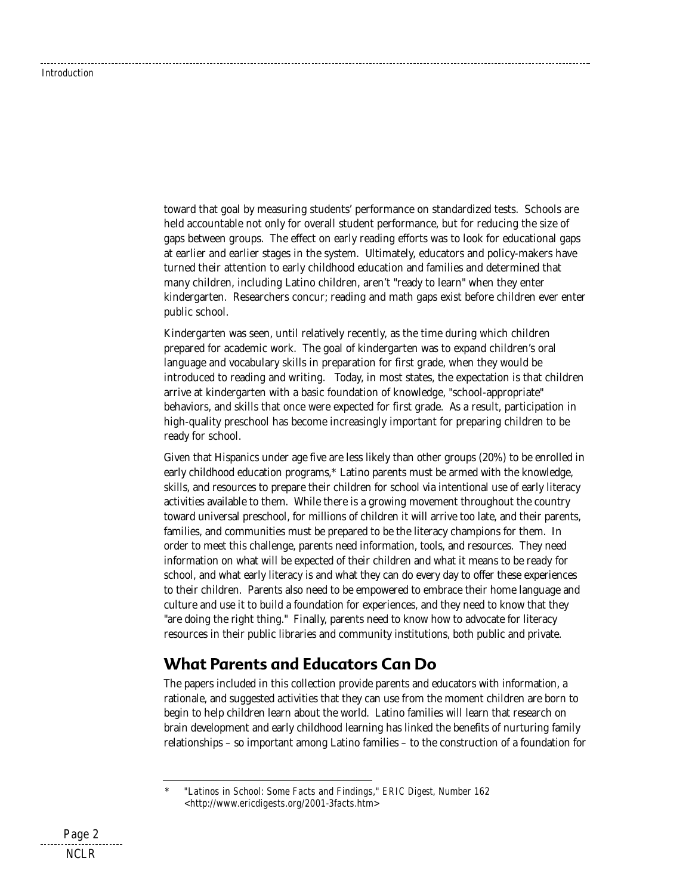toward that goal by measuring students' performance on standardized tests. Schools are held accountable not only for overall student performance, but for reducing the size of gaps between groups. The effect on early reading efforts was to look for educational gaps at earlier and earlier stages in the system. Ultimately, educators and policy-makers have turned their attention to early childhood education and families and determined that many children, including Latino children, aren't "ready to learn" when they enter kindergarten. Researchers concur; reading and math gaps exist before children ever enter public school.

Kindergarten was seen, until relatively recently, as the time during which children prepared for academic work. The goal of kindergarten was to expand children's oral language and vocabulary skills in preparation for first grade, when they would be introduced to reading and writing. Today, in most states, the expectation is that children arrive at kindergarten with a basic foundation of knowledge, "school-appropriate" behaviors, and skills that once were expected for first grade. As a result, participation in high-quality preschool has become increasingly important for preparing children to be ready for school.

Given that Hispanics under age five are less likely than other groups (20%) to be enrolled in early childhood education programs,* Latino parents must be armed with the knowledge, skills, and resources to prepare their children for school via intentional use of early literacy activities available to them. While there is a growing movement throughout the country toward universal preschool, for millions of children it will arrive too late, and their parents, families, and communities must be prepared to be the literacy champions for them. In order to meet this challenge, parents need information, tools, and resources. They need information on what will be expected of their children and what it means to be ready for school, and what early literacy is and what they can do every day to offer these experiences to their children. Parents also need to be empowered to embrace their home language and culture and use it to build a foundation for experiences, and they need to know that they "are doing the right thing." Finally, parents need to know how to advocate for literacy resources in their public libraries and community institutions, both public and private.

## What Parents and Educators Can Do

The papers included in this collection provide parents and educators with information, a rationale, and suggested activities that they can use from the moment children are born to begin to help children learn about the world. Latino families will learn that research on brain development and early childhood learning has linked the benefits of nurturing family relationships – so important among Latino families – to the construction of a foundation for

---

\* "Latinos in School: Some Facts and Findings," *ERIC Digest*, Number 162 <http://www.ericdigests.org/2001-3facts.htm>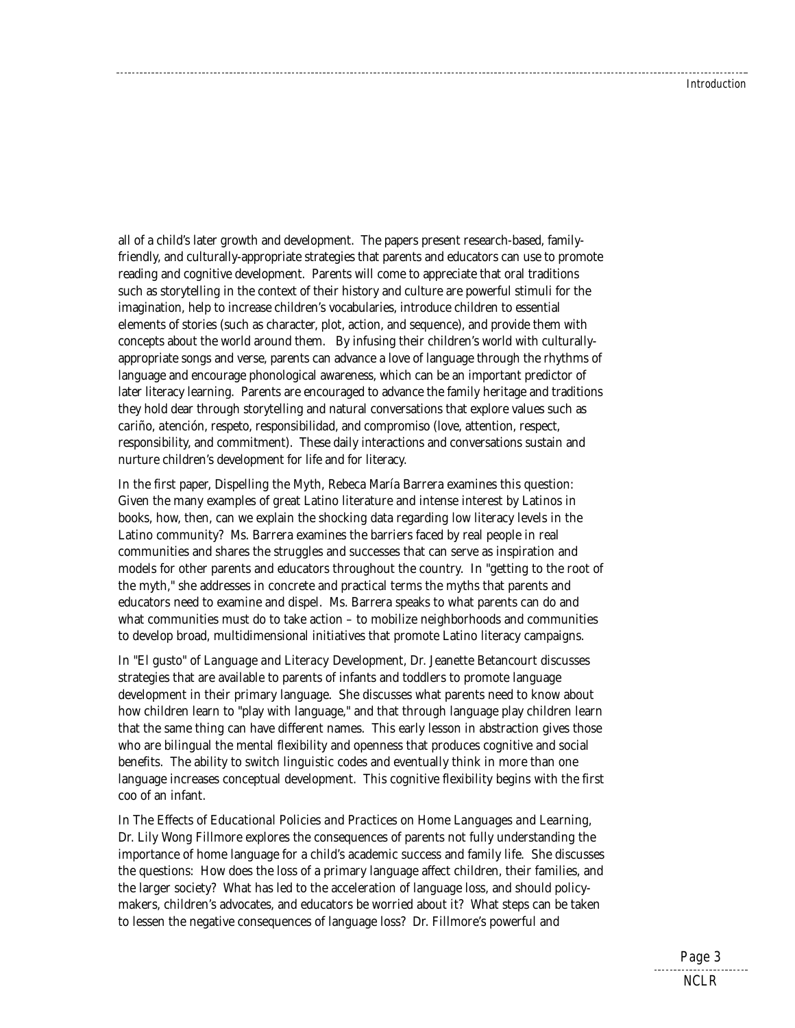all of a child's later growth and development. The papers present research-based, family-friendly, and culturally-appropriate strategies that parents and educators can use to promote reading and cognitive development. Parents will come to appreciate that oral traditions such as storytelling in the context of their history and culture are powerful stimuli for the imagination, help to increase children's vocabularies, introduce children to essential elements of stories (such as character, plot, action, and sequence), and provide them with concepts about the world around them. By infusing their children's world with culturally-appropriate songs and verse, parents can advance a love of language through the rhythms of language and encourage phonological awareness, which can be an important predictor of later literacy learning. Parents are encouraged to advance the family heritage and traditions they hold dear through storytelling and natural conversations that explore values such as cariño, atención, respeto, responsibilidad, and compromiso (love, attention, respect, responsibility, and commitment). These daily interactions and conversations sustain and nurture children's development for life and for literacy.

In the first paper, *Dispelling the Myth*, Rebeca María Barrera examines this question: Given the many examples of great Latino literature and intense interest by Latinos in books, how, then, can we explain the shocking data regarding low literacy levels in the Latino community? Ms. Barrera examines the barriers faced by real people in real communities and shares the struggles and successes that can serve as inspiration and models for other parents and educators throughout the country. In "getting to the root of the myth," she addresses in concrete and practical terms the myths that parents and educators need to examine and dispel. Ms. Barrera speaks to what parents can do and what communities must do to take action – to mobilize neighborhoods and communities to develop broad, multidimensional initiatives that promote Latino literacy campaigns.

In *"El gusto" of Language and Literacy Development*, Dr. Jeanette Betancourt discusses strategies that are available to parents of infants and toddlers to promote language development in their primary language. She discusses what parents need to know about how children learn to "play with language," and that through language play children learn that the same thing can have different names. This early lesson in abstraction gives those who are bilingual the mental flexibility and openness that produces cognitive and social benefits. The ability to switch linguistic codes and eventually think in more than one language increases conceptual development. This cognitive flexibility begins with the first coo of an infant.

In *The Effects of Educational Policies and Practices on Home Languages and Learning*, Dr. Lily Wong Fillmore explores the consequences of parents not fully understanding the importance of home language for a child's academic success and family life. She discusses the questions: How does the loss of a primary language affect children, their families, and the larger society? What has led to the acceleration of language loss, and should policy-makers, children's advocates, and educators be worried about it? What steps can be taken to lessen the negative consequences of language loss? Dr. Fillmore's powerful and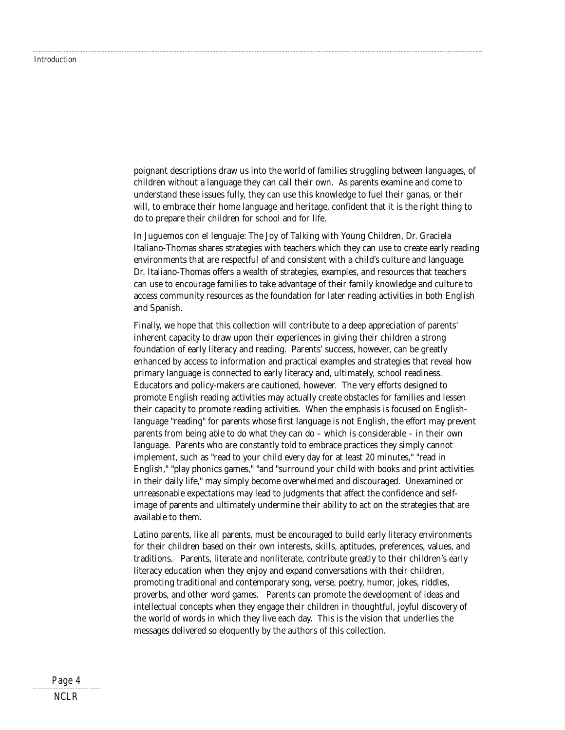poignant descriptions draw us into the world of families struggling between languages, of children without a language they can call their own. As parents examine and come to understand these issues fully, they can use this knowledge to fuel their *ganas*, or their will, to embrace their home language and heritage, confident that it is the right thing to do to prepare their children for school and for life.

In *Juguemos con el lenguaje: The Joy of Talking with Young Children*, Dr. Graciela Italiano-Thomas shares strategies with teachers which they can use to create early reading environments that are respectful of and consistent with a child's culture and language. Dr. Italiano-Thomas offers a wealth of strategies, examples, and resources that teachers can use to encourage families to take advantage of their family knowledge and culture to access community resources as the foundation for later reading activities in both English and Spanish.

Finally, we hope that this collection will contribute to a deep appreciation of parents' inherent capacity to draw upon their experiences in giving their children a strong foundation of early literacy and reading. Parents' success, however, can be greatly enhanced by access to information and practical examples and strategies that reveal how primary language is connected to early literacy and, ultimately, school readiness. Educators and policy-makers are cautioned, however. The very efforts designed to promote English reading activities may actually create obstacles for families and lessen their capacity to promote reading activities. When the emphasis is focused on English-language "reading" for parents whose first language is not English, the effort may prevent parents from being able to do what they *can* do – which is considerable – in their own language. Parents who are constantly told to embrace practices they simply cannot implement, such as "read to your child every day for at least 20 minutes," "read in English," "play phonics games," "and "surround your child with books and print activities in their daily life," may simply become overwhelmed and discouraged. Unexamined or unreasonable expectations may lead to judgments that affect the confidence and self-image of parents and ultimately undermine their ability to act on the strategies that are available to them.

Latino parents, like all parents, must be encouraged to build early literacy environments for their children based on their own interests, skills, aptitudes, preferences, values, and traditions. Parents, literate and nonliterate, contribute greatly to their children's early literacy education when they enjoy and expand conversations with their children, promoting traditional and contemporary song, verse, poetry, humor, jokes, riddles, proverbs, and other word games. Parents can promote the development of ideas and intellectual concepts when they engage their children in thoughtful, joyful discovery of the world of words in which they live each day. This is the vision that underlies the messages delivered so eloquently by the authors of this collection.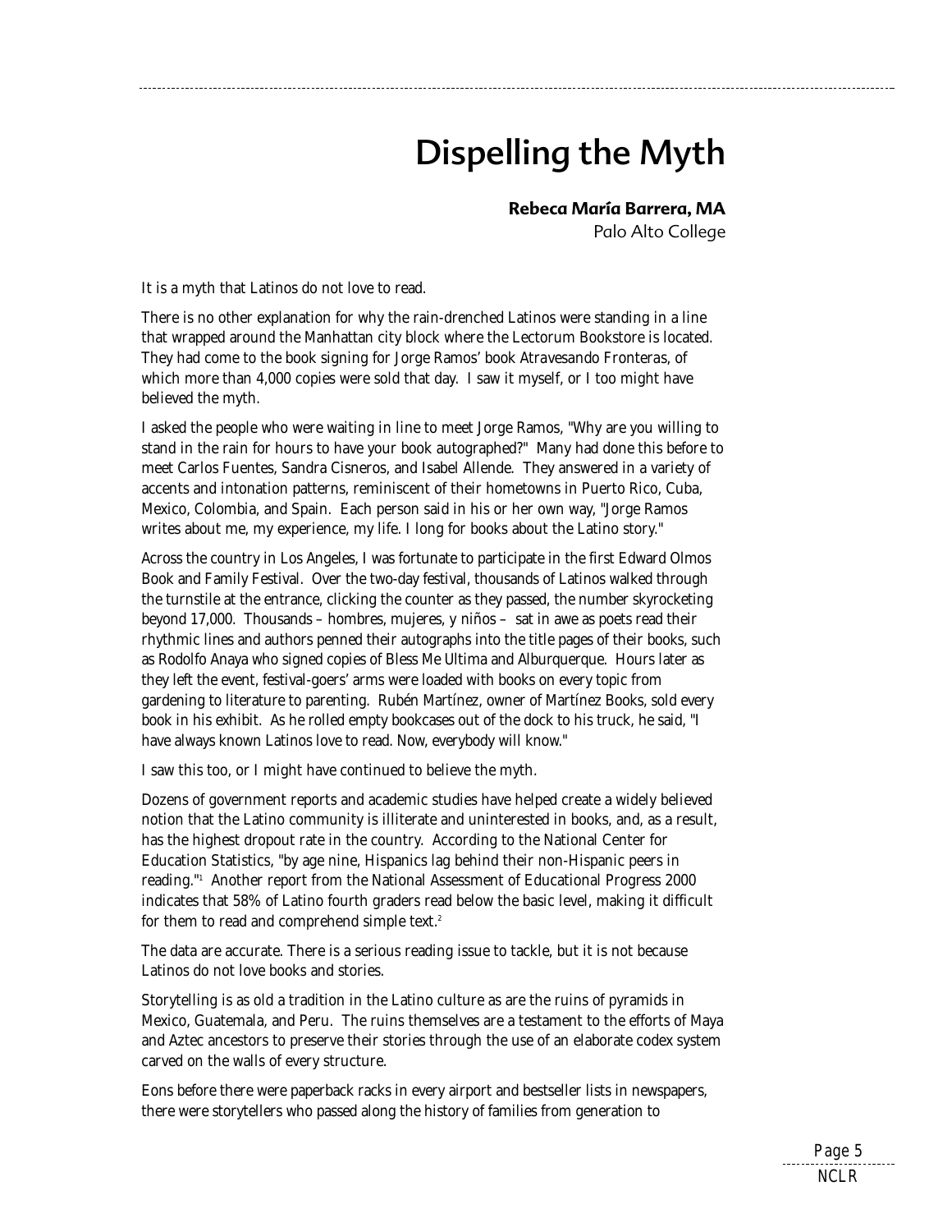# Dispelling the Myth

**Rebeca María Barrera, MA**
Palo Alto College

It is a myth that Latinos do not love to read.

There is no other explanation for why the rain-drenched Latinos were standing in a line that wrapped around the Manhattan city block where the Lectorum Bookstore is located. They had come to the book signing for Jorge Ramos' book *Atravesando Fronteras*, of which more than 4,000 copies were sold that day. I saw it myself, or I too might have believed the myth.

I asked the people who were waiting in line to meet Jorge Ramos, "Why are you willing to stand in the rain for hours to have your book autographed?" Many had done this before to meet Carlos Fuentes, Sandra Cisneros, and Isabel Allende. They answered in a variety of accents and intonation patterns, reminiscent of their hometowns in Puerto Rico, Cuba, Mexico, Colombia, and Spain. Each person said in his or her own way, "Jorge Ramos writes about me, my experience, my life. I long for books about the Latino story."

Across the country in Los Angeles, I was fortunate to participate in the first Edward Olmos Book and Family Festival. Over the two-day festival, thousands of Latinos walked through the turnstile at the entrance, clicking the counter as they passed, the number skyrocketing beyond 17,000. Thousands – hombres, mujeres, y niños – sat in awe as poets read their rhythmic lines and authors penned their autographs into the title pages of their books, such as Rodolfo Anaya who signed copies of Bless Me Ultima and Alburquerque. Hours later as they left the event, festival-goers' arms were loaded with books on every topic from gardening to literature to parenting. Rubén Martínez, owner of Martínez Books, sold every book in his exhibit. As he rolled empty bookcases out of the dock to his truck, he said, "I have always known Latinos love to read. Now, everybody will know."

I saw this too, or I might have continued to believe the myth.

Dozens of government reports and academic studies have helped create a widely believed notion that the Latino community is illiterate and uninterested in books, and, as a result, has the highest dropout rate in the country. According to the National Center for Education Statistics, "by age nine, Hispanics lag behind their non-Hispanic peers in reading."[1] Another report from the National Assessment of Educational Progress 2000 indicates that 58% of Latino fourth graders read below the basic level, making it difficult for them to read and comprehend simple text.[2]

The data are accurate. There is a serious reading issue to tackle, but it is not because Latinos do not love books and stories.

Storytelling is as old a tradition in the Latino culture as are the ruins of pyramids in Mexico, Guatemala, and Peru. The ruins themselves are a testament to the efforts of Maya and Aztec ancestors to preserve their stories through the use of an elaborate codex system carved on the walls of every structure.

Eons before there were paperback racks in every airport and bestseller lists in newspapers, there were storytellers who passed along the history of families from generation to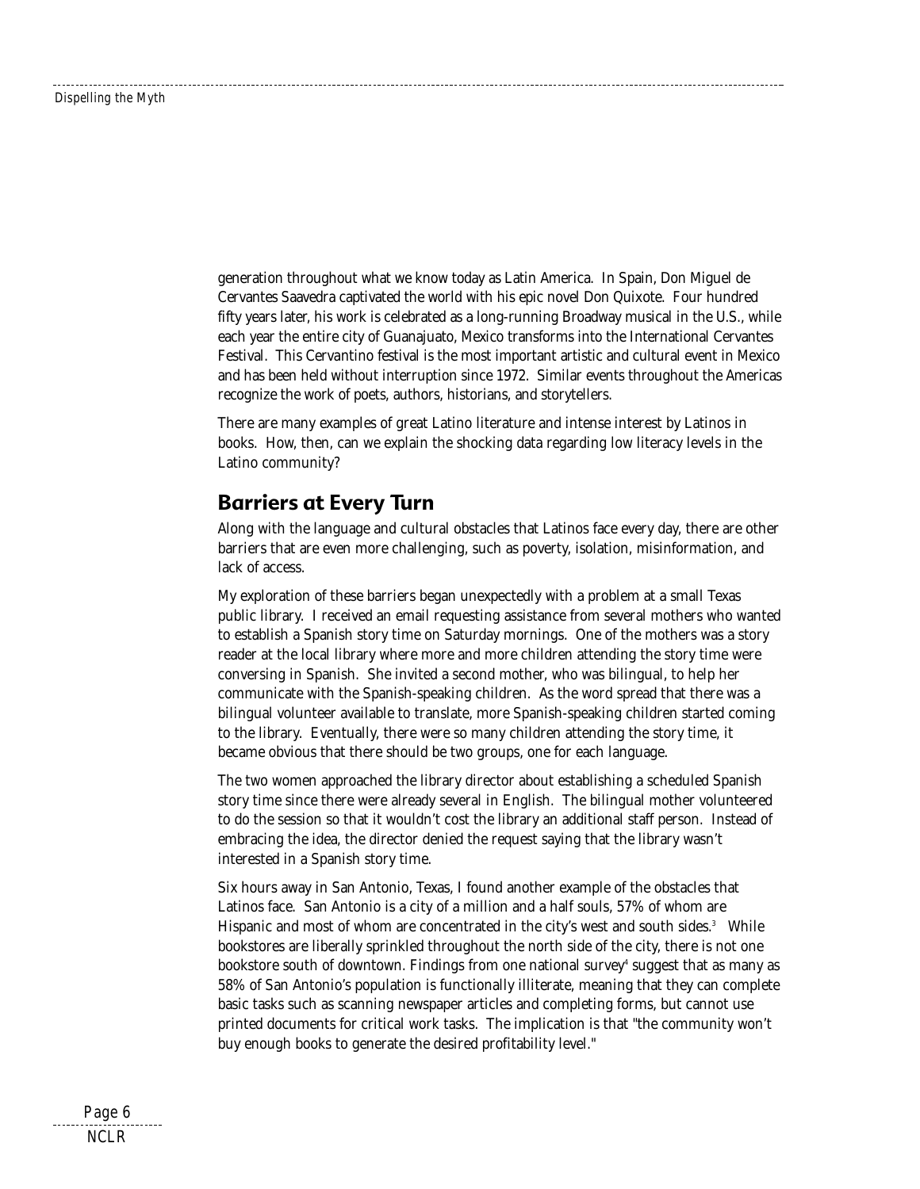generation throughout what we know today as Latin America. In Spain, Don Miguel de Cervantes Saavedra captivated the world with his epic novel Don Quixote. Four hundred fifty years later, his work is celebrated as a long-running Broadway musical in the U.S., while each year the entire city of Guanajuato, Mexico transforms into the International Cervantes Festival. This Cervantino festival is the most important artistic and cultural event in Mexico and has been held without interruption since 1972. Similar events throughout the Americas recognize the work of poets, authors, historians, and storytellers.

There are many examples of great Latino literature and intense interest by Latinos in books. How, then, can we explain the shocking data regarding low literacy levels in the Latino community?

## Barriers at Every Turn

Along with the language and cultural obstacles that Latinos face every day, there are other barriers that are even more challenging, such as poverty, isolation, misinformation, and lack of access.

My exploration of these barriers began unexpectedly with a problem at a small Texas public library. I received an email requesting assistance from several mothers who wanted to establish a Spanish story time on Saturday mornings. One of the mothers was a story reader at the local library where more and more children attending the story time were conversing in Spanish. She invited a second mother, who was bilingual, to help her communicate with the Spanish-speaking children. As the word spread that there was a bilingual volunteer available to translate, more Spanish-speaking children started coming to the library. Eventually, there were so many children attending the story time, it became obvious that there should be two groups, one for each language.

The two women approached the library director about establishing a scheduled Spanish story time since there were already several in English. The bilingual mother volunteered to do the session so that it wouldn't cost the library an additional staff person. Instead of embracing the idea, the director denied the request saying that the library wasn't interested in a Spanish story time.

Six hours away in San Antonio, Texas, I found another example of the obstacles that Latinos face. San Antonio is a city of a million and a half souls, 57% of whom are Hispanic and most of whom are concentrated in the city's west and south sides.[3] While bookstores are liberally sprinkled throughout the north side of the city, there is not one bookstore south of downtown. Findings from one national survey[4] suggest that as many as 58% of San Antonio's population is functionally illiterate, meaning that they can complete basic tasks such as scanning newspaper articles and completing forms, but cannot use printed documents for critical work tasks. The implication is that "the community won't buy enough books to generate the desired profitability level."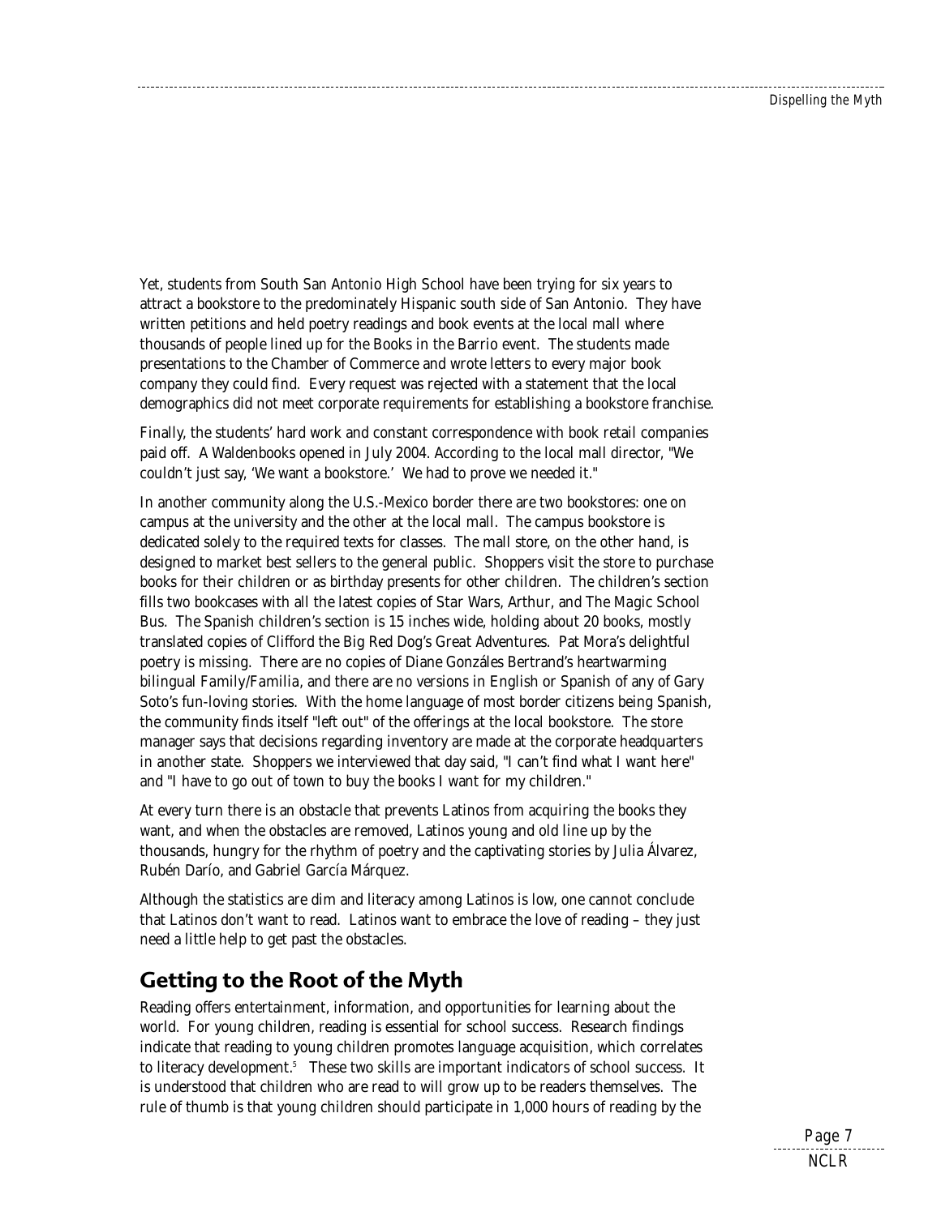Yet, students from South San Antonio High School have been trying for six years to attract a bookstore to the predominately Hispanic south side of San Antonio. They have written petitions and held poetry readings and book events at the local mall where thousands of people lined up for the Books in the Barrio event. The students made presentations to the Chamber of Commerce and wrote letters to every major book company they could find. Every request was rejected with a statement that the local demographics did not meet corporate requirements for establishing a bookstore franchise.

Finally, the students' hard work and constant correspondence with book retail companies paid off. A Waldenbooks opened in July 2004. According to the local mall director, "We couldn't just say, 'We want a bookstore.' We had to prove we needed it."

In another community along the U.S.-Mexico border there are two bookstores: one on campus at the university and the other at the local mall. The campus bookstore is dedicated solely to the required texts for classes. The mall store, on the other hand, is designed to market best sellers to the general public. Shoppers visit the store to purchase books for their children or as birthday presents for other children. The children's section fills two bookcases with all the latest copies of *Star Wars*, *Arthur*, and *The Magic School Bus*. The Spanish children's section is 15 inches wide, holding about 20 books, mostly translated copies of *Clifford the Big Red Dog's Great Adventures*. Pat Mora's delightful poetry is missing. There are no copies of Diane Gonzáles Bertrand's heartwarming bilingual *Family/Familia*, and there are no versions in English or Spanish of any of Gary Soto's fun-loving stories. With the home language of most border citizens being Spanish, the community finds itself "left out" of the offerings at the local bookstore. The store manager says that decisions regarding inventory are made at the corporate headquarters in another state. Shoppers we interviewed that day said, "I can't find what I want here" and "I have to go out of town to buy the books I want for my children."

At every turn there is an obstacle that prevents Latinos from acquiring the books they want, and when the obstacles are removed, Latinos young and old line up by the thousands, hungry for the rhythm of poetry and the captivating stories by Julia Álvarez, Rubén Darío, and Gabriel García Márquez.

Although the statistics are dim and literacy among Latinos is low, one cannot conclude that Latinos don't want to read. Latinos want to embrace the love of reading – they just need a little help to get past the obstacles.

## Getting to the Root of the Myth

Reading offers entertainment, information, and opportunities for learning about the world. For young children, reading is essential for school success. Research findings indicate that reading to young children promotes language acquisition, which correlates to literacy development.[5] These two skills are important indicators of school success. It is understood that children who are read to will grow up to be readers themselves. The rule of thumb is that young children should participate in 1,000 hours of reading by the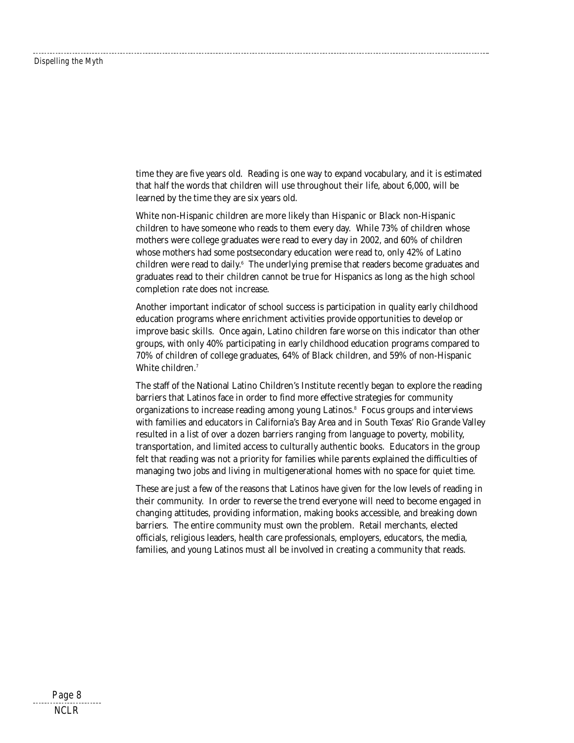time they are five years old. Reading is one way to expand vocabulary, and it is estimated that half the words that children will use throughout their life, about 6,000, will be learned by the time they are six years old.

White non-Hispanic children are more likely than Hispanic or Black non-Hispanic children to have someone who reads to them every day. While 73% of children whose mothers were college graduates were read to every day in 2002, and 60% of children whose mothers had some postsecondary education were read to, only 42% of Latino children were read to daily.[6] The underlying premise that readers become graduates and graduates read to their children cannot be true for Hispanics as long as the high school completion rate does not increase.

Another important indicator of school success is participation in quality early childhood education programs where enrichment activities provide opportunities to develop or improve basic skills. Once again, Latino children fare worse on this indicator than other groups, with only 40% participating in early childhood education programs compared to 70% of children of college graduates, 64% of Black children, and 59% of non-Hispanic White children.[7]

The staff of the National Latino Children's Institute recently began to explore the reading barriers that Latinos face in order to find more effective strategies for community organizations to increase reading among young Latinos.[8] Focus groups and interviews with families and educators in California's Bay Area and in South Texas' Rio Grande Valley resulted in a list of over a dozen barriers ranging from language to poverty, mobility, transportation, and limited access to culturally authentic books. Educators in the group felt that reading was not a priority for families while parents explained the difficulties of managing two jobs and living in multigenerational homes with no space for quiet time.

These are just a few of the reasons that Latinos have given for the low levels of reading in their community. In order to reverse the trend everyone will need to become engaged in changing attitudes, providing information, making books accessible, and breaking down barriers. The entire community must own the problem. Retail merchants, elected officials, religious leaders, health care professionals, employers, educators, the media, families, and young Latinos must all be involved in creating a community that reads.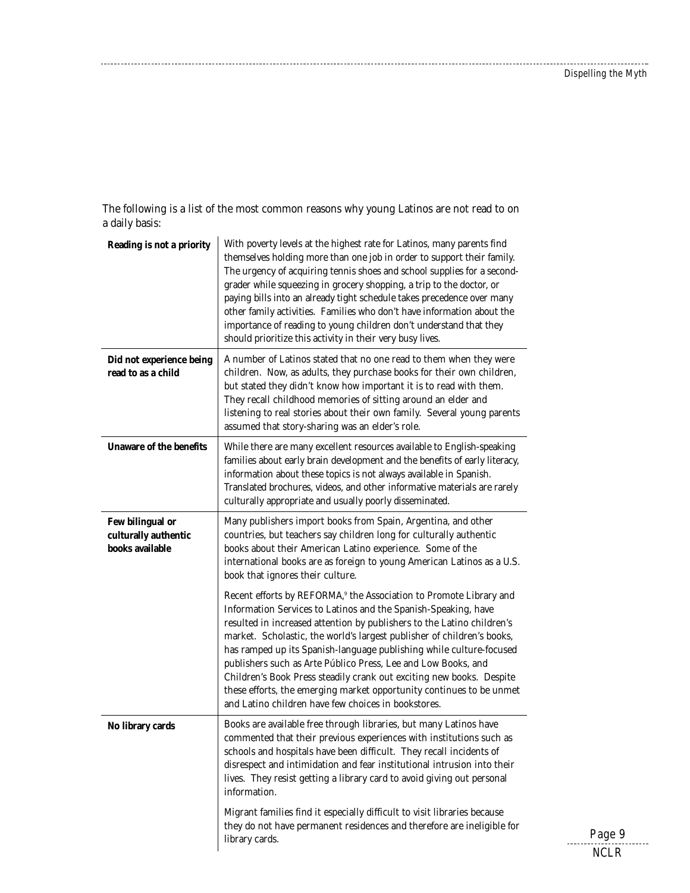The following is a list of the most common reasons why young Latinos are not read to on a daily basis:

| | |
|---|---|
| **Reading is not a priority** | With poverty levels at the highest rate for Latinos, many parents find themselves holding more than one job in order to support their family. The urgency of acquiring tennis shoes and school supplies for a second-grader while squeezing in grocery shopping, a trip to the doctor, or paying bills into an already tight schedule takes precedence over many other family activities. Families who don't have information about the importance of reading to young children don't understand that they should prioritize this activity in their very busy lives. |
| **Did not experience being read to as a child** | A number of Latinos stated that no one read to them when they were children. Now, as adults, they purchase books for their own children, but stated they didn't know how important it is to read with them. They recall childhood memories of sitting around an elder and listening to real stories about their own family. Several young parents assumed that story-sharing was an elder's role. |
| **Unaware of the benefits** | While there are many excellent resources available to English-speaking families about early brain development and the benefits of early literacy, information about these topics is not always available in Spanish. Translated brochures, videos, and other informative materials are rarely culturally appropriate and usually poorly disseminated. |
| **Few bilingual or culturally authentic books available** | Many publishers import books from Spain, Argentina, and other countries, but teachers say children long for culturally authentic books about their American Latino experience. Some of the international books are as foreign to young American Latinos as a U.S. book that ignores their culture.<br><br>Recent efforts by REFORMA,[9] the Association to Promote Library and Information Services to Latinos and the Spanish-Speaking, have resulted in increased attention by publishers to the Latino children's market. Scholastic, the world's largest publisher of children's books, has ramped up its Spanish-language publishing while culture-focused publishers such as Arte Público Press, Lee and Low Books, and Children's Book Press steadily crank out exciting new books. Despite these efforts, the emerging market opportunity continues to be unmet and Latino children have few choices in bookstores. |
| **No library cards** | Books are available free through libraries, but many Latinos have commented that their previous experiences with institutions such as schools and hospitals have been difficult. They recall incidents of disrespect and intimidation and fear institutional intrusion into their lives. They resist getting a library card to avoid giving out personal information.<br><br>Migrant families find it especially difficult to visit libraries because they do not have permanent residences and therefore are ineligible for library cards. |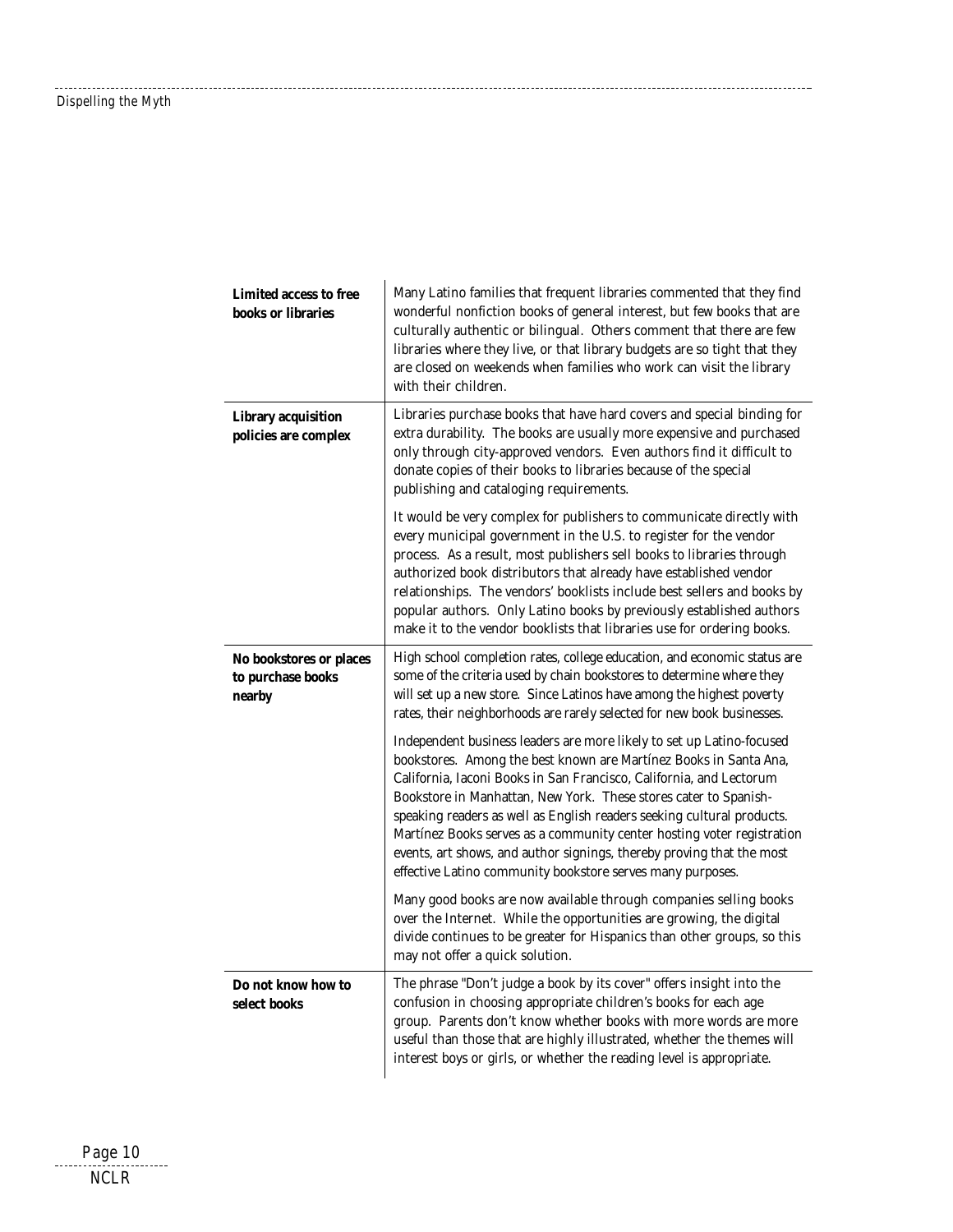| | |
|---|---|
| **Limited access to free books or libraries** | Many Latino families that frequent libraries commented that they find wonderful nonfiction books of general interest, but few books that are culturally authentic or bilingual. Others comment that there are few libraries where they live, or that library budgets are so tight that they are closed on weekends when families who work can visit the library with their children. |
| **Library acquisition policies are complex** | Libraries purchase books that have hard covers and special binding for extra durability. The books are usually more expensive and purchased only through city-approved vendors. Even authors find it difficult to donate copies of their books to libraries because of the special publishing and cataloging requirements.<br><br>It would be very complex for publishers to communicate directly with every municipal government in the U.S. to register for the vendor process. As a result, most publishers sell books to libraries through authorized book distributors that already have established vendor relationships. The vendors' booklists include best sellers and books by popular authors. Only Latino books by previously established authors make it to the vendor booklists that libraries use for ordering books. |
| **No bookstores or places to purchase books nearby** | High school completion rates, college education, and economic status are some of the criteria used by chain bookstores to determine where they will set up a new store. Since Latinos have among the highest poverty rates, their neighborhoods are rarely selected for new book businesses.<br><br>Independent business leaders are more likely to set up Latino-focused bookstores. Among the best known are Martínez Books in Santa Ana, California, Iaconi Books in San Francisco, California, and Lectorum Bookstore in Manhattan, New York. These stores cater to Spanish-speaking readers as well as English readers seeking cultural products. Martínez Books serves as a community center hosting voter registration events, art shows, and author signings, thereby proving that the most effective Latino community bookstore serves many purposes.<br><br>Many good books are now available through companies selling books over the Internet. While the opportunities are growing, the digital divide continues to be greater for Hispanics than other groups, so this may not offer a quick solution. |
| **Do not know how to select books** | The phrase "Don't judge a book by its cover" offers insight into the confusion in choosing appropriate children's books for each age group. Parents don't know whether books with more words are more useful than those that are highly illustrated, whether the themes will interest boys or girls, or whether the reading level is appropriate. |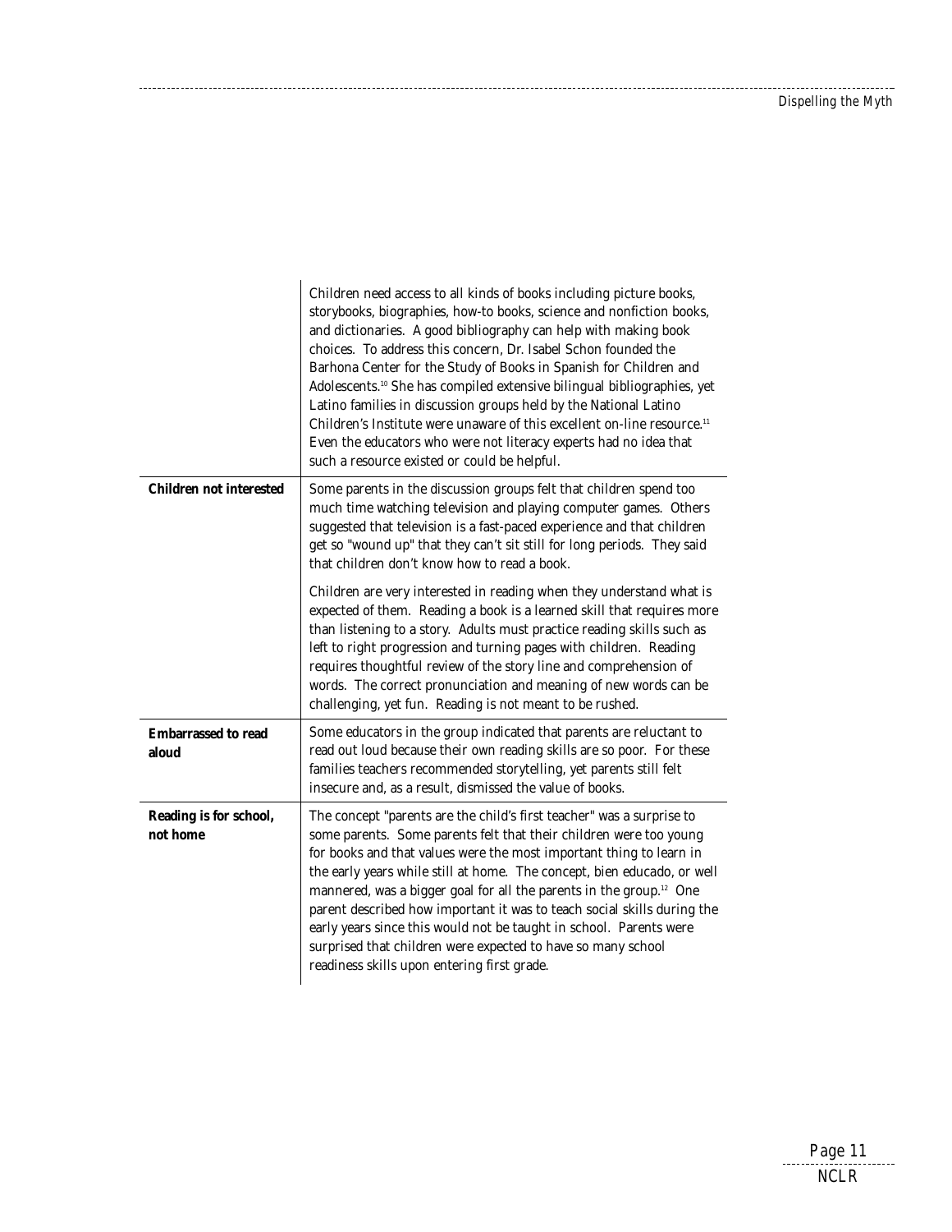| | |
|---|---|
| | Children need access to all kinds of books including picture books, storybooks, biographies, how-to books, science and nonfiction books, and dictionaries. A good bibliography can help with making book choices. To address this concern, Dr. Isabel Schon founded the Barhona Center for the Study of Books in Spanish for Children and Adolescents.[10] She has compiled extensive bilingual bibliographies, yet Latino families in discussion groups held by the National Latino Children's Institute were unaware of this excellent on-line resource.[11] Even the educators who were not literacy experts had no idea that such a resource existed or could be helpful. |
| **Children not interested** | Some parents in the discussion groups felt that children spend too much time watching television and playing computer games. Others suggested that television is a fast-paced experience and that children get so "wound up" that they can't sit still for long periods. They said that children don't know how to read a book.<br><br>Children are very interested in reading when they understand what is expected of them. Reading a book is a learned skill that requires more than listening to a story. Adults must practice reading skills such as left to right progression and turning pages with children. Reading requires thoughtful review of the story line and comprehension of words. The correct pronunciation and meaning of new words can be challenging, yet fun. Reading is not meant to be rushed. |
| **Embarrassed to read aloud** | Some educators in the group indicated that parents are reluctant to read out loud because their own reading skills are so poor. For these families teachers recommended storytelling, yet parents still felt insecure and, as a result, dismissed the value of books. |
| **Reading is for school, not home** | The concept "parents are the child's first teacher" was a surprise to some parents. Some parents felt that their children were too young for books and that values were the most important thing to learn in the early years while still at home. The concept, bien educado, or well mannered, was a bigger goal for all the parents in the group.[12] One parent described how important it was to teach social skills during the early years since this would not be taught in school. Parents were surprised that children were expected to have so many school readiness skills upon entering first grade. |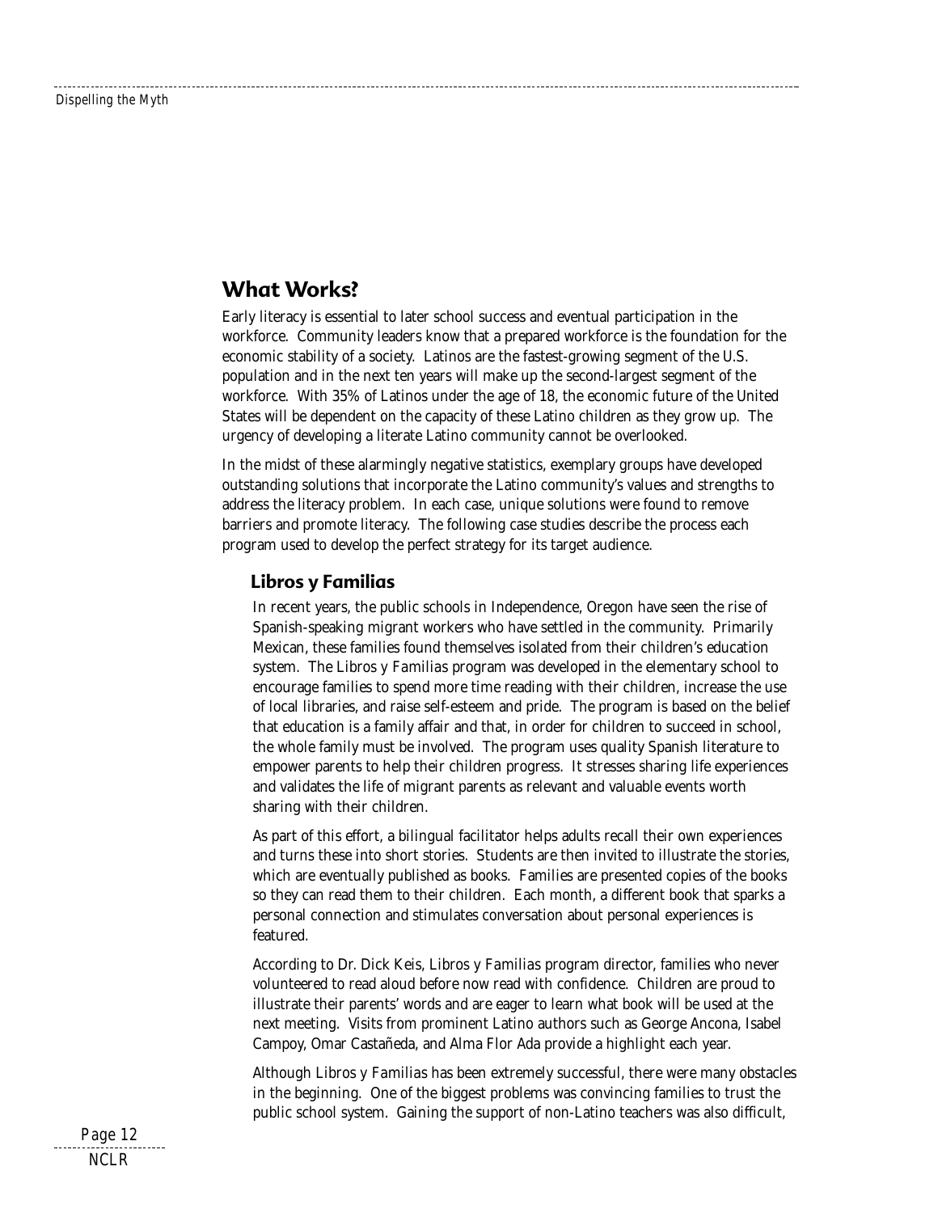## What Works?

Early literacy is essential to later school success and eventual participation in the workforce. Community leaders know that a prepared workforce is the foundation for the economic stability of a society. Latinos are the fastest-growing segment of the U.S. population and in the next ten years will make up the second-largest segment of the workforce. With 35% of Latinos under the age of 18, the economic future of the United States will be dependent on the capacity of these Latino children as they grow up. The urgency of developing a literate Latino community cannot be overlooked.

In the midst of these alarmingly negative statistics, exemplary groups have developed outstanding solutions that incorporate the Latino community's values and strengths to address the literacy problem. In each case, unique solutions were found to remove barriers and promote literacy. The following case studies describe the process each program used to develop the perfect strategy for its target audience.

### Libros y Familias

In recent years, the public schools in Independence, Oregon have seen the rise of Spanish-speaking migrant workers who have settled in the community. Primarily Mexican, these families found themselves isolated from their children's education system. The *Libros y Familias* program was developed in the elementary school to encourage families to spend more time reading with their children, increase the use of local libraries, and raise self-esteem and pride. The program is based on the belief that education is a family affair and that, in order for children to succeed in school, the whole family must be involved. The program uses quality Spanish literature to empower parents to help their children progress. It stresses sharing life experiences and validates the life of migrant parents as relevant and valuable events worth sharing with their children.

As part of this effort, a bilingual facilitator helps adults recall their own experiences and turns these into short stories. Students are then invited to illustrate the stories, which are eventually published as books. Families are presented copies of the books so they can read them to their children. Each month, a different book that sparks a personal connection and stimulates conversation about personal experiences is featured.

According to Dr. Dick Keis, *Libros y Familias* program director, families who never volunteered to read aloud before now read with confidence. Children are proud to illustrate their parents' words and are eager to learn what book will be used at the next meeting. Visits from prominent Latino authors such as George Ancona, Isabel Campoy, Omar Castañeda, and Alma Flor Ada provide a highlight each year.

Although *Libros y Familias* has been extremely successful, there were many obstacles in the beginning. One of the biggest problems was convincing families to trust the public school system. Gaining the support of non-Latino teachers was also difficult,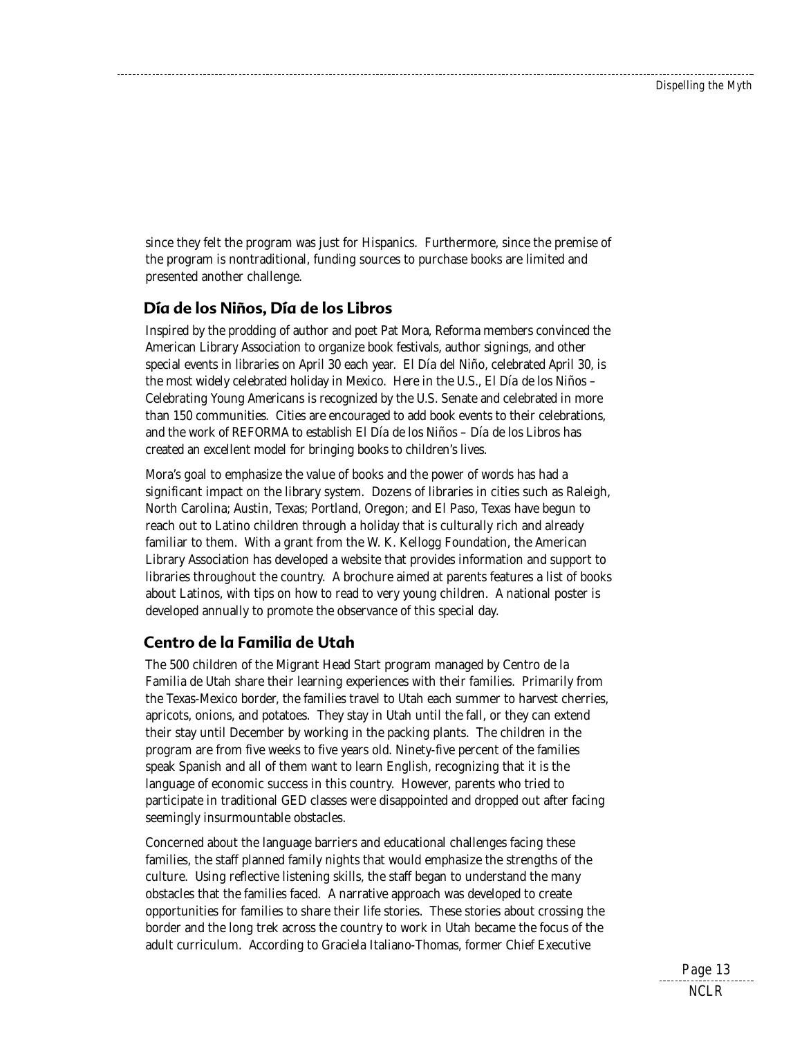since they felt the program was just for Hispanics. Furthermore, since the premise of the program is nontraditional, funding sources to purchase books are limited and presented another challenge.

## Día de los Niños, Día de los Libros

Inspired by the prodding of author and poet Pat Mora, Reforma members convinced the American Library Association to organize book festivals, author signings, and other special events in libraries on April 30 each year. El Día del Niño, celebrated April 30, is the most widely celebrated holiday in Mexico. Here in the U.S., El Día de los Niños – Celebrating Young Americans is recognized by the U.S. Senate and celebrated in more than 150 communities. Cities are encouraged to add book events to their celebrations, and the work of REFORMA to establish El Día de los Niños – Día de los Libros has created an excellent model for bringing books to children's lives.

Mora's goal to emphasize the value of books and the power of words has had a significant impact on the library system. Dozens of libraries in cities such as Raleigh, North Carolina; Austin, Texas; Portland, Oregon; and El Paso, Texas have begun to reach out to Latino children through a holiday that is culturally rich and already familiar to them. With a grant from the W. K. Kellogg Foundation, the American Library Association has developed a website that provides information and support to libraries throughout the country. A brochure aimed at parents features a list of books about Latinos, with tips on how to read to very young children. A national poster is developed annually to promote the observance of this special day.

## Centro de la Familia de Utah

The 500 children of the Migrant Head Start program managed by Centro de la Familia de Utah share their learning experiences with their families. Primarily from the Texas-Mexico border, the families travel to Utah each summer to harvest cherries, apricots, onions, and potatoes. They stay in Utah until the fall, or they can extend their stay until December by working in the packing plants. The children in the program are from five weeks to five years old. Ninety-five percent of the families speak Spanish and all of them want to learn English, recognizing that it is the language of economic success in this country. However, parents who tried to participate in traditional GED classes were disappointed and dropped out after facing seemingly insurmountable obstacles.

Concerned about the language barriers and educational challenges facing these families, the staff planned family nights that would emphasize the strengths of the culture. Using reflective listening skills, the staff began to understand the many obstacles that the families faced. A narrative approach was developed to create opportunities for families to share their life stories. These stories about crossing the border and the long trek across the country to work in Utah became the focus of the adult curriculum. According to Graciela Italiano-Thomas, former Chief Executive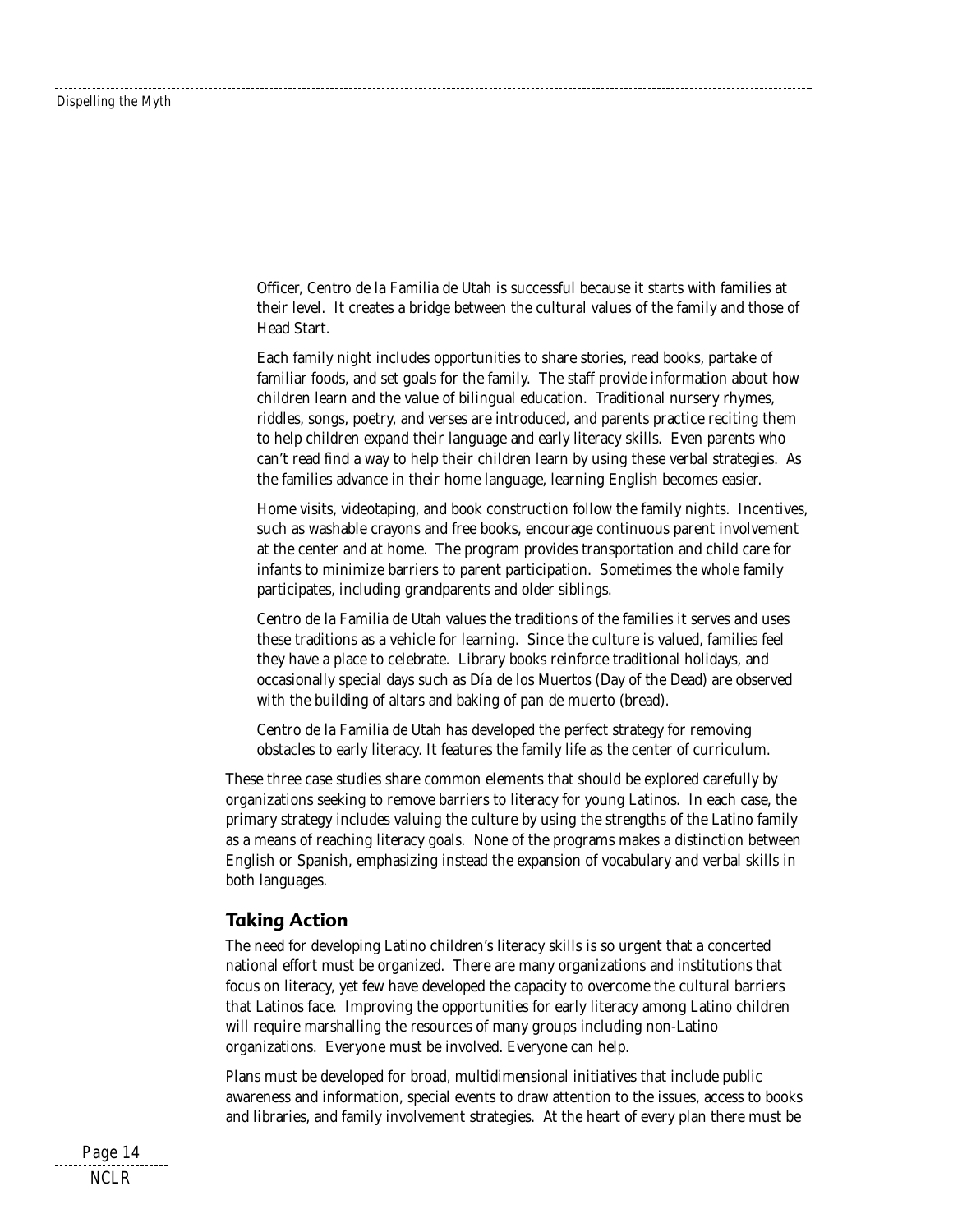Officer, Centro de la Familia de Utah is successful because it starts with families at their level. It creates a bridge between the cultural values of the family and those of Head Start.

Each family night includes opportunities to share stories, read books, partake of familiar foods, and set goals for the family. The staff provide information about how children learn and the value of bilingual education. Traditional nursery rhymes, riddles, songs, poetry, and verses are introduced, and parents practice reciting them to help children expand their language and early literacy skills. Even parents who can't read find a way to help their children learn by using these verbal strategies. As the families advance in their home language, learning English becomes easier.

Home visits, videotaping, and book construction follow the family nights. Incentives, such as washable crayons and free books, encourage continuous parent involvement at the center and at home. The program provides transportation and child care for infants to minimize barriers to parent participation. Sometimes the whole family participates, including grandparents and older siblings.

Centro de la Familia de Utah values the traditions of the families it serves and uses these traditions as a vehicle for learning. Since the culture is valued, families feel they have a place to celebrate. Library books reinforce traditional holidays, and occasionally special days such as Día de los Muertos (Day of the Dead) are observed with the building of altars and baking of pan de muerto (bread).

Centro de la Familia de Utah has developed the perfect strategy for removing obstacles to early literacy. It features the family life as the center of curriculum.

These three case studies share common elements that should be explored carefully by organizations seeking to remove barriers to literacy for young Latinos. In each case, the primary strategy includes valuing the culture by using the strengths of the Latino family as a means of reaching literacy goals. None of the programs makes a distinction between English or Spanish, emphasizing instead the expansion of vocabulary and verbal skills in both languages.

## Taking Action

The need for developing Latino children's literacy skills is so urgent that a concerted national effort must be organized. There are many organizations and institutions that focus on literacy, yet few have developed the capacity to overcome the cultural barriers that Latinos face. Improving the opportunities for early literacy among Latino children will require marshalling the resources of many groups including non-Latino organizations. Everyone must be involved. Everyone can help.

Plans must be developed for broad, multidimensional initiatives that include public awareness and information, special events to draw attention to the issues, access to books and libraries, and family involvement strategies. At the heart of every plan there must be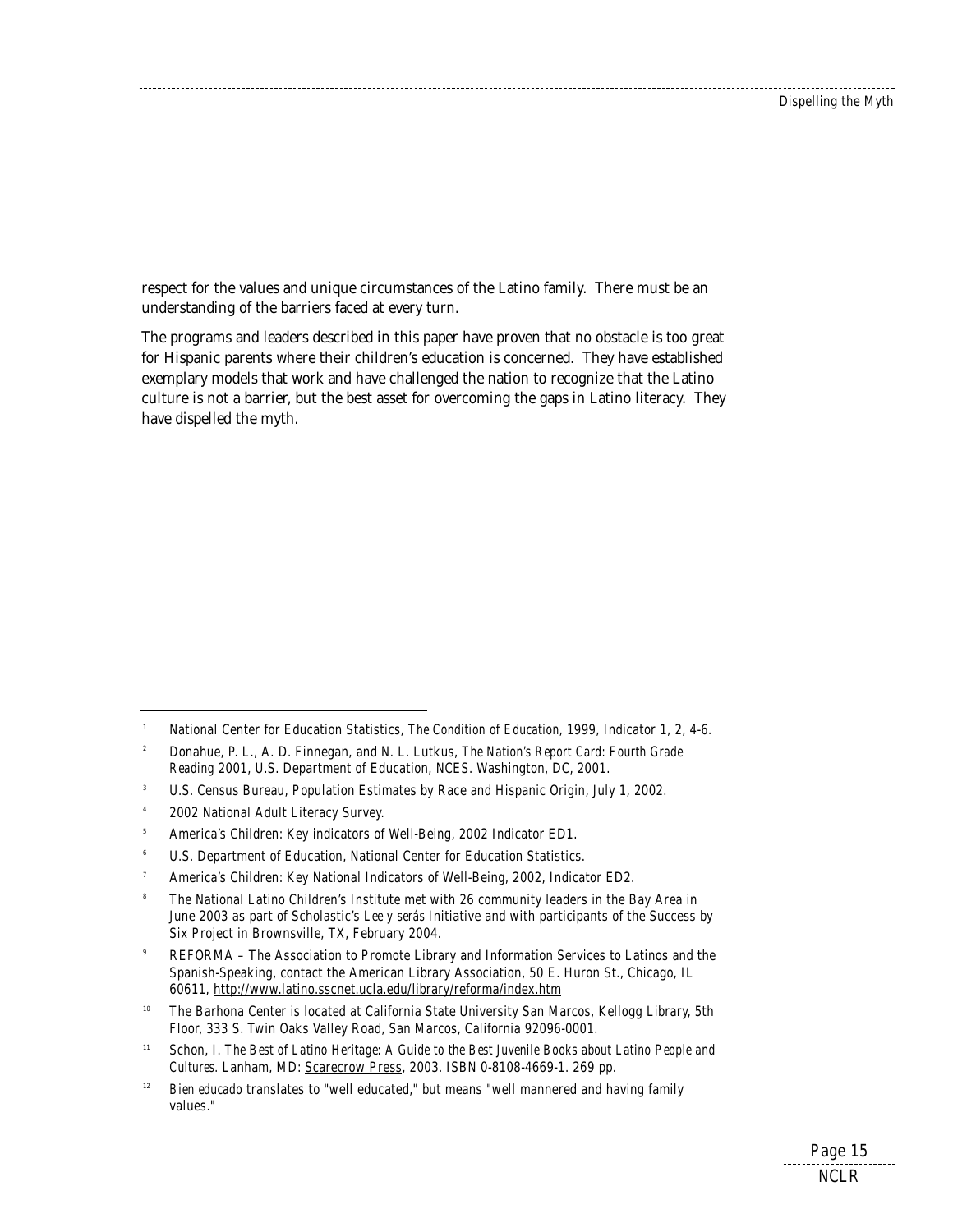respect for the values and unique circumstances of the Latino family. There must be an understanding of the barriers faced at every turn.

The programs and leaders described in this paper have proven that no obstacle is too great for Hispanic parents where their children's education is concerned. They have established exemplary models that work and have challenged the nation to recognize that the Latino culture is not a barrier, but the best asset for overcoming the gaps in Latino literacy. They have dispelled the myth.

---

[1] National Center for Education Statistics, *The Condition of Education*, 1999, Indicator 1, 2, 4-6.

[2] Donahue, P. L., A. D. Finnegan, and N. L. Lutkus, *The Nation's Report Card: Fourth Grade Reading* 2001, U.S. Department of Education, NCES. Washington, DC, 2001.

[3] U.S. Census Bureau, Population Estimates by Race and Hispanic Origin, July 1, 2002.

[4] 2002 National Adult Literacy Survey.

[5] America's Children: Key indicators of Well-Being, 2002 Indicator ED1.

[6] U.S. Department of Education, National Center for Education Statistics.

[7] America's Children: Key National Indicators of Well-Being, 2002, Indicator ED2.

[8] The National Latino Children's Institute met with 26 community leaders in the Bay Area in June 2003 as part of Scholastic's *Lee y serás* Initiative and with participants of the Success by Six Project in Brownsville, TX, February 2004.

[9] REFORMA – The Association to Promote Library and Information Services to Latinos and the Spanish-Speaking, contact the American Library Association, 50 E. Huron St., Chicago, IL 60611, http://www.latino.sscnet.ucla.edu/library/reforma/index.htm

[10] The Barhona Center is located at California State University San Marcos, Kellogg Library, 5th Floor, 333 S. Twin Oaks Valley Road, San Marcos, California 92096-0001.

[11] Schon, I. *The Best of Latino Heritage: A Guide to the Best Juvenile Books about Latino People and Cultures*. Lanham, MD: Scarecrow Press, 2003. ISBN 0-8108-4669-1. 269 pp.

[12] *Bien educado* translates to "well educated," but means "well mannered and having family values."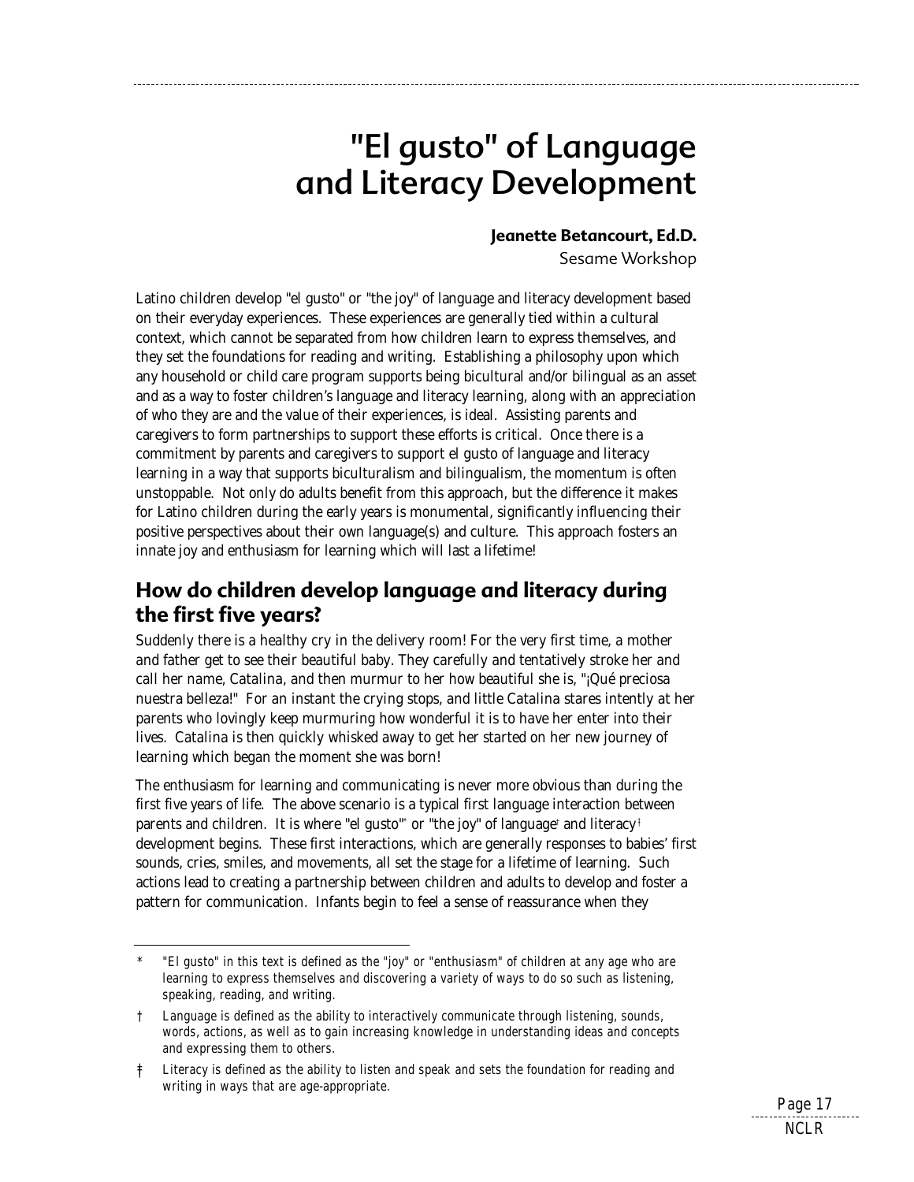# "El gusto" of Language and Literacy Development

**Jeanette Betancourt, Ed.D.**
Sesame Workshop

Latino children develop "el gusto" or "the joy" of language and literacy development based on their everyday experiences. These experiences are generally tied within a cultural context, which cannot be separated from how children learn to express themselves, and they set the foundations for reading and writing. Establishing a philosophy upon which any household or child care program supports being bicultural and/or bilingual as an asset and as a way to foster children's language and literacy learning, along with an appreciation of who they are and the value of their experiences, is ideal. Assisting parents and caregivers to form partnerships to support these efforts is critical. Once there is a commitment by parents and caregivers to support el gusto of language and literacy learning in a way that supports biculturalism and bilingualism, the momentum is often unstoppable. Not only do adults benefit from this approach, but the difference it makes for Latino children during the early years is monumental, significantly influencing their positive perspectives about their own language(s) and culture. This approach fosters an innate joy and enthusiasm for learning which will last a lifetime!

## How do children develop language and literacy during the first five years?

*Suddenly there is a healthy cry in the delivery room! For the very first time, a mother and father get to see their beautiful baby. They carefully and tentatively stroke her and call her name, Catalina, and then murmur to her how beautiful she is, "¡Qué preciosa nuestra belleza!" For an instant the crying stops, and little Catalina stares intently at her parents who lovingly keep murmuring how wonderful it is to have her enter into their lives. Catalina is then quickly whisked away to get her started on her new journey of learning which began the moment she was born!*

The enthusiasm for learning and communicating is never more obvious than during the first five years of life. The above scenario is a typical first language interaction between parents and children. It is where "el gusto"* or "the joy" of language† and literacy‡ development begins. These first interactions, which are generally responses to babies' first sounds, cries, smiles, and movements, all set the stage for a lifetime of learning. Such actions lead to creating a partnership between children and adults to develop and foster a pattern for communication. Infants begin to feel a sense of reassurance when they

---

\* "El gusto" in this text is defined as the "joy" or "enthusiasm" of children at any age who are learning to express themselves and discovering a variety of ways to do so such as listening, speaking, reading, and writing.

† Language is defined as the ability to interactively communicate through listening, sounds, words, actions, as well as to gain increasing knowledge in understanding ideas and concepts and expressing them to others.

‡ Literacy is defined as the ability to listen and speak and sets the foundation for reading and writing in ways that are age-appropriate.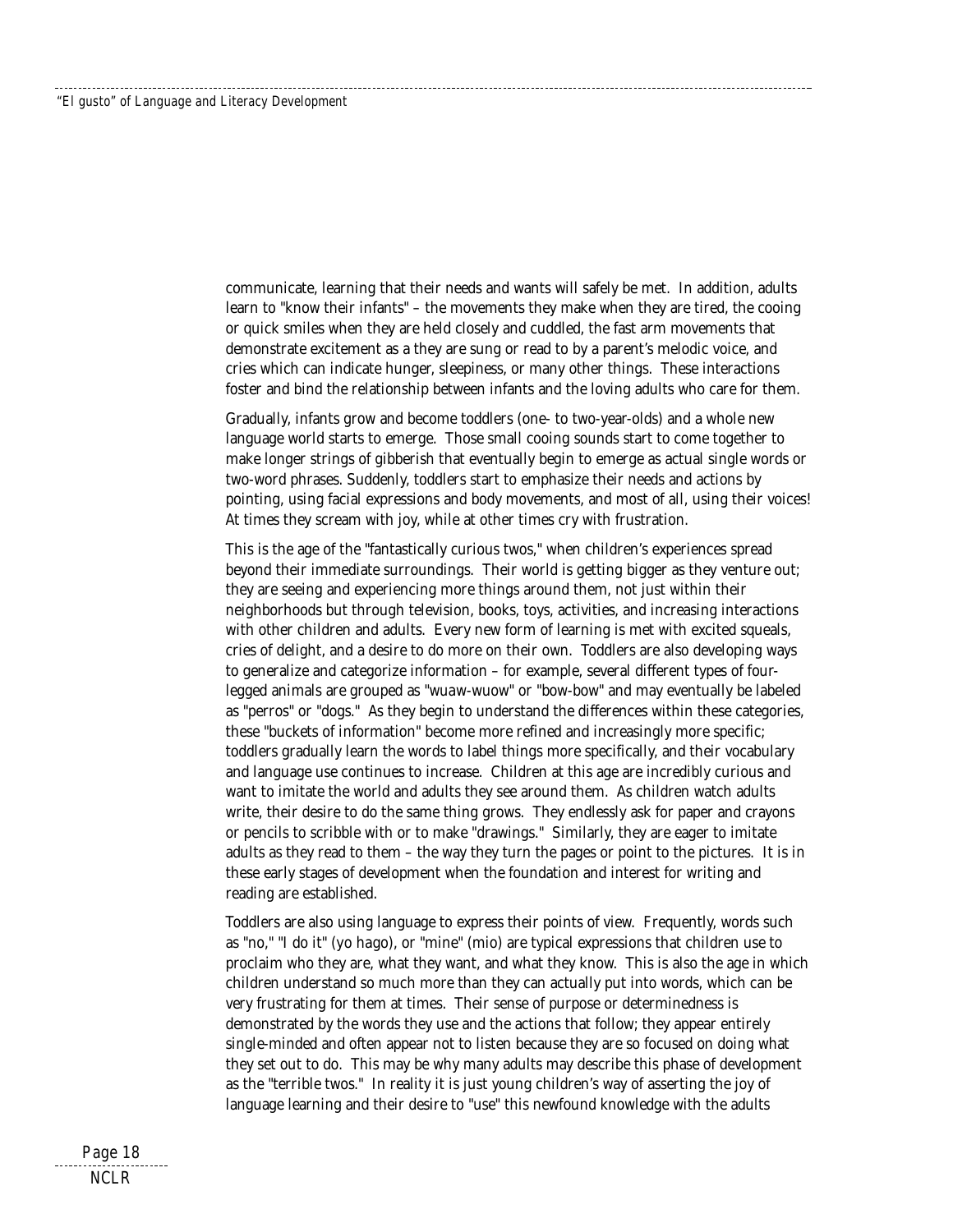communicate, learning that their needs and wants will safely be met. In addition, adults learn to "know their infants" – the movements they make when they are tired, the cooing or quick smiles when they are held closely and cuddled, the fast arm movements that demonstrate excitement as a they are sung or read to by a parent's melodic voice, and cries which can indicate hunger, sleepiness, or many other things. These interactions foster and bind the relationship between infants and the loving adults who care for them.

Gradually, infants grow and become toddlers (one- to two-year-olds) and a whole new language world starts to emerge. Those small cooing sounds start to come together to make longer strings of gibberish that eventually begin to emerge as actual single words or two-word phrases. Suddenly, toddlers start to emphasize their needs and actions by pointing, using facial expressions and body movements, and most of all, using their voices! At times they scream with joy, while at other times cry with frustration.

This is the age of the "fantastically curious twos," when children's experiences spread beyond their immediate surroundings. Their world is getting bigger as they venture out; they are seeing and experiencing more things around them, not just within their neighborhoods but through television, books, toys, activities, and increasing interactions with other children and adults. Every new form of learning is met with excited squeals, cries of delight, and a desire to do more on their own. Toddlers are also developing ways to generalize and categorize information – for example, several different types of four-legged animals are grouped as "wuaw-wuow" or "bow-bow" and may eventually be labeled as "perros" or "dogs." As they begin to understand the differences within these categories, these "buckets of information" become more refined and increasingly more specific; toddlers gradually learn the words to label things more specifically, and their vocabulary and language use continues to increase. Children at this age are incredibly curious and want to imitate the world and adults they see around them. As children watch adults write, their desire to do the same thing grows. They endlessly ask for paper and crayons or pencils to scribble with or to make "drawings." Similarly, they are eager to imitate adults as they read to them – the way they turn the pages or point to the pictures. It is in these early stages of development when the foundation and interest for writing and reading are established.

Toddlers are also using language to express their points of view. Frequently, words such as "no," "I do it" (*yo hago*), or "mine" (*mio*) are typical expressions that children use to proclaim who they are, what they want, and what they know. This is also the age in which children understand so much more than they can actually put into words, which can be very frustrating for them at times. Their sense of purpose or determinedness is demonstrated by the words they use and the actions that follow; they appear entirely single-minded and often appear not to listen because they are so focused on doing what they set out to do. This may be why many adults may describe this phase of development as the "terrible twos." In reality it is just young children's way of asserting the joy of language learning and their desire to "use" this newfound knowledge with the adults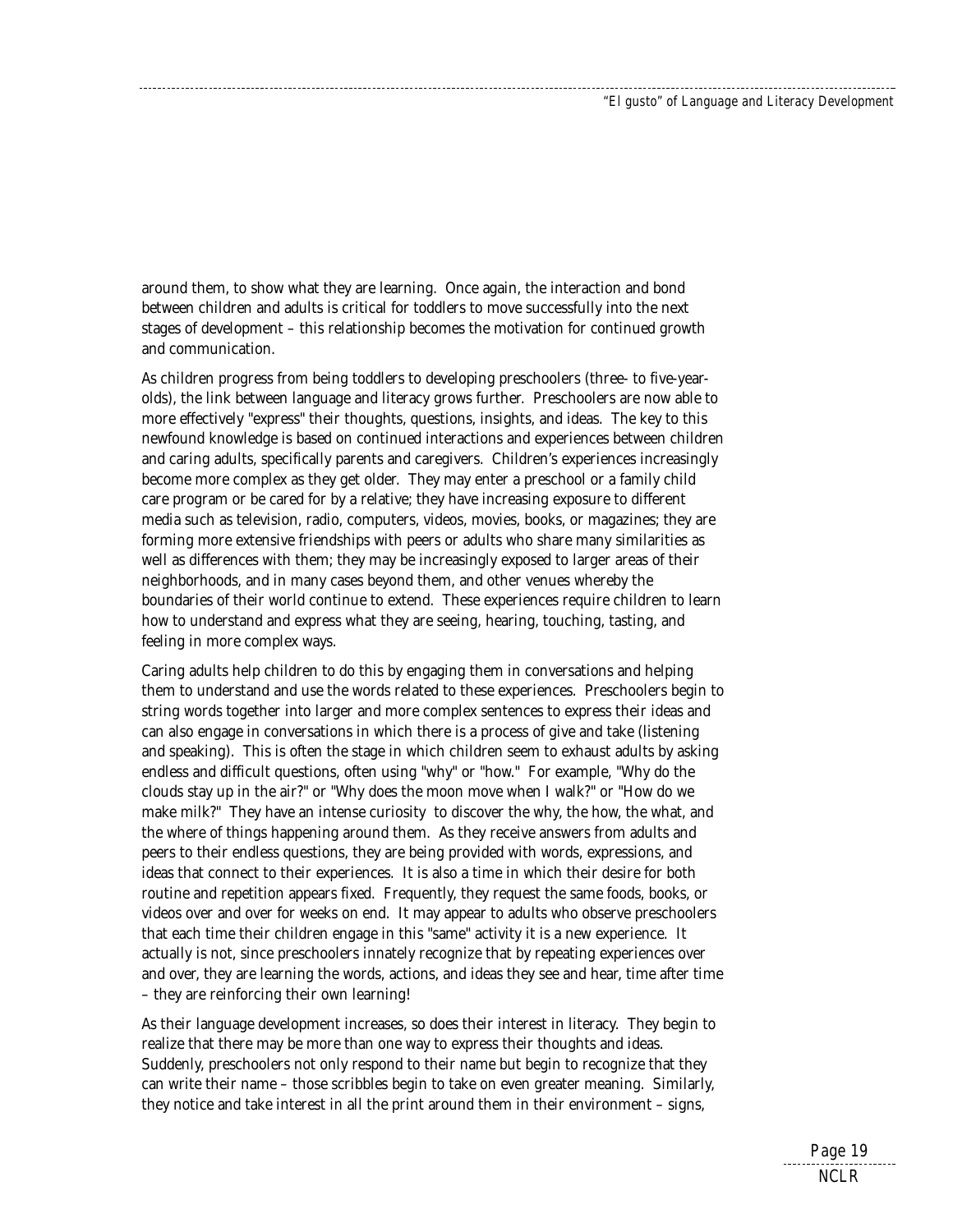around them, to show what they are learning. Once again, the interaction and bond between children and adults is critical for toddlers to move successfully into the next stages of development – this relationship becomes the motivation for continued growth and communication.

As children progress from being toddlers to developing preschoolers (three- to five-year-olds), the link between language and literacy grows further. Preschoolers are now able to more effectively "express" their thoughts, questions, insights, and ideas. The key to this newfound knowledge is based on continued interactions and experiences between children and caring adults, specifically parents and caregivers. Children's experiences increasingly become more complex as they get older. They may enter a preschool or a family child care program or be cared for by a relative; they have increasing exposure to different media such as television, radio, computers, videos, movies, books, or magazines; they are forming more extensive friendships with peers or adults who share many similarities as well as differences with them; they may be increasingly exposed to larger areas of their neighborhoods, and in many cases beyond them, and other venues whereby the boundaries of their world continue to extend. These experiences require children to learn how to understand and express what they are seeing, hearing, touching, tasting, and feeling in more complex ways.

Caring adults help children to do this by engaging them in conversations and helping them to understand and use the words related to these experiences. Preschoolers begin to string words together into larger and more complex sentences to express their ideas and can also engage in conversations in which there is a process of give and take (listening and speaking). This is often the stage in which children seem to exhaust adults by asking endless and difficult questions, often using "why" or "how." For example, "Why do the clouds stay up in the air?" or "Why does the moon move when I walk?" or "How do we make milk?" They have an intense curiosity to discover the why, the how, the what, and the where of things happening around them. As they receive answers from adults and peers to their endless questions, they are being provided with words, expressions, and ideas that connect to their experiences. It is also a time in which their desire for both routine and repetition appears fixed. Frequently, they request the same foods, books, or videos over and over for weeks on end. It may appear to adults who observe preschoolers that each time their children engage in this "same" activity it is a new experience. It actually is not, since preschoolers innately recognize that by repeating experiences over and over, they are learning the words, actions, and ideas they see and hear, time after time – they are reinforcing their own learning!

As their language development increases, so does their interest in literacy. They begin to realize that there may be more than one way to express their thoughts and ideas. Suddenly, preschoolers not only respond to their name but begin to recognize that they can write their name – those scribbles begin to take on even greater meaning. Similarly, they notice and take interest in all the print around them in their environment – signs,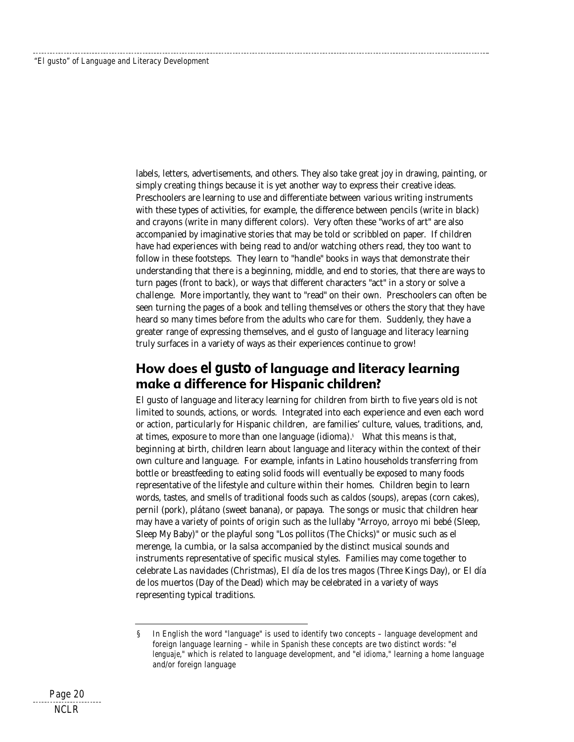labels, letters, advertisements, and others. They also take great joy in drawing, painting, or simply creating things because it is yet another way to express their creative ideas. Preschoolers are learning to use and differentiate between various writing instruments with these types of activities, for example, the difference between pencils (write in black) and crayons (write in many different colors). Very often these "works of art" are also accompanied by imaginative stories that may be told or scribbled on paper. If children have had experiences with being read to and/or watching others read, they too want to follow in these footsteps. They learn to "handle" books in ways that demonstrate their understanding that there is a beginning, middle, and end to stories, that there are ways to turn pages (front to back), or ways that different characters "act" in a story or solve a challenge. More importantly, they want to "read" on their own. Preschoolers can often be seen turning the pages of a book and telling themselves or others the story that they have heard so many times before from the adults who care for them. Suddenly, they have a greater range of expressing themselves, and el gusto of language and literacy learning truly surfaces in a variety of ways as their experiences continue to grow!

## How does *el gusto* of language and literacy learning make a difference for Hispanic children?

El gusto of language and literacy learning for children from birth to five years old is not limited to sounds, actions, or words. Integrated into each experience and even each word or action, particularly for Hispanic children, are families' culture, values, traditions, and, at times, exposure to more than one language (idioma).[§] What this means is that, beginning at birth, children learn about language and literacy within the context of their own culture and language. For example, infants in Latino households transferring from bottle or breastfeeding to eating solid foods will eventually be exposed to many foods representative of the lifestyle and culture within their homes. Children begin to learn words, tastes, and smells of traditional foods such as caldos (soups), arepas (corn cakes), pernil (pork), plátano (sweet banana), or papaya. The songs or music that children hear may have a variety of points of origin such as the lullaby "Arroyo, arroyo mi bebé (Sleep, Sleep My Baby)" or the playful song "Los pollitos (The Chicks)" or music such as el merenge, la cumbia, or la salsa accompanied by the distinct musical sounds and instruments representative of specific musical styles. Families may come together to celebrate Las navidades (Christmas), El día de los tres magos (Three Kings Day), or El día de los muertos (Day of the Dead) which may be celebrated in a variety of ways representing typical traditions.

§ In English the word "language" is used to identify two concepts – language development and foreign language learning – while in Spanish these concepts are two distinct words: "*el lenguaje*," which is related to language development, and "*el idioma*," learning a home language and/or foreign language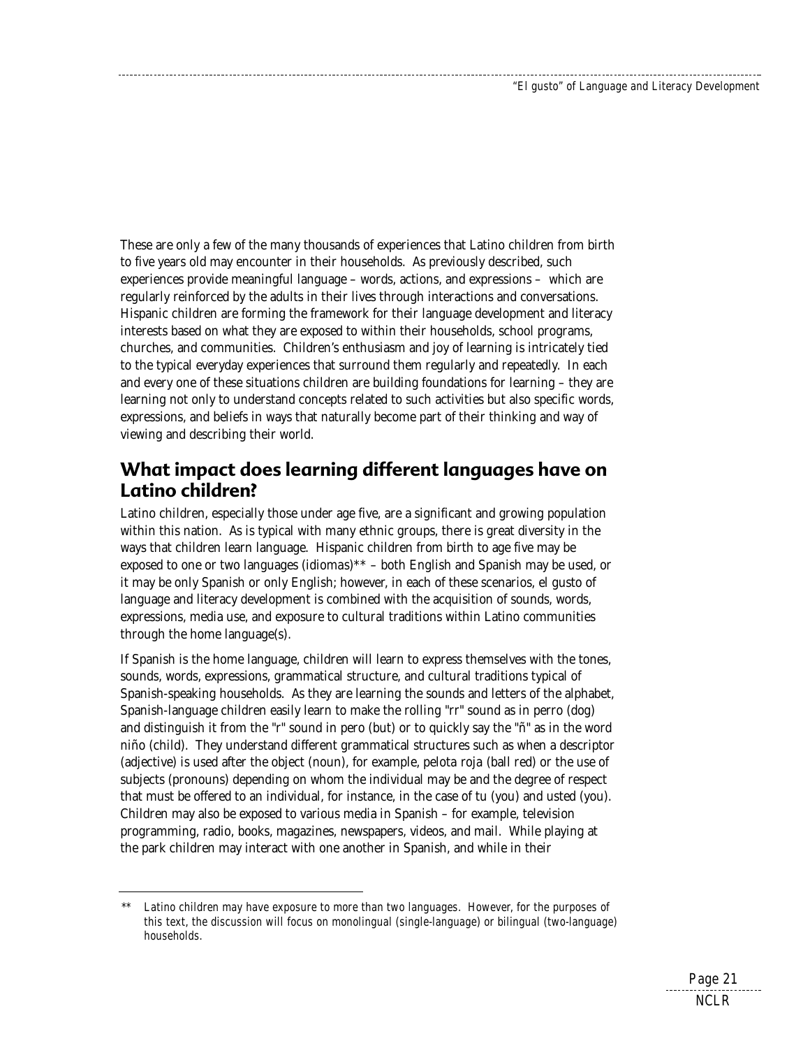These are only a few of the many thousands of experiences that Latino children from birth to five years old may encounter in their households. As previously described, such experiences provide meaningful language – words, actions, and expressions – which are regularly reinforced by the adults in their lives through interactions and conversations. Hispanic children are forming the framework for their language development and literacy interests based on what they are exposed to within their households, school programs, churches, and communities. Children's enthusiasm and joy of learning is intricately tied to the typical everyday experiences that surround them regularly and repeatedly. In each and every one of these situations children are building foundations for learning – they are learning not only to understand concepts related to such activities but also specific words, expressions, and beliefs in ways that naturally become part of their thinking and way of viewing and describing their world.

## What impact does learning different languages have on Latino children?

Latino children, especially those under age five, are a significant and growing population within this nation. As is typical with many ethnic groups, there is great diversity in the ways that children learn language. Hispanic children from birth to age five may be exposed to one or two languages (*idiomas*)** – both English and Spanish may be used, or it may be only Spanish or only English; however, in each of these scenarios, *el gusto* of language and literacy development is combined with the acquisition of sounds, words, expressions, media use, and exposure to cultural traditions within Latino communities through the home language(s).

If Spanish is the home language, children will learn to express themselves with the tones, sounds, words, expressions, grammatical structure, and cultural traditions typical of Spanish-speaking households. As they are learning the sounds and letters of the alphabet, Spanish-language children easily learn to make the rolling "rr" sound as in *perro* (dog) and distinguish it from the "r" sound in *pero* (but) or to quickly say the "ñ" as in the word *niño* (child). They understand different grammatical structures such as when a descriptor (adjective) is used after the object (noun), for example, *pelota roja* (ball red) or the use of subjects (pronouns) depending on whom the individual may be and the degree of respect that must be offered to an individual, for instance, in the case of *tu* (you) and *usted* (you). Children may also be exposed to various media in Spanish – for example, television programming, radio, books, magazines, newspapers, videos, and mail. While playing at the park children may interact with one another in Spanish, and while in their

---

** Latino children may have exposure to more than two languages. However, for the purposes of this text, the discussion will focus on monolingual (single-language) or bilingual (two-language) households.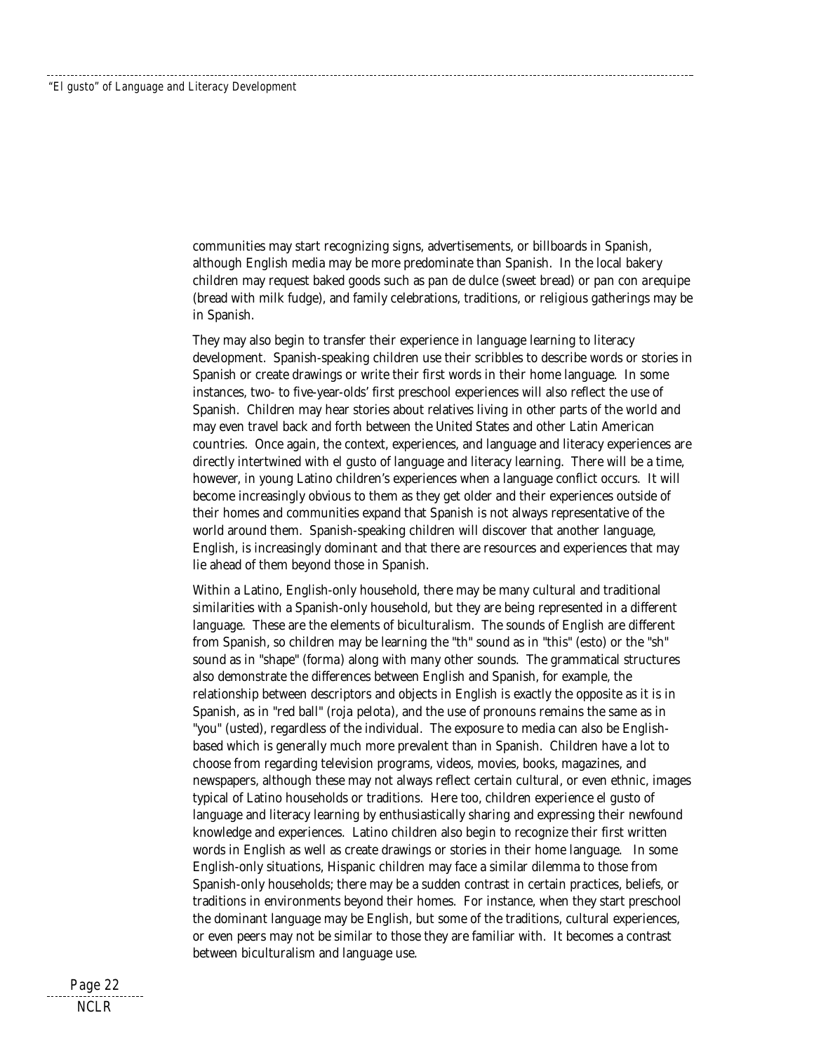communities may start recognizing signs, advertisements, or billboards in Spanish, although English media may be more predominate than Spanish. In the local bakery children may request baked goods such as *pan de dulce* (sweet bread) or *pan con arequipe* (bread with milk fudge), and family celebrations, traditions, or religious gatherings may be in Spanish.

They may also begin to transfer their experience in language learning to literacy development. Spanish-speaking children use their scribbles to describe words or stories in Spanish or create drawings or write their first words in their home language. In some instances, two- to five-year-olds' first preschool experiences will also reflect the use of Spanish. Children may hear stories about relatives living in other parts of the world and may even travel back and forth between the United States and other Latin American countries. Once again, the context, experiences, and language and literacy experiences are directly intertwined with *el gusto* of language and literacy learning. There will be a time, however, in young Latino children's experiences when a language conflict occurs. It will become increasingly obvious to them as they get older and their experiences outside of their homes and communities expand that Spanish is not always representative of the world around them. Spanish-speaking children will discover that another language, English, is increasingly dominant and that there are resources and experiences that may lie ahead of them beyond those in Spanish.

Within a Latino, English-only household, there may be many cultural and traditional similarities with a Spanish-only household, but they are being represented in a different language. These are the elements of biculturalism. The sounds of English are different from Spanish, so children may be learning the "th" sound as in "this" (esto) or the "sh" sound as in "shape" (forma) along with many other sounds. The grammatical structures also demonstrate the differences between English and Spanish, for example, the relationship between descriptors and objects in English is exactly the opposite as it is in Spanish, as in "red ball" (roja pelota), and the use of pronouns remains the same as in "you" (usted), regardless of the individual. The exposure to media can also be English-based which is generally much more prevalent than in Spanish. Children have a lot to choose from regarding television programs, videos, movies, books, magazines, and newspapers, although these may not always reflect certain cultural, or even ethnic, images typical of Latino households or traditions. Here too, children experience *el gusto* of language and literacy learning by enthusiastically sharing and expressing their newfound knowledge and experiences. Latino children also begin to recognize their first written words in English as well as create drawings or stories in their home language. In some English-only situations, Hispanic children may face a similar dilemma to those from Spanish-only households; there may be a sudden contrast in certain practices, beliefs, or traditions in environments beyond their homes. For instance, when they start preschool the dominant language may be English, but some of the traditions, cultural experiences, or even peers may not be similar to those they are familiar with. It becomes a contrast between biculturalism and language use.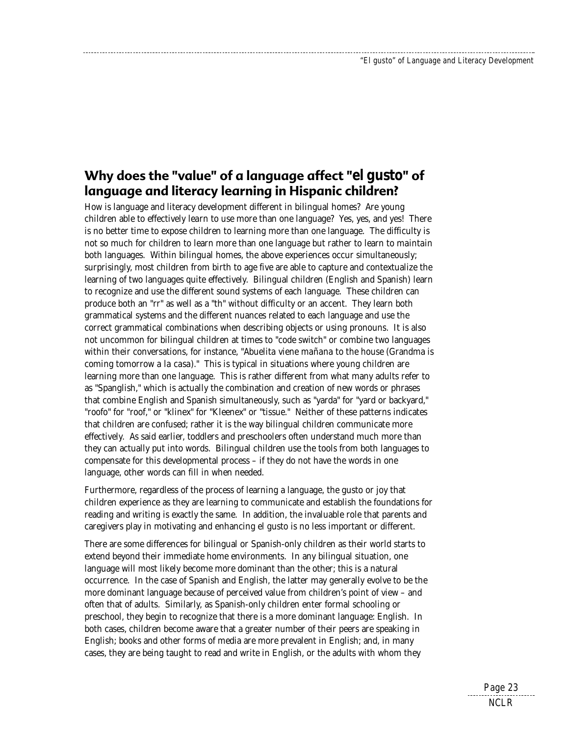## Why does the "value" of a language affect "*el gusto*" of language and literacy learning in Hispanic children?

How is language and literacy development different in bilingual homes? Are young children able to effectively learn to use more than one language? Yes, yes, and yes! There is no better time to expose children to learning more than one language. The difficulty is not so much for children to learn more than one language but rather to learn to maintain both languages. Within bilingual homes, the above experiences occur simultaneously; surprisingly, most children from birth to age five are able to capture and contextualize the learning of two languages quite effectively. Bilingual children (English and Spanish) learn to recognize and use the different sound systems of each language. These children can produce both an "rr" as well as a "th" without difficulty or an accent. They learn both grammatical systems and the different nuances related to each language and use the correct grammatical combinations when describing objects or using pronouns. It is also not uncommon for bilingual children at times to "code switch" or combine two languages within their conversations, for instance, "*Abuelita viene mañana* to the house (Grandma is coming tomorrow *a la casa*)." This is typical in situations where young children are learning more than one language. This is rather different from what many adults refer to as "Spanglish," which is actually the combination and creation of new words or phrases that combine English and Spanish simultaneously, such as "yarda" for "yard or backyard," "roofo" for "roof," or "klinex" for "Kleenex" or "tissue." Neither of these patterns indicates that children are confused; rather it is the way bilingual children communicate more effectively. As said earlier, toddlers and preschoolers often understand much more than they can actually put into words. Bilingual children use the tools from both languages to compensate for this developmental process – if they do not have the words in one language, other words can fill in when needed.

Furthermore, regardless of the process of learning a language, the gusto or joy that children experience as they are learning to communicate and establish the foundations for reading and writing is exactly the same. In addition, the invaluable role that parents and caregivers play in motivating and enhancing el gusto is no less important or different.

There are some differences for bilingual or Spanish-only children as their world starts to extend beyond their immediate home environments. In any bilingual situation, one language will most likely become more dominant than the other; this is a natural occurrence. In the case of Spanish and English, the latter may generally evolve to be the more dominant language because of perceived value from children's point of view – and often that of adults. Similarly, as Spanish-only children enter formal schooling or preschool, they begin to recognize that there is a more dominant language: English. In both cases, children become aware that a greater number of their peers are speaking in English; books and other forms of media are more prevalent in English; and, in many cases, they are being taught to read and write in English, or the adults with whom they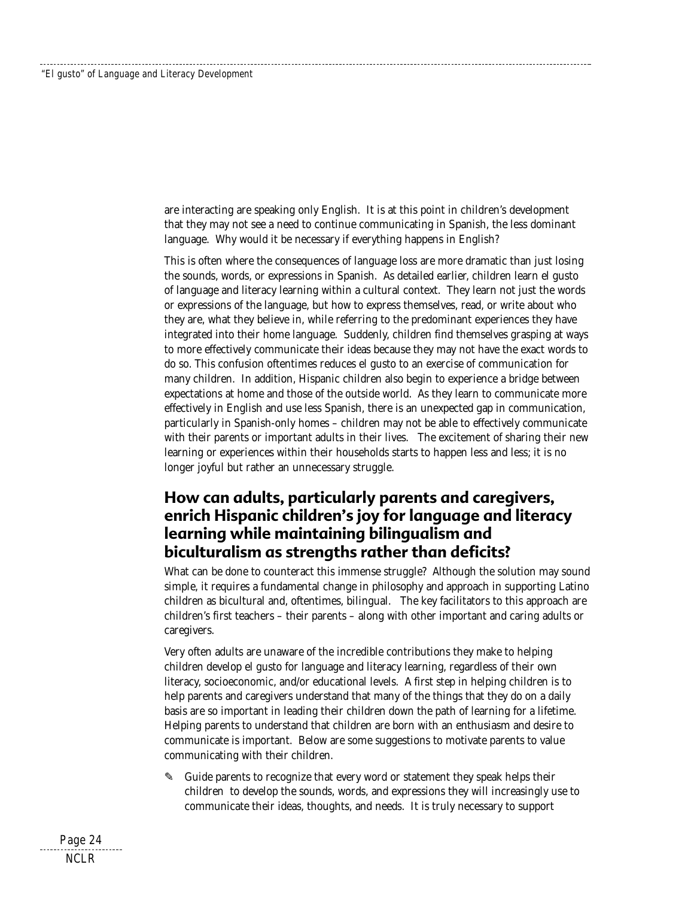are interacting are speaking only English. It is at this point in children's development that they may not see a need to continue communicating in Spanish, the less dominant language. Why would it be necessary if everything happens in English?

This is often where the consequences of language loss are more dramatic than just losing the sounds, words, or expressions in Spanish. As detailed earlier, children learn el gusto of language and literacy learning within a cultural context. They learn not just the words or expressions of the language, but how to express themselves, read, or write about who they are, what they believe in, while referring to the predominant experiences they have integrated into their home language. Suddenly, children find themselves grasping at ways to more effectively communicate their ideas because they may not have the exact words to do so. This confusion oftentimes reduces el gusto to an exercise of communication for many children. In addition, Hispanic children also begin to experience a bridge between expectations at home and those of the outside world. As they learn to communicate more effectively in English and use less Spanish, there is an unexpected gap in communication, particularly in Spanish-only homes – children may not be able to effectively communicate with their parents or important adults in their lives. The excitement of sharing their new learning or experiences within their households starts to happen less and less; it is no longer joyful but rather an unnecessary struggle.

## How can adults, particularly parents and caregivers, enrich Hispanic children's joy for language and literacy learning while maintaining bilingualism and biculturalism as strengths rather than deficits?

What can be done to counteract this immense struggle? Although the solution may sound simple, it requires a fundamental change in philosophy and approach in supporting Latino children as bicultural and, oftentimes, bilingual. The key facilitators to this approach are children's first teachers – their parents – along with other important and caring adults or caregivers.

Very often adults are unaware of the incredible contributions they make to helping children develop el gusto for language and literacy learning, regardless of their own literacy, socioeconomic, and/or educational levels. A first step in helping children is to help parents and caregivers understand that many of the things that they do on a daily basis are so important in leading their children down the path of learning for a lifetime. Helping parents to understand that children are born with an enthusiasm and desire to communicate is important. Below are some suggestions to motivate parents to value communicating with their children.

- Guide parents to recognize that every word or statement they speak helps their children to develop the sounds, words, and expressions they will increasingly use to communicate their ideas, thoughts, and needs. It is truly necessary to support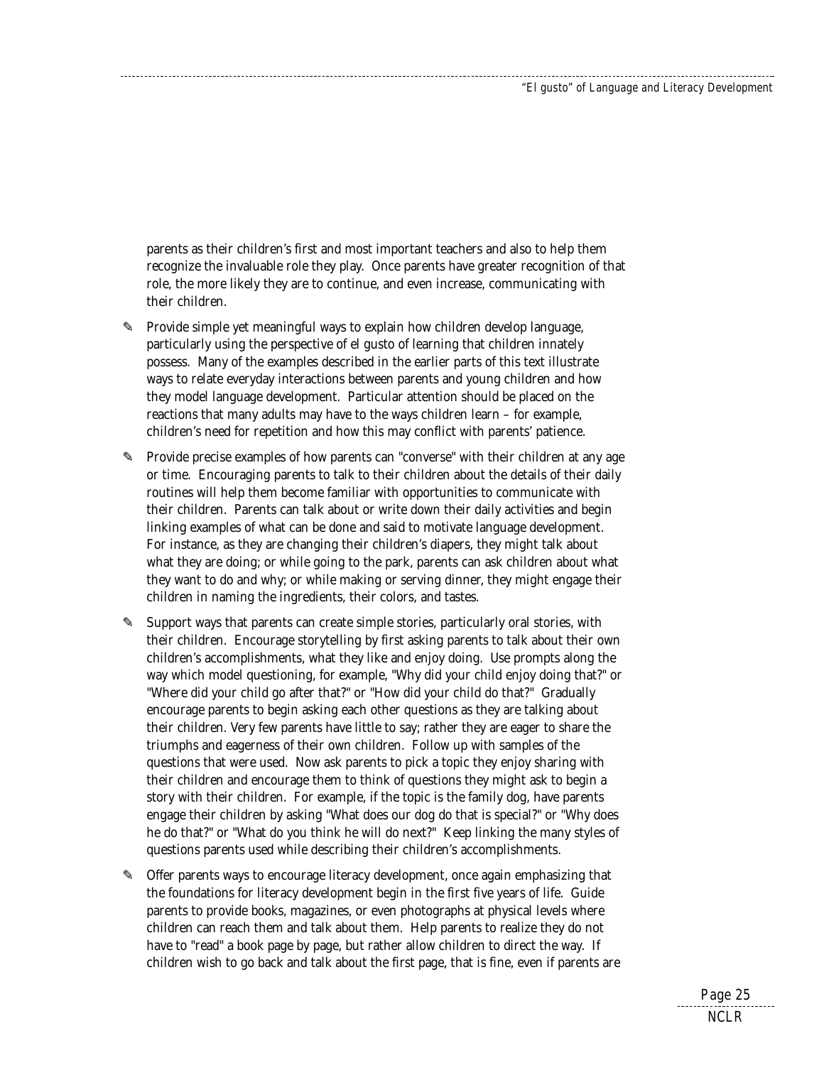parents as their children's first and most important teachers and also to help them recognize the invaluable role they play. Once parents have greater recognition of that role, the more likely they are to continue, and even increase, communicating with their children.

- Provide simple yet meaningful ways to explain how children develop language, particularly using the perspective of el gusto of learning that children innately possess. Many of the examples described in the earlier parts of this text illustrate ways to relate everyday interactions between parents and young children and how they model language development. Particular attention should be placed on the reactions that many adults may have to the ways children learn – for example, children's need for repetition and how this may conflict with parents' patience.

- Provide precise examples of how parents can "converse" with their children at any age or time. Encouraging parents to talk to their children about the details of their daily routines will help them become familiar with opportunities to communicate with their children. Parents can talk about or write down their daily activities and begin linking examples of what can be done and said to motivate language development. For instance, as they are changing their children's diapers, they might talk about what they are doing; or while going to the park, parents can ask children about what they want to do and why; or while making or serving dinner, they might engage their children in naming the ingredients, their colors, and tastes.

- Support ways that parents can create simple stories, particularly oral stories, with their children. Encourage storytelling by first asking parents to talk about their own children's accomplishments, what they like and enjoy doing. Use prompts along the way which model questioning, for example, "Why did your child enjoy doing that?" or "Where did your child go after that?" or "How did your child do that?" Gradually encourage parents to begin asking each other questions as they are talking about their children. Very few parents have little to say; rather they are eager to share the triumphs and eagerness of their own children. Follow up with samples of the questions that were used. Now ask parents to pick a topic they enjoy sharing with their children and encourage them to think of questions they might ask to begin a story with their children. For example, if the topic is the family dog, have parents engage their children by asking "What does our dog do that is special?" or "Why does he do that?" or "What do you think he will do next?" Keep linking the many styles of questions parents used while describing their children's accomplishments.

- Offer parents ways to encourage literacy development, once again emphasizing that the foundations for literacy development begin in the first five years of life. Guide parents to provide books, magazines, or even photographs at physical levels where children can reach them and talk about them. Help parents to realize they do not have to "read" a book page by page, but rather allow children to direct the way. If children wish to go back and talk about the first page, that is fine, even if parents are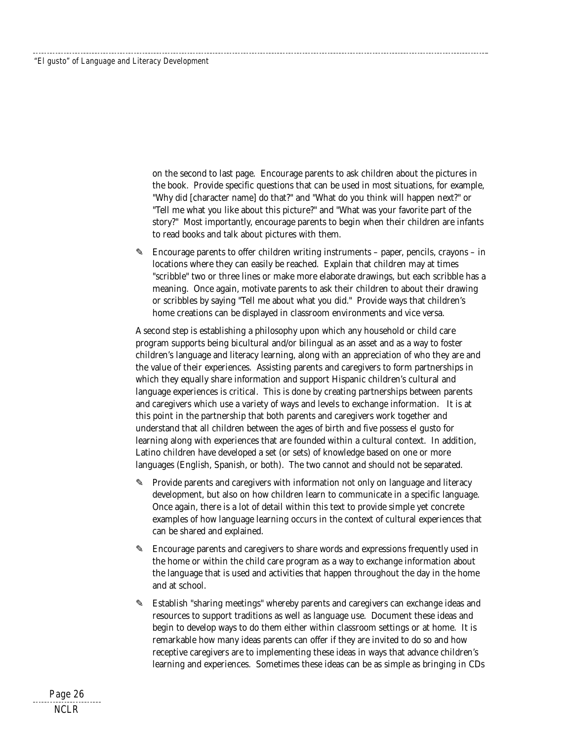on the second to last page. Encourage parents to ask children about the pictures in the book. Provide specific questions that can be used in most situations, for example, "Why did [character name] do that?" and "What do you think will happen next?" or "Tell me what you like about this picture?" and "What was your favorite part of the story?" Most importantly, encourage parents to begin when their children are infants to read books and talk about pictures with them.

- Encourage parents to offer children writing instruments – paper, pencils, crayons – in locations where they can easily be reached. Explain that children may at times "scribble" two or three lines or make more elaborate drawings, but each scribble has a meaning. Once again, motivate parents to ask their children to about their drawing or scribbles by saying "Tell me about what you did." Provide ways that children's home creations can be displayed in classroom environments and vice versa.

A second step is establishing a philosophy upon which any household or child care program supports being bicultural and/or bilingual as an asset and as a way to foster children's language and literacy learning, along with an appreciation of who they are and the value of their experiences. Assisting parents and caregivers to form partnerships in which they equally share information and support Hispanic children's cultural and language experiences is critical. This is done by creating partnerships between parents and caregivers which use a variety of ways and levels to exchange information. It is at this point in the partnership that both parents and caregivers work together and understand that all children between the ages of birth and five possess el gusto for learning along with experiences that are founded within a cultural context. In addition, Latino children have developed a set (or sets) of knowledge based on one or more languages (English, Spanish, or both). The two cannot and should not be separated.

- Provide parents and caregivers with information not only on language and literacy development, but also on how children learn to communicate in a specific language. Once again, there is a lot of detail within this text to provide simple yet concrete examples of how language learning occurs in the context of cultural experiences that can be shared and explained.

- Encourage parents and caregivers to share words and expressions frequently used in the home or within the child care program as a way to exchange information about the language that is used and activities that happen throughout the day in the home and at school.

- Establish "sharing meetings" whereby parents and caregivers can exchange ideas and resources to support traditions as well as language use. Document these ideas and begin to develop ways to do them either within classroom settings or at home. It is remarkable how many ideas parents can offer if they are invited to do so and how receptive caregivers are to implementing these ideas in ways that advance children's learning and experiences. Sometimes these ideas can be as simple as bringing in CDs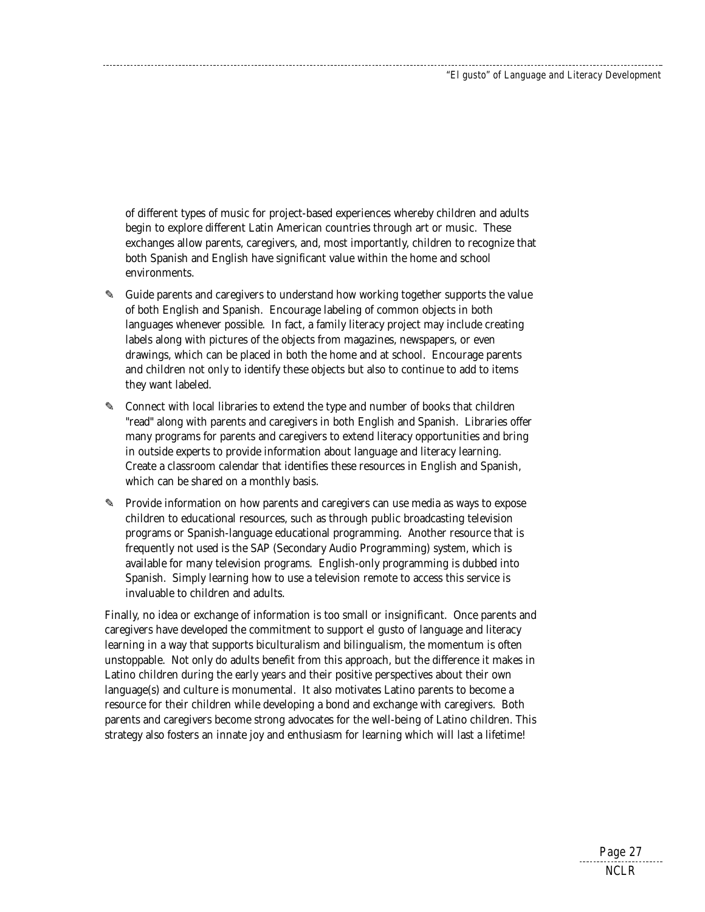of different types of music for project-based experiences whereby children and adults begin to explore different Latin American countries through art or music. These exchanges allow parents, caregivers, and, most importantly, children to recognize that both Spanish and English have significant value within the home and school environments.

- Guide parents and caregivers to understand how working together supports the value of both English and Spanish. Encourage labeling of common objects in both languages whenever possible. In fact, a family literacy project may include creating labels along with pictures of the objects from magazines, newspapers, or even drawings, which can be placed in both the home and at school. Encourage parents and children not only to identify these objects but also to continue to add to items they want labeled.
- Connect with local libraries to extend the type and number of books that children "read" along with parents and caregivers in both English and Spanish. Libraries offer many programs for parents and caregivers to extend literacy opportunities and bring in outside experts to provide information about language and literacy learning. Create a classroom calendar that identifies these resources in English and Spanish, which can be shared on a monthly basis.
- Provide information on how parents and caregivers can use media as ways to expose children to educational resources, such as through public broadcasting television programs or Spanish-language educational programming. Another resource that is frequently not used is the SAP (Secondary Audio Programming) system, which is available for many television programs. English-only programming is dubbed into Spanish. Simply learning how to use a television remote to access this service is invaluable to children and adults.

Finally, no idea or exchange of information is too small or insignificant. Once parents and caregivers have developed the commitment to support el gusto of language and literacy learning in a way that supports biculturalism and bilingualism, the momentum is often unstoppable. Not only do adults benefit from this approach, but the difference it makes in Latino children during the early years and their positive perspectives about their own language(s) and culture is monumental. It also motivates Latino parents to become a resource for their children while developing a bond and exchange with caregivers. Both parents and caregivers become strong advocates for the well-being of Latino children. This strategy also fosters an innate joy and enthusiasm for learning which will last a lifetime!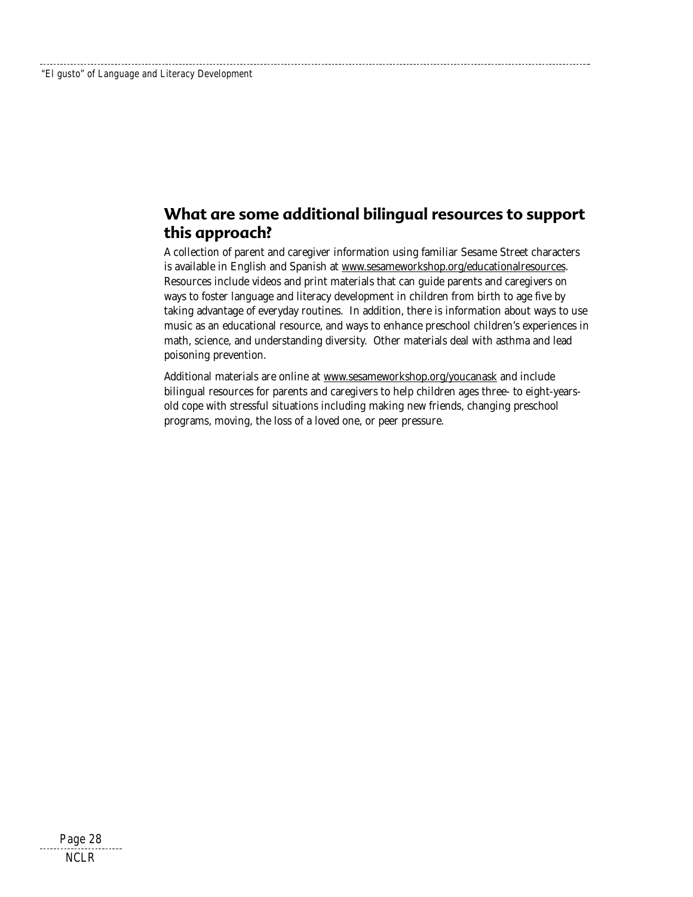## What are some additional bilingual resources to support this approach?

A collection of parent and caregiver information using familiar Sesame Street characters is available in English and Spanish at www.sesameworkshop.org/educationalresources. Resources include videos and print materials that can guide parents and caregivers on ways to foster language and literacy development in children from birth to age five by taking advantage of everyday routines. In addition, there is information about ways to use music as an educational resource, and ways to enhance preschool children's experiences in math, science, and understanding diversity. Other materials deal with asthma and lead poisoning prevention.

Additional materials are online at www.sesameworkshop.org/youcanask and include bilingual resources for parents and caregivers to help children ages three- to eight-years-old cope with stressful situations including making new friends, changing preschool programs, moving, the loss of a loved one, or peer pressure.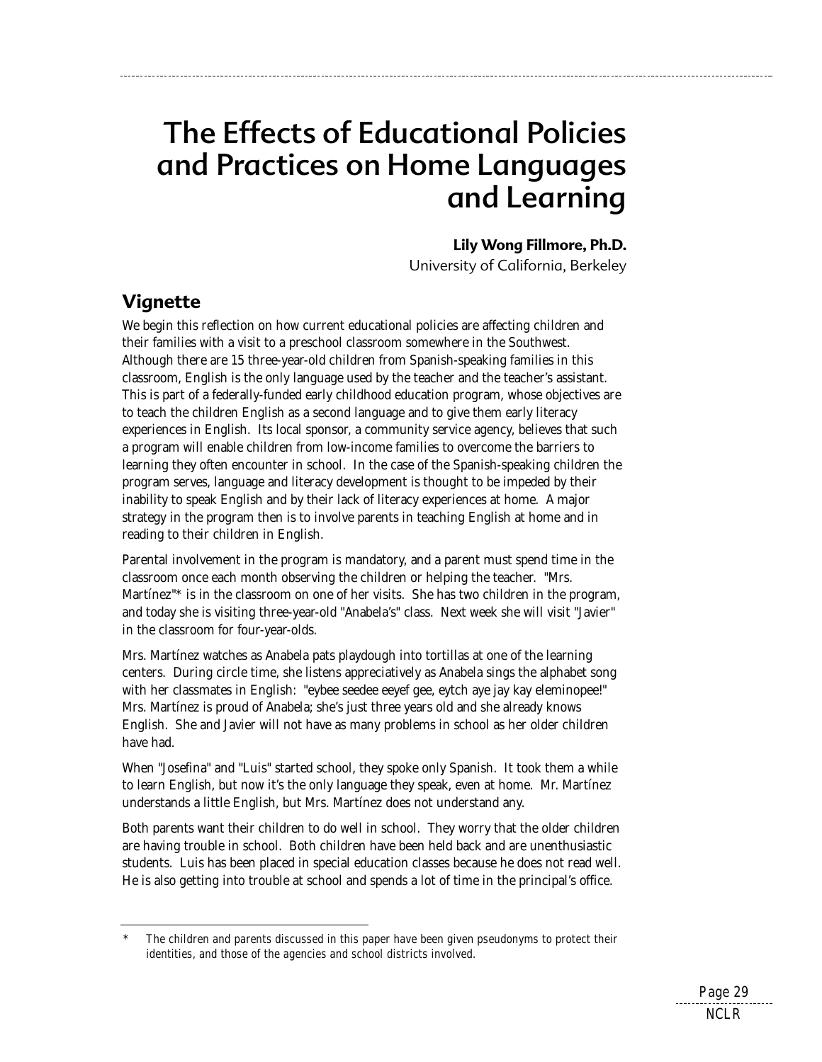# The Effects of Educational Policies and Practices on Home Languages and Learning

**Lily Wong Fillmore, Ph.D.**
University of California, Berkeley

## Vignette

We begin this reflection on how current educational policies are affecting children and their families with a visit to a preschool classroom somewhere in the Southwest. Although there are 15 three-year-old children from Spanish-speaking families in this classroom, English is the only language used by the teacher and the teacher's assistant. This is part of a federally-funded early childhood education program, whose objectives are to teach the children English as a second language and to give them early literacy experiences in English. Its local sponsor, a community service agency, believes that such a program will enable children from low-income families to overcome the barriers to learning they often encounter in school. In the case of the Spanish-speaking children the program serves, language and literacy development is thought to be impeded by their inability to speak English and by their lack of literacy experiences at home. A major strategy in the program then is to involve parents in teaching English at home and in reading to their children in English.

Parental involvement in the program is mandatory, and a parent must spend time in the classroom once each month observing the children or helping the teacher. "Mrs. Martínez"* is in the classroom on one of her visits. She has two children in the program, and today she is visiting three-year-old "Anabela's" class. Next week she will visit "Javier" in the classroom for four-year-olds.

Mrs. Martínez watches as Anabela pats playdough into tortillas at one of the learning centers. During circle time, she listens appreciatively as Anabela sings the alphabet song with her classmates in English: "eybee seedee eeyef gee, eytch aye jay kay eleminopee!" Mrs. Martínez is proud of Anabela; she's just three years old and she already knows English. She and Javier will not have as many problems in school as her older children have had.

When "Josefina" and "Luis" started school, they spoke only Spanish. It took them a while to learn English, but now it's the only language they speak, even at home. Mr. Martínez understands a little English, but Mrs. Martínez does not understand any.

Both parents want their children to do well in school. They worry that the older children are having trouble in school. Both children have been held back and are unenthusiastic students. Luis has been placed in special education classes because he does not read well. He is also getting into trouble at school and spends a lot of time in the principal's office.

---

\* The children and parents discussed in this paper have been given pseudonyms to protect their identities, and those of the agencies and school districts involved.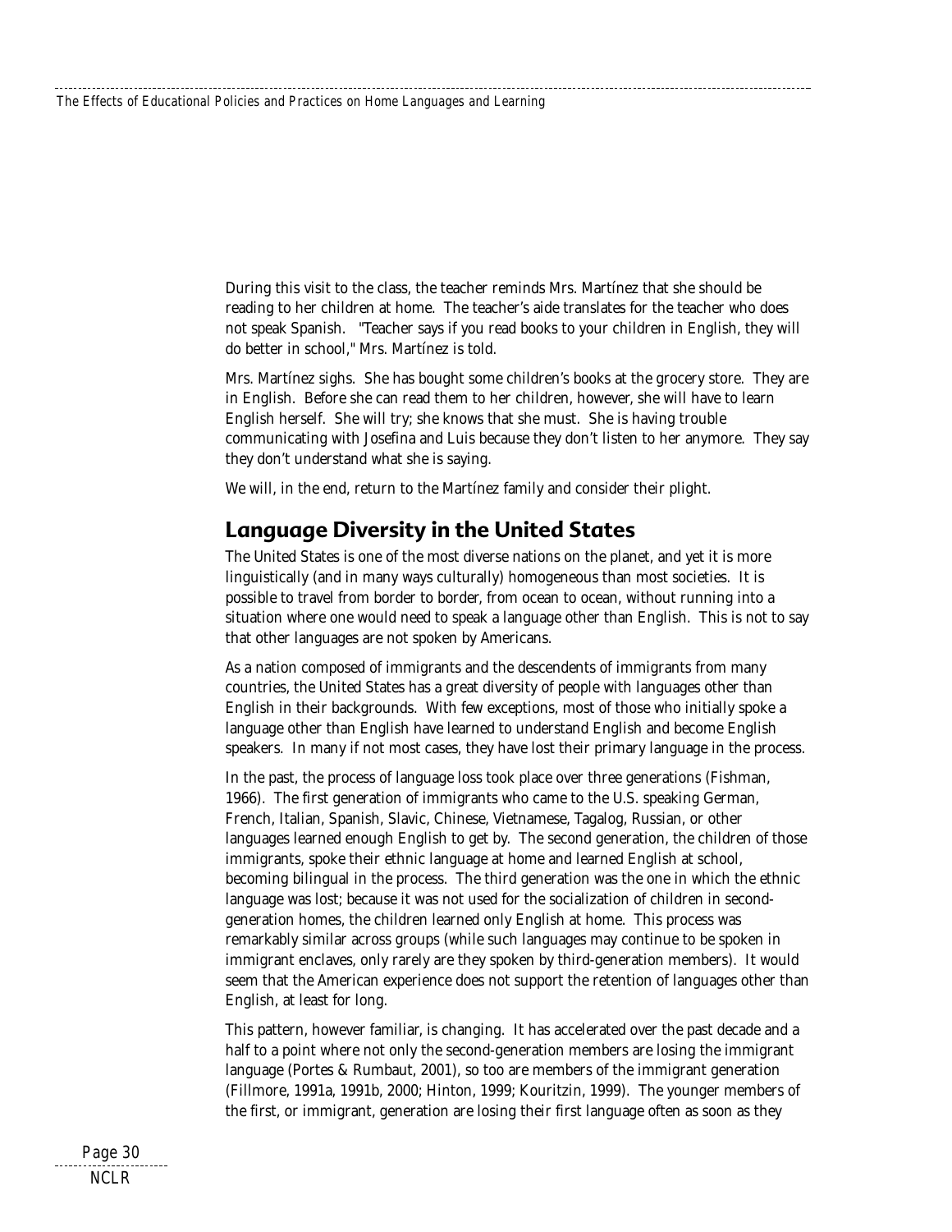During this visit to the class, the teacher reminds Mrs. Martínez that she should be reading to her children at home. The teacher's aide translates for the teacher who does not speak Spanish. "Teacher says if you read books to your children in English, they will do better in school," Mrs. Martínez is told.

Mrs. Martínez sighs. She has bought some children's books at the grocery store. They are in English. Before she can read them to her children, however, she will have to learn English herself. She will try; she knows that she must. She is having trouble communicating with Josefina and Luis because they don't listen to her anymore. They say they don't understand what she is saying.

We will, in the end, return to the Martínez family and consider their plight.

## Language Diversity in the United States

The United States is one of the most diverse nations on the planet, and yet it is more linguistically (and in many ways culturally) homogeneous than most societies. It is possible to travel from border to border, from ocean to ocean, without running into a situation where one would need to speak a language other than English. This is not to say that other languages are not spoken by Americans.

As a nation composed of immigrants and the descendents of immigrants from many countries, the United States has a great diversity of people with languages other than English in their backgrounds. With few exceptions, most of those who initially spoke a language other than English have learned to understand English and become English speakers. In many if not most cases, they have lost their primary language in the process.

In the past, the process of language loss took place over three generations (Fishman, 1966). The first generation of immigrants who came to the U.S. speaking German, French, Italian, Spanish, Slavic, Chinese, Vietnamese, Tagalog, Russian, or other languages learned enough English to get by. The second generation, the children of those immigrants, spoke their ethnic language at home and learned English at school, becoming bilingual in the process. The third generation was the one in which the ethnic language was lost; because it was not used for the socialization of children in second-generation homes, the children learned only English at home. This process was remarkably similar across groups (while such languages may continue to be spoken in immigrant enclaves, only rarely are they spoken by third-generation members). It would seem that the American experience does not support the retention of languages other than English, at least for long.

This pattern, however familiar, is changing. It has accelerated over the past decade and a half to a point where not only the second-generation members are losing the immigrant language (Portes & Rumbaut, 2001), so too are members of the immigrant generation (Fillmore, 1991a, 1991b, 2000; Hinton, 1999; Kouritzin, 1999). The younger members of the first, or immigrant, generation are losing their first language often as soon as they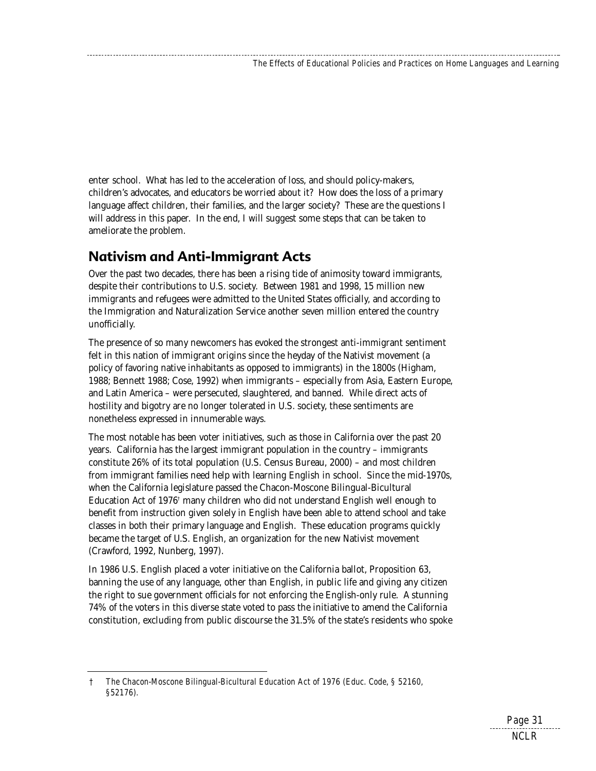enter school. What has led to the acceleration of loss, and should policy-makers, children's advocates, and educators be worried about it? How does the loss of a primary language affect children, their families, and the larger society? These are the questions I will address in this paper. In the end, I will suggest some steps that can be taken to ameliorate the problem.

## Nativism and Anti-Immigrant Acts

Over the past two decades, there has been a rising tide of animosity toward immigrants, despite their contributions to U.S. society. Between 1981 and 1998, 15 million new immigrants and refugees were admitted to the United States officially, and according to the Immigration and Naturalization Service another seven million entered the country unofficially.

The presence of so many newcomers has evoked the strongest anti-immigrant sentiment felt in this nation of immigrant origins since the heyday of the Nativist movement (a policy of favoring native inhabitants as opposed to immigrants) in the 1800s (Higham, 1988; Bennett 1988; Cose, 1992) when immigrants – especially from Asia, Eastern Europe, and Latin America – were persecuted, slaughtered, and banned. While direct acts of hostility and bigotry are no longer tolerated in U.S. society, these sentiments are nonetheless expressed in innumerable ways.

The most notable has been voter initiatives, such as those in California over the past 20 years. California has the largest immigrant population in the country – immigrants constitute 26% of its total population (U.S. Census Bureau, 2000) – and most children from immigrant families need help with learning English in school. Since the mid-1970s, when the California legislature passed the Chacon-Moscone Bilingual-Bicultural Education Act of 1976† many children who did not understand English well enough to benefit from instruction given solely in English have been able to attend school and take classes in both their primary language and English. These education programs quickly became the target of U.S. English, an organization for the new Nativist movement (Crawford, 1992, Nunberg, 1997).

In 1986 U.S. English placed a voter initiative on the California ballot, Proposition 63, banning the use of any language, other than English, in public life and giving any citizen the right to sue government officials for not enforcing the English-only rule. A stunning 74% of the voters in this diverse state voted to pass the initiative to amend the California constitution, excluding from public discourse the 31.5% of the state's residents who spoke

---

† The Chacon-Moscone Bilingual-Bicultural Education Act of 1976 (Educ. Code, § 52160, §52176).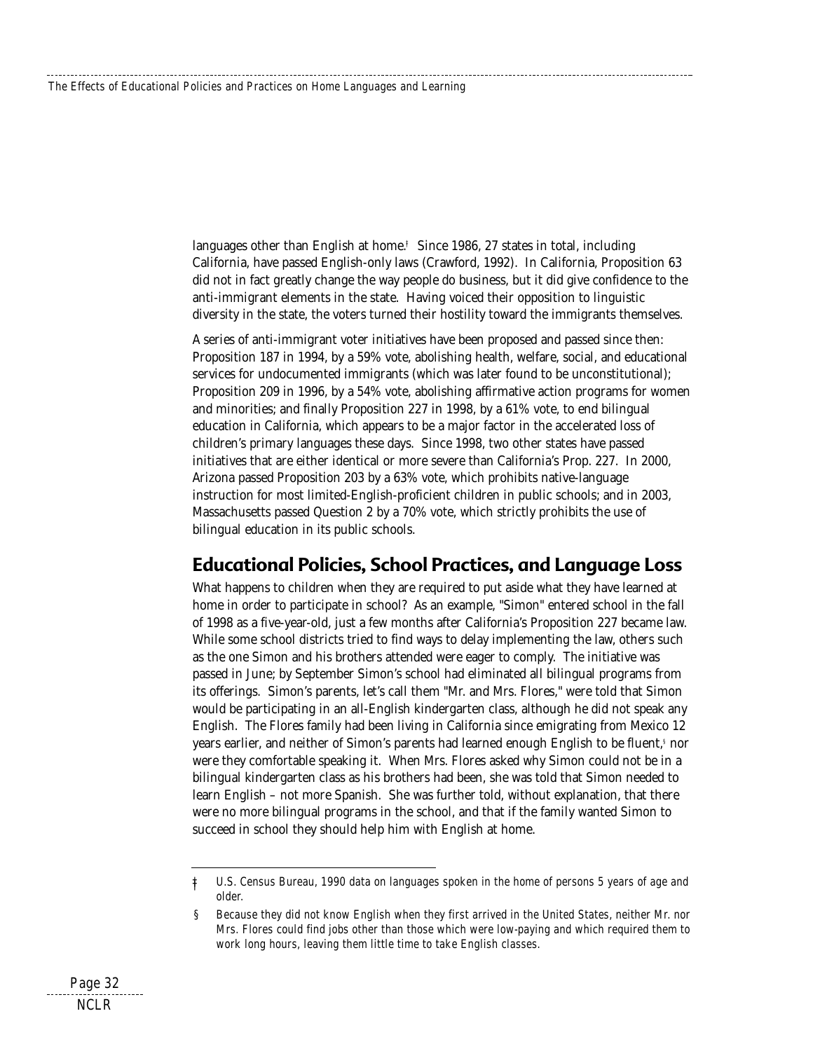languages other than English at home.[†] Since 1986, 27 states in total, including California, have passed English-only laws (Crawford, 1992). In California, Proposition 63 did not in fact greatly change the way people do business, but it did give confidence to the anti-immigrant elements in the state. Having voiced their opposition to linguistic diversity in the state, the voters turned their hostility toward the immigrants themselves.

A series of anti-immigrant voter initiatives have been proposed and passed since then: Proposition 187 in 1994, by a 59% vote, abolishing health, welfare, social, and educational services for undocumented immigrants (which was later found to be unconstitutional); Proposition 209 in 1996, by a 54% vote, abolishing affirmative action programs for women and minorities; and finally Proposition 227 in 1998, by a 61% vote, to end bilingual education in California, which appears to be a major factor in the accelerated loss of children's primary languages these days. Since 1998, two other states have passed initiatives that are either identical or more severe than California's Prop. 227. In 2000, Arizona passed Proposition 203 by a 63% vote, which prohibits native-language instruction for most limited-English-proficient children in public schools; and in 2003, Massachusetts passed Question 2 by a 70% vote, which strictly prohibits the use of bilingual education in its public schools.

## Educational Policies, School Practices, and Language Loss

What happens to children when they are required to put aside what they have learned at home in order to participate in school? As an example, "Simon" entered school in the fall of 1998 as a five-year-old, just a few months after California's Proposition 227 became law. While some school districts tried to find ways to delay implementing the law, others such as the one Simon and his brothers attended were eager to comply. The initiative was passed in June; by September Simon's school had eliminated all bilingual programs from its offerings. Simon's parents, let's call them "Mr. and Mrs. Flores," were told that Simon would be participating in an all-English kindergarten class, although he did not speak any English. The Flores family had been living in California since emigrating from Mexico 12 years earlier, and neither of Simon's parents had learned enough English to be fluent,[§] nor were they comfortable speaking it. When Mrs. Flores asked why Simon could not be in a bilingual kindergarten class as his brothers had been, she was told that Simon needed to learn English – not more Spanish. She was further told, without explanation, that there were no more bilingual programs in the school, and that if the family wanted Simon to succeed in school they should help him with English at home.

---

† U.S. Census Bureau, 1990 data on languages spoken in the home of persons 5 years of age and older.

§ Because they did not know English when they first arrived in the United States, neither Mr. nor Mrs. Flores could find jobs other than those which were low-paying and which required them to work long hours, leaving them little time to take English classes.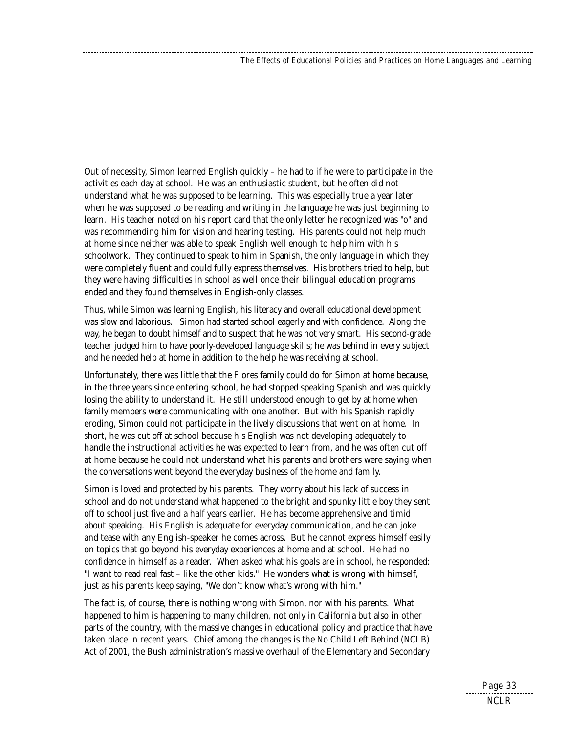Out of necessity, Simon learned English quickly – he had to if he were to participate in the activities each day at school. He was an enthusiastic student, but he often did not understand what he was supposed to be learning. This was especially true a year later when he was supposed to be reading and writing in the language he was just beginning to learn. His teacher noted on his report card that the only letter he recognized was "o" and was recommending him for vision and hearing testing. His parents could not help much at home since neither was able to speak English well enough to help him with his schoolwork. They continued to speak to him in Spanish, the only language in which they were completely fluent and could fully express themselves. His brothers tried to help, but they were having difficulties in school as well once their bilingual education programs ended and they found themselves in English-only classes.

Thus, while Simon was learning English, his literacy and overall educational development was slow and laborious. Simon had started school eagerly and with confidence. Along the way, he began to doubt himself and to suspect that he was not very smart. His second-grade teacher judged him to have poorly-developed language skills; he was behind in every subject and he needed help at home in addition to the help he was receiving at school.

Unfortunately, there was little that the Flores family could do for Simon at home because, in the three years since entering school, he had stopped speaking Spanish and was quickly losing the ability to understand it. He still understood enough to get by at home when family members were communicating with one another. But with his Spanish rapidly eroding, Simon could not participate in the lively discussions that went on at home. In short, he was cut off at school because his English was not developing adequately to handle the instructional activities he was expected to learn from, and he was often cut off at home because he could not understand what his parents and brothers were saying when the conversations went beyond the everyday business of the home and family.

Simon is loved and protected by his parents. They worry about his lack of success in school and do not understand what happened to the bright and spunky little boy they sent off to school just five and a half years earlier. He has become apprehensive and timid about speaking. His English is adequate for everyday communication, and he can joke and tease with any English-speaker he comes across. But he cannot express himself easily on topics that go beyond his everyday experiences at home and at school. He had no confidence in himself as a reader. When asked what his goals are in school, he responded: "I want to read real fast – like the other kids." He wonders what is wrong with himself, just as his parents keep saying, "We don't know what's wrong with him."

The fact is, of course, there is nothing wrong with Simon, nor with his parents. What happened to him is happening to many children, not only in California but also in other parts of the country, with the massive changes in educational policy and practice that have taken place in recent years. Chief among the changes is the No Child Left Behind (NCLB) Act of 2001, the Bush administration's massive overhaul of the Elementary and Secondary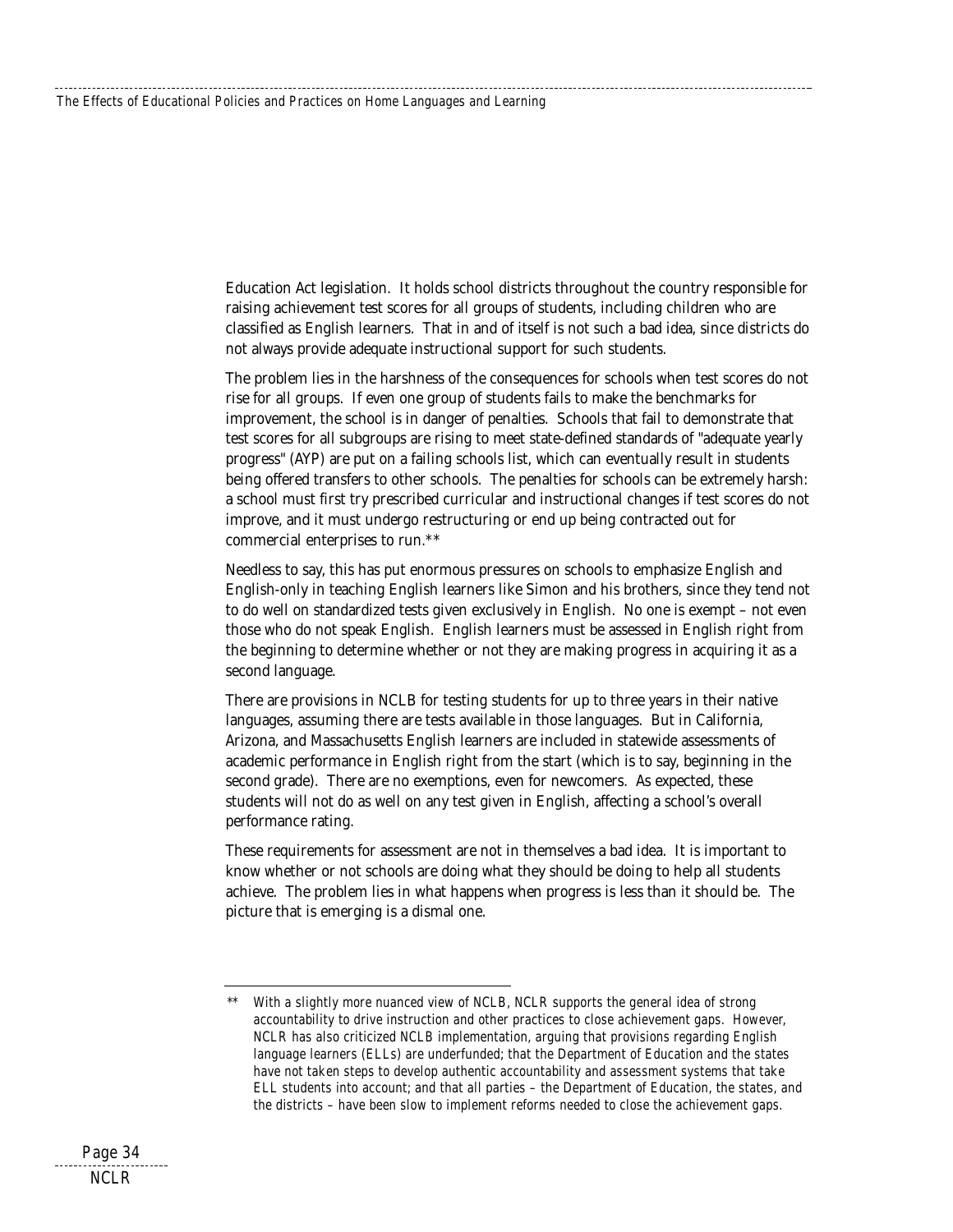Education Act legislation. It holds school districts throughout the country responsible for raising achievement test scores for all groups of students, including children who are classified as English learners. That in and of itself is not such a bad idea, since districts do not always provide adequate instructional support for such students.

The problem lies in the harshness of the consequences for schools when test scores do not rise for all groups. If even one group of students fails to make the benchmarks for improvement, the school is in danger of penalties. Schools that fail to demonstrate that test scores for all subgroups are rising to meet state-defined standards of "adequate yearly progress" (AYP) are put on a failing schools list, which can eventually result in students being offered transfers to other schools. The penalties for schools can be extremely harsh: a school must first try prescribed curricular and instructional changes if test scores do not improve, and it must undergo restructuring or end up being contracted out for commercial enterprises to run.**

Needless to say, this has put enormous pressures on schools to emphasize English and English-only in teaching English learners like Simon and his brothers, since they tend not to do well on standardized tests given exclusively in English. No one is exempt – not even those who do not speak English. English learners must be assessed in English right from the beginning to determine whether or not they are making progress in acquiring it as a second language.

There are provisions in NCLB for testing students for up to three years in their native languages, assuming there are tests available in those languages. But in California, Arizona, and Massachusetts English learners are included in statewide assessments of academic performance in English right from the start (which is to say, beginning in the second grade). There are no exemptions, even for newcomers. As expected, these students will not do as well on any test given in English, affecting a school's overall performance rating.

These requirements for assessment are not in themselves a bad idea. It is important to know whether or not schools are doing what they should be doing to help all students achieve. The problem lies in what happens when progress is less than it should be. The picture that is emerging is a dismal one.

---

** With a slightly more nuanced view of NCLB, NCLR supports the general idea of strong accountability to drive instruction and other practices to close achievement gaps. However, NCLR has also criticized NCLB implementation, arguing that provisions regarding English language learners (ELLs) are underfunded; that the Department of Education and the states have not taken steps to develop authentic accountability and assessment systems that take ELL students into account; and that all parties – the Department of Education, the states, and the districts – have been slow to implement reforms needed to close the achievement gaps.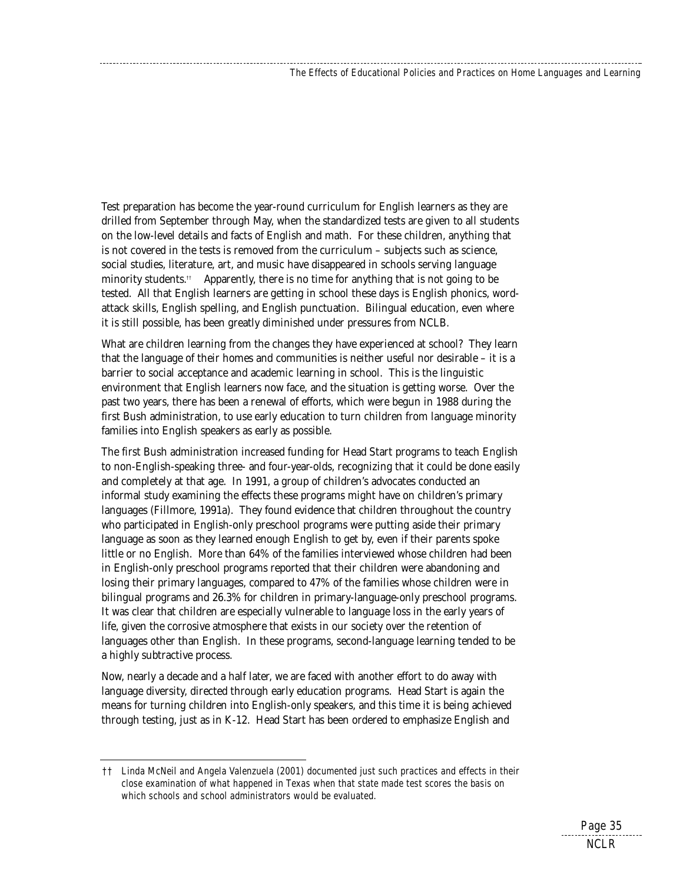Test preparation has become the year-round curriculum for English learners as they are drilled from September through May, when the standardized tests are given to all students on the low-level details and facts of English and math. For these children, anything that is not covered in the tests is removed from the curriculum – subjects such as science, social studies, literature, art, and music have disappeared in schools serving language minority students.[††] Apparently, there is no time for anything that is not going to be tested. All that English learners are getting in school these days is English phonics, word-attack skills, English spelling, and English punctuation. Bilingual education, even where it is still possible, has been greatly diminished under pressures from NCLB.

What are children learning from the changes they have experienced at school? They learn that the language of their homes and communities is neither useful nor desirable – it is a barrier to social acceptance and academic learning in school. This is the linguistic environment that English learners now face, and the situation is getting worse. Over the past two years, there has been a renewal of efforts, which were begun in 1988 during the first Bush administration, to use early education to turn children from language minority families into English speakers as early as possible.

The first Bush administration increased funding for Head Start programs to teach English to non-English-speaking three- and four-year-olds, recognizing that it could be done easily and completely at that age. In 1991, a group of children's advocates conducted an informal study examining the effects these programs might have on children's primary languages (Fillmore, 1991a). They found evidence that children throughout the country who participated in English-only preschool programs were putting aside their primary language as soon as they learned enough English to get by, even if their parents spoke little or no English. More than 64% of the families interviewed whose children had been in English-only preschool programs reported that their children were abandoning and losing their primary languages, compared to 47% of the families whose children were in bilingual programs and 26.3% for children in primary-language-only preschool programs. It was clear that children are especially vulnerable to language loss in the early years of life, given the corrosive atmosphere that exists in our society over the retention of languages other than English. In these programs, second-language learning tended to be a highly subtractive process.

Now, nearly a decade and a half later, we are faced with another effort to do away with language diversity, directed through early education programs. Head Start is again the means for turning children into English-only speakers, and this time it is being achieved through testing, just as in K-12. Head Start has been ordered to emphasize English and

---

†† *Linda McNeil and Angela Valenzuela (2001) documented just such practices and effects in their close examination of what happened in Texas when that state made test scores the basis on which schools and school administrators would be evaluated.*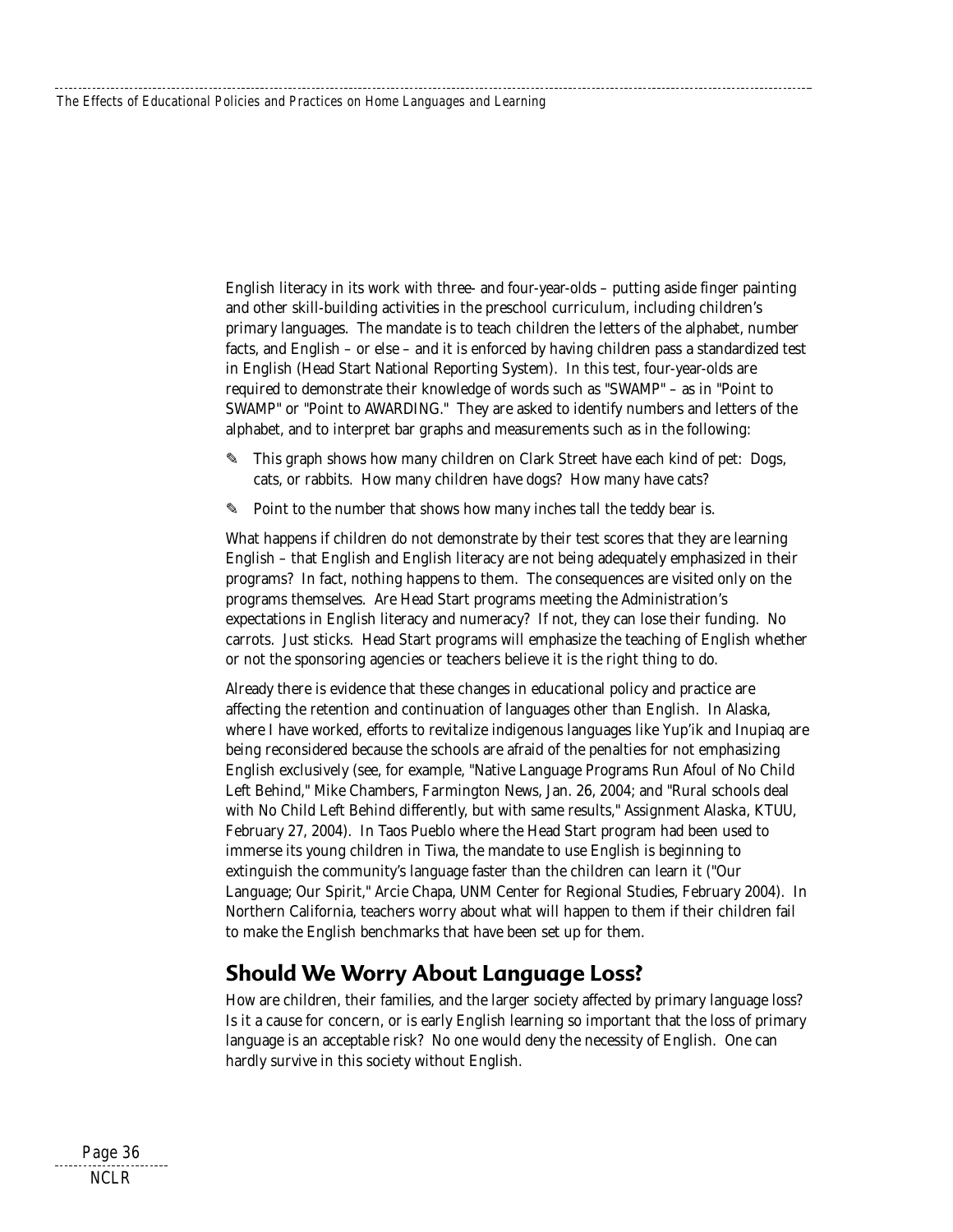English literacy in its work with three- and four-year-olds – putting aside finger painting and other skill-building activities in the preschool curriculum, including children's primary languages. The mandate is to teach children the letters of the alphabet, number facts, and English – or else – and it is enforced by having children pass a standardized test in English (Head Start National Reporting System). In this test, four-year-olds are required to demonstrate their knowledge of words such as "SWAMP" – as in "Point to SWAMP" or "Point to AWARDING." They are asked to identify numbers and letters of the alphabet, and to interpret bar graphs and measurements such as in the following:

- This graph shows how many children on Clark Street have each kind of pet: Dogs, cats, or rabbits. How many children have dogs? How many have cats?
- Point to the number that shows how many inches tall the teddy bear is.

What happens if children do not demonstrate by their test scores that they are learning English – that English and English literacy are not being adequately emphasized in their programs? In fact, nothing happens to them. The consequences are visited only on the programs themselves. Are Head Start programs meeting the Administration's expectations in English literacy and numeracy? If not, they can lose their funding. No carrots. Just sticks. Head Start programs will emphasize the teaching of English whether or not the sponsoring agencies or teachers believe it is the right thing to do.

Already there is evidence that these changes in educational policy and practice are affecting the retention and continuation of languages other than English. In Alaska, where I have worked, efforts to revitalize indigenous languages like Yup'ik and Inupiaq are being reconsidered because the schools are afraid of the penalties for not emphasizing English exclusively (see, for example, "Native Language Programs Run Afoul of No Child Left Behind," Mike Chambers, Farmington News, Jan. 26, 2004; and "Rural schools deal with No Child Left Behind differently, but with same results," Assignment Alaska, KTUU, February 27, 2004). In Taos Pueblo where the Head Start program had been used to immerse its young children in Tiwa, the mandate to use English is beginning to extinguish the community's language faster than the children can learn it ("Our Language; Our Spirit," Arcie Chapa, UNM Center for Regional Studies, February 2004). In Northern California, teachers worry about what will happen to them if their children fail to make the English benchmarks that have been set up for them.

## Should We Worry About Language Loss?

How are children, their families, and the larger society affected by primary language loss? Is it a cause for concern, or is early English learning so important that the loss of primary language is an acceptable risk? No one would deny the necessity of English. One can hardly survive in this society without English.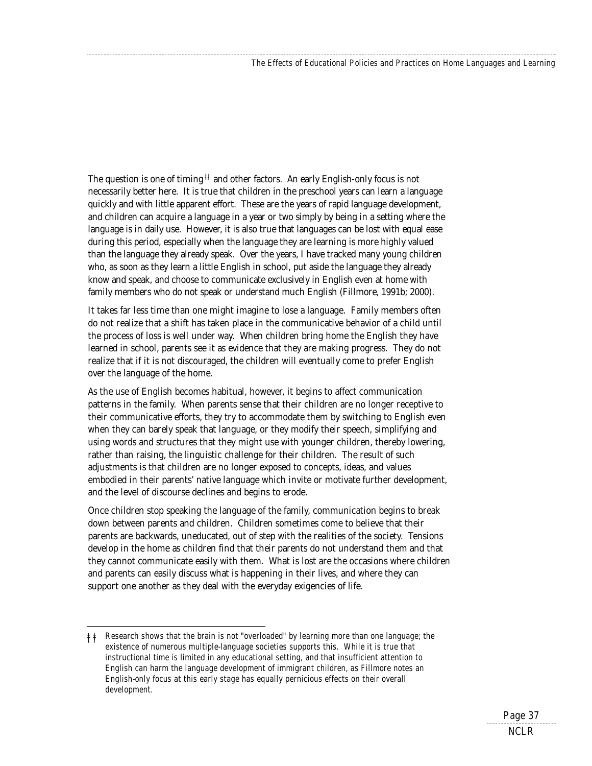The question is one of timing[††] and other factors. An early English-only focus is not necessarily better here. It is true that children in the preschool years can learn a language quickly and with little apparent effort. These are the years of rapid language development, and children can acquire a language in a year or two simply by being in a setting where the language is in daily use. However, it is also true that languages can be lost with equal ease during this period, especially when the language they are learning is more highly valued than the language they already speak. Over the years, I have tracked many young children who, as soon as they learn a little English in school, put aside the language they already know and speak, and choose to communicate exclusively in English even at home with family members who do not speak or understand much English (Fillmore, 1991b; 2000).

It takes far less time than one might imagine to lose a language. Family members often do not realize that a shift has taken place in the communicative behavior of a child until the process of loss is well under way. When children bring home the English they have learned in school, parents see it as evidence that they are making progress. They do not realize that if it is not discouraged, the children will eventually come to prefer English over the language of the home.

As the use of English becomes habitual, however, it begins to affect communication patterns in the family. When parents sense that their children are no longer receptive to their communicative efforts, they try to accommodate them by switching to English even when they can barely speak that language, or they modify their speech, simplifying and using words and structures that they might use with younger children, thereby lowering, rather than raising, the linguistic challenge for their children. The result of such adjustments is that children are no longer exposed to concepts, ideas, and values embodied in their parents' native language which invite or motivate further development, and the level of discourse declines and begins to erode.

Once children stop speaking the language of the family, communication begins to break down between parents and children. Children sometimes come to believe that their parents are backwards, uneducated, out of step with the realities of the society. Tensions develop in the home as children find that their parents do not understand them and that they cannot communicate easily with them. What is lost are the occasions where children and parents can easily discuss what is happening in their lives, and where they can support one another as they deal with the everyday exigencies of life.

---

[††] *Research shows that the brain is not "overloaded" by learning more than one language; the existence of numerous multiple-language societies supports this. While it is true that instructional time is limited in any educational setting, and that insufficient attention to English can harm the language development of immigrant children, as Fillmore notes an English-only focus at this early stage has equally pernicious effects on their overall development.*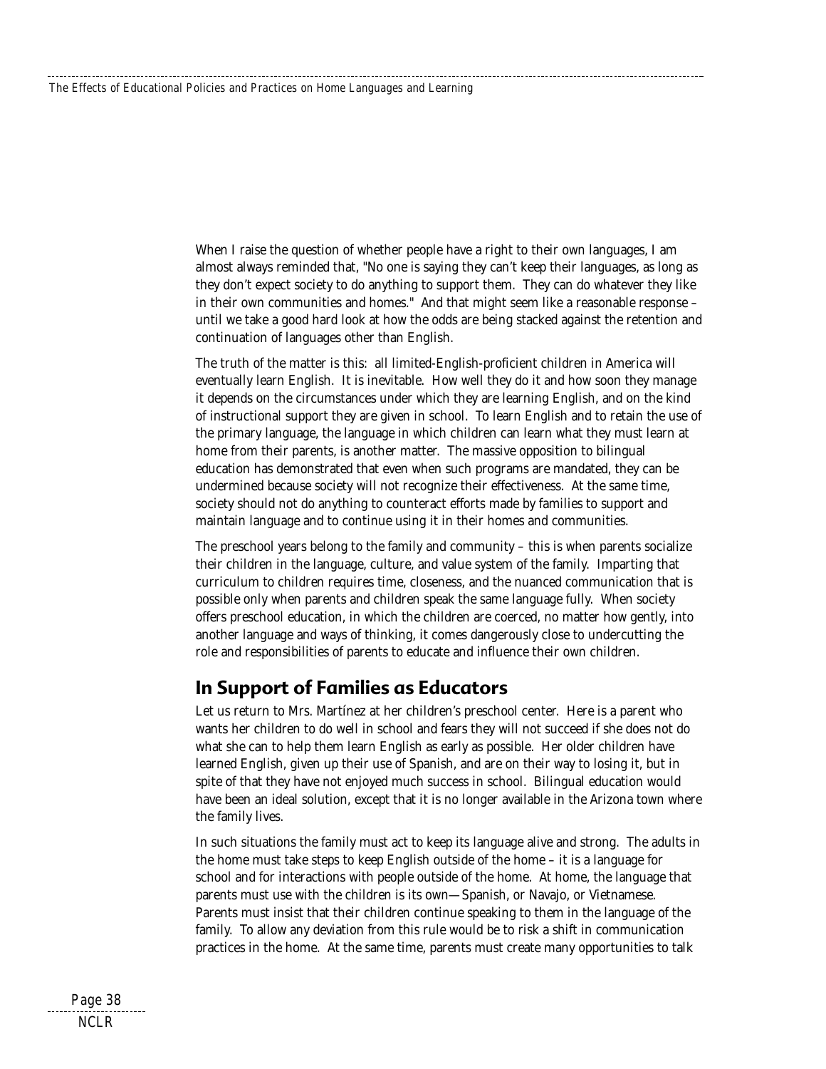When I raise the question of whether people have a right to their own languages, I am almost always reminded that, "No one is saying they can't keep their languages, as long as they don't expect society to do anything to support them. They can do whatever they like in their own communities and homes." And that might seem like a reasonable response – until we take a good hard look at how the odds are being stacked against the retention and continuation of languages other than English.

The truth of the matter is this: all limited-English-proficient children in America will eventually learn English. It is inevitable. How well they do it and how soon they manage it depends on the circumstances under which they are learning English, and on the kind of instructional support they are given in school. To learn English and to retain the use of the primary language, the language in which children can learn what they must learn at home from their parents, is another matter. The massive opposition to bilingual education has demonstrated that even when such programs are mandated, they can be undermined because society will not recognize their effectiveness. At the same time, society should not do anything to counteract efforts made by families to support and maintain language and to continue using it in their homes and communities.

The preschool years belong to the family and community – this is when parents socialize their children in the language, culture, and value system of the family. Imparting that curriculum to children requires time, closeness, and the nuanced communication that is possible only when parents and children speak the same language fully. When society offers preschool education, in which the children are coerced, no matter how gently, into another language and ways of thinking, it comes dangerously close to undercutting the role and responsibilities of parents to educate and influence their own children.

## In Support of Families as Educators

Let us return to Mrs. Martínez at her children's preschool center. Here is a parent who wants her children to do well in school and fears they will not succeed if she does not do what she can to help them learn English as early as possible. Her older children have learned English, given up their use of Spanish, and are on their way to losing it, but in spite of that they have not enjoyed much success in school. Bilingual education would have been an ideal solution, except that it is no longer available in the Arizona town where the family lives.

In such situations the family must act to keep its language alive and strong. The adults in the home must take steps to keep English outside of the home – it is a language for school and for interactions with people outside of the home. At home, the language that parents must use with the children is its own—Spanish, or Navajo, or Vietnamese. Parents must insist that their children continue speaking to them in the language of the family. To allow any deviation from this rule would be to risk a shift in communication practices in the home. At the same time, parents must create many opportunities to talk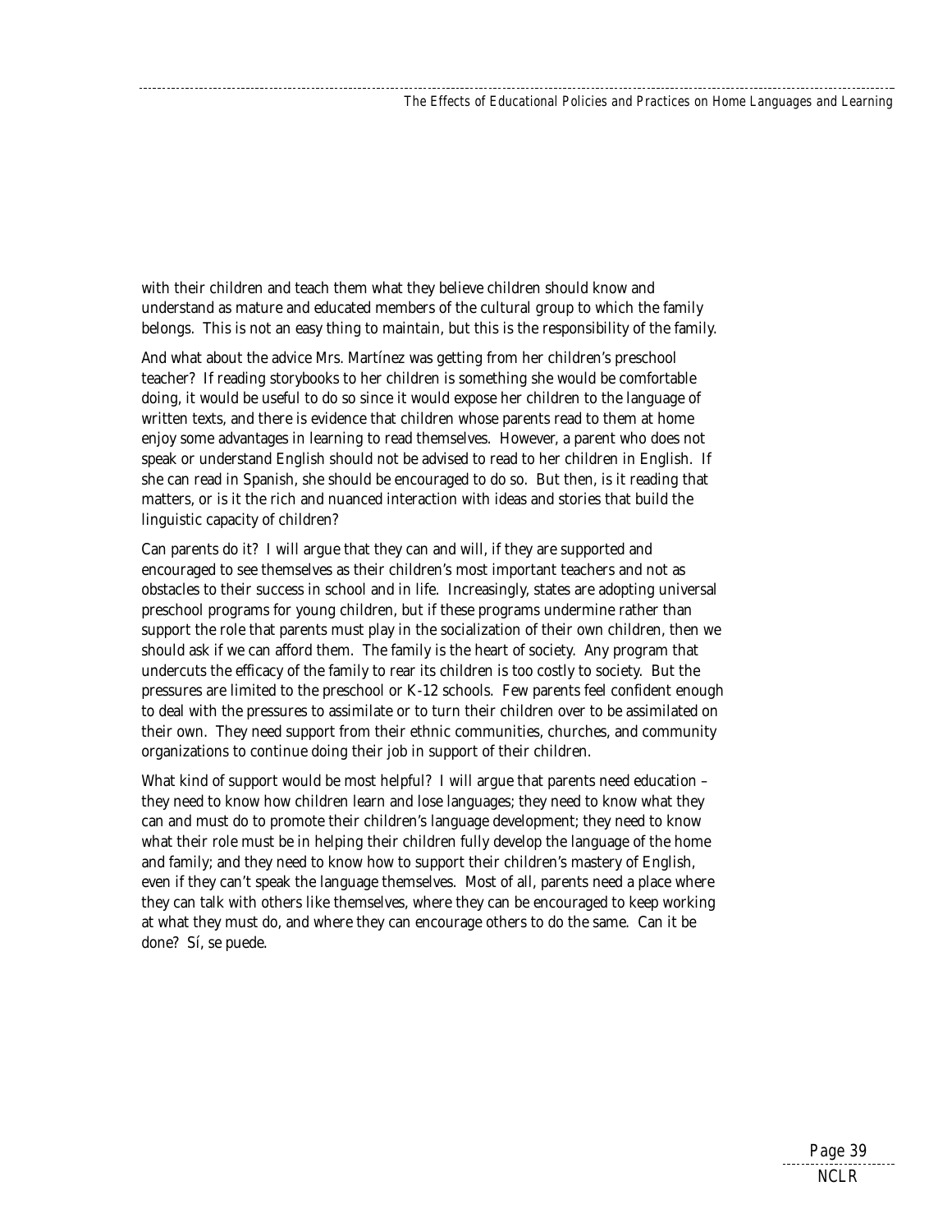with their children and teach them what they believe children should know and understand as mature and educated members of the cultural group to which the family belongs. This is not an easy thing to maintain, but this is the responsibility of the family.

And what about the advice Mrs. Martínez was getting from her children's preschool teacher? If reading storybooks to her children is something she would be comfortable doing, it would be useful to do so since it would expose her children to the language of written texts, and there is evidence that children whose parents read to them at home enjoy some advantages in learning to read themselves. However, a parent who does not speak or understand English should not be advised to read to her children in English. If she can read in Spanish, she should be encouraged to do so. But then, is it reading that matters, or is it the rich and nuanced interaction with ideas and stories that build the linguistic capacity of children?

Can parents do it? I will argue that they can and will, if they are supported and encouraged to see themselves as their children's most important teachers and not as obstacles to their success in school and in life. Increasingly, states are adopting universal preschool programs for young children, but if these programs undermine rather than support the role that parents must play in the socialization of their own children, then we should ask if we can afford them. The family is the heart of society. Any program that undercuts the efficacy of the family to rear its children is too costly to society. But the pressures are limited to the preschool or K-12 schools. Few parents feel confident enough to deal with the pressures to assimilate or to turn their children over to be assimilated on their own. They need support from their ethnic communities, churches, and community organizations to continue doing their job in support of their children.

What kind of support would be most helpful? I will argue that parents need education – they need to know how children learn and lose languages; they need to know what they can and must do to promote their children's language development; they need to know what their role must be in helping their children fully develop the language of the home and family; and they need to know how to support their children's mastery of English, even if they can't speak the language themselves. Most of all, parents need a place where they can talk with others like themselves, where they can be encouraged to keep working at what they must do, and where they can encourage others to do the same. Can it be done? Sí, se puede.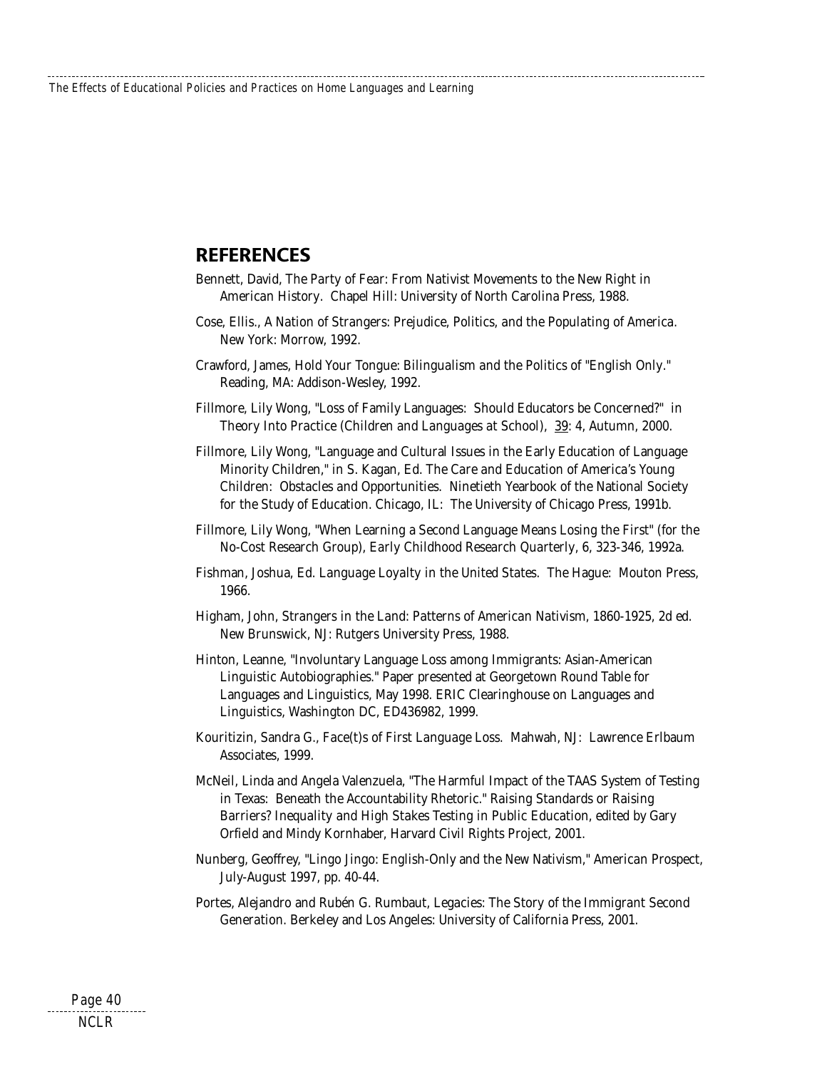## REFERENCES

Bennett, David, The Party of Fear: From Nativist Movements to the New Right in American History. Chapel Hill: University of North Carolina Press, 1988.

Cose, Ellis., A Nation of Strangers: Prejudice, Politics, and the Populating of America. New York: Morrow, 1992.

Crawford, James, Hold Your Tongue: Bilingualism and the Politics of "English Only." Reading, MA: Addison-Wesley, 1992.

Fillmore, Lily Wong, "Loss of Family Languages: Should Educators be Concerned?" in Theory Into Practice (Children and Languages at School), 39: 4, Autumn, 2000.

Fillmore, Lily Wong, "Language and Cultural Issues in the Early Education of Language Minority Children," in S. Kagan, Ed. The Care and Education of America's Young Children: Obstacles and Opportunities. Ninetieth Yearbook of the National Society for the Study of Education. Chicago, IL: The University of Chicago Press, 1991b.

Fillmore, Lily Wong, "When Learning a Second Language Means Losing the First" (for the No-Cost Research Group), Early Childhood Research Quarterly, 6, 323-346, 1992a.

Fishman, Joshua, Ed. Language Loyalty in the United States. The Hague: Mouton Press, 1966.

Higham, John, Strangers in the Land: Patterns of American Nativism, 1860-1925, 2d ed. New Brunswick, NJ: Rutgers University Press, 1988.

Hinton, Leanne, "Involuntary Language Loss among Immigrants: Asian-American Linguistic Autobiographies." Paper presented at Georgetown Round Table for Languages and Linguistics, May 1998. ERIC Clearinghouse on Languages and Linguistics, Washington DC, ED436982, 1999.

Kouritizin, Sandra G., Face(t)s of First Language Loss. Mahwah, NJ: Lawrence Erlbaum Associates, 1999.

McNeil, Linda and Angela Valenzuela, "The Harmful Impact of the TAAS System of Testing in Texas: Beneath the Accountability Rhetoric." Raising Standards or Raising Barriers? Inequality and High Stakes Testing in Public Education, edited by Gary Orfield and Mindy Kornhaber, Harvard Civil Rights Project, 2001.

Nunberg, Geoffrey, "Lingo Jingo: English-Only and the New Nativism," American Prospect, July-August 1997, pp. 40-44.

Portes, Alejandro and Rubén G. Rumbaut, Legacies: The Story of the Immigrant Second Generation. Berkeley and Los Angeles: University of California Press, 2001.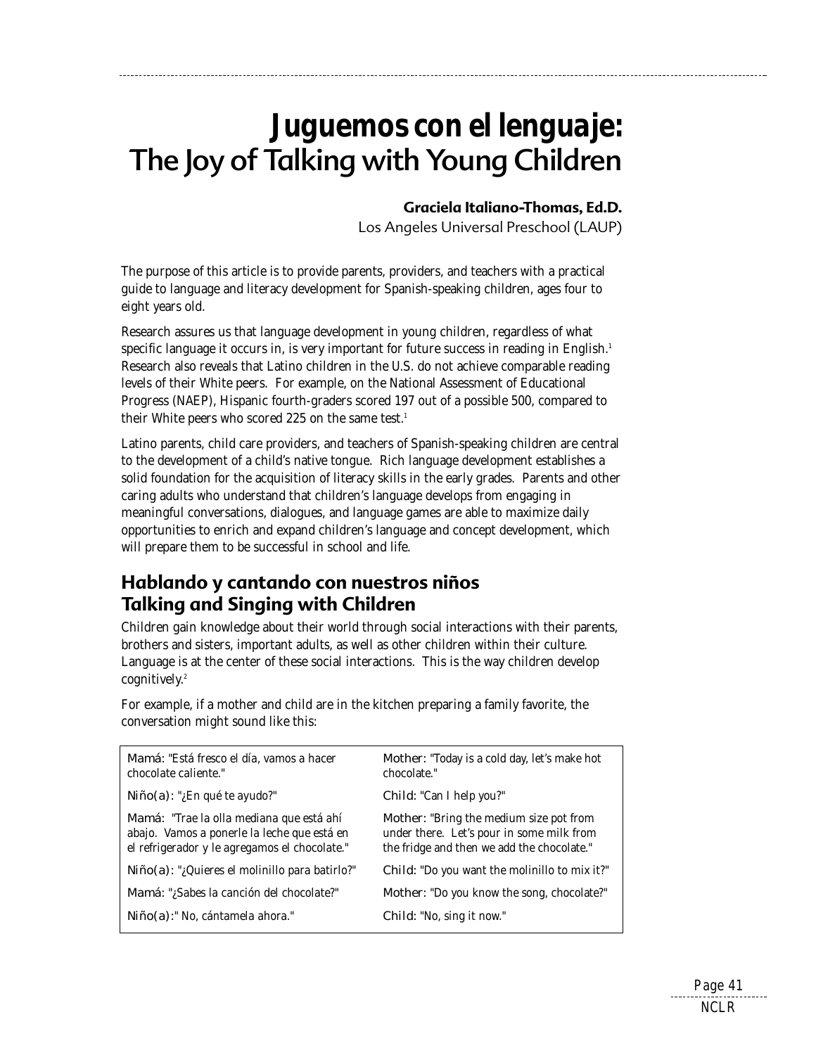# **Juguemos con el lenguaje:** The Joy of Talking with Young Children

**Graciela Italiano-Thomas, Ed.D.**
Los Angeles Universal Preschool (LAUP)

The purpose of this article is to provide parents, providers, and teachers with a practical guide to language and literacy development for Spanish-speaking children, ages four to eight years old.

Research assures us that language development in young children, regardless of what specific language it occurs in, is very important for future success in reading in English.[1] Research also reveals that Latino children in the U.S. do not achieve comparable reading levels of their White peers. For example, on the National Assessment of Educational Progress (NAEP), Hispanic fourth-graders scored 197 out of a possible 500, compared to their White peers who scored 225 on the same test.[1]

Latino parents, child care providers, and teachers of Spanish-speaking children are central to the development of a child's native tongue. Rich language development establishes a solid foundation for the acquisition of literacy skills in the early grades. Parents and other caring adults who understand that children's language develops from engaging in meaningful conversations, dialogues, and language games are able to maximize daily opportunities to enrich and expand children's language and concept development, which will prepare them to be successful in school and life.

## Hablando y cantando con nuestros niños
## Talking and Singing with Children

Children gain knowledge about their world through social interactions with their parents, brothers and sisters, important adults, as well as other children within their culture. Language is at the center of these social interactions. This is the way children develop cognitively.[2]

For example, if a mother and child are in the kitchen preparing a family favorite, the conversation might sound like this:

| Español | English |
|---|---|
| Mamá: *"Está fresco el día, vamos a hacer chocolate caliente."* | Mother: "Today is a cold day, let's make hot chocolate." |
| Niño(a): *"¿En qué te ayudo?"* | Child: "Can I help you?" |
| Mamá: *"Trae la olla mediana que está ahí abajo. Vamos a ponerle la leche que está en el refrigerador y le agregamos el chocolate."* | Mother: "Bring the medium size pot from under there. Let's pour in some milk from the fridge and then we add the chocolate." |
| Niño(a): *"¿Quieres el molinillo para batirlo?"* | Child: "Do you want the molinillo to mix it?" |
| Mamá: *"¿Sabes la canción del chocolate?"* | Mother: "Do you know the song, chocolate?" |
| Niño(a): *" No, cántamela ahora."* | Child: "No, sing it now." |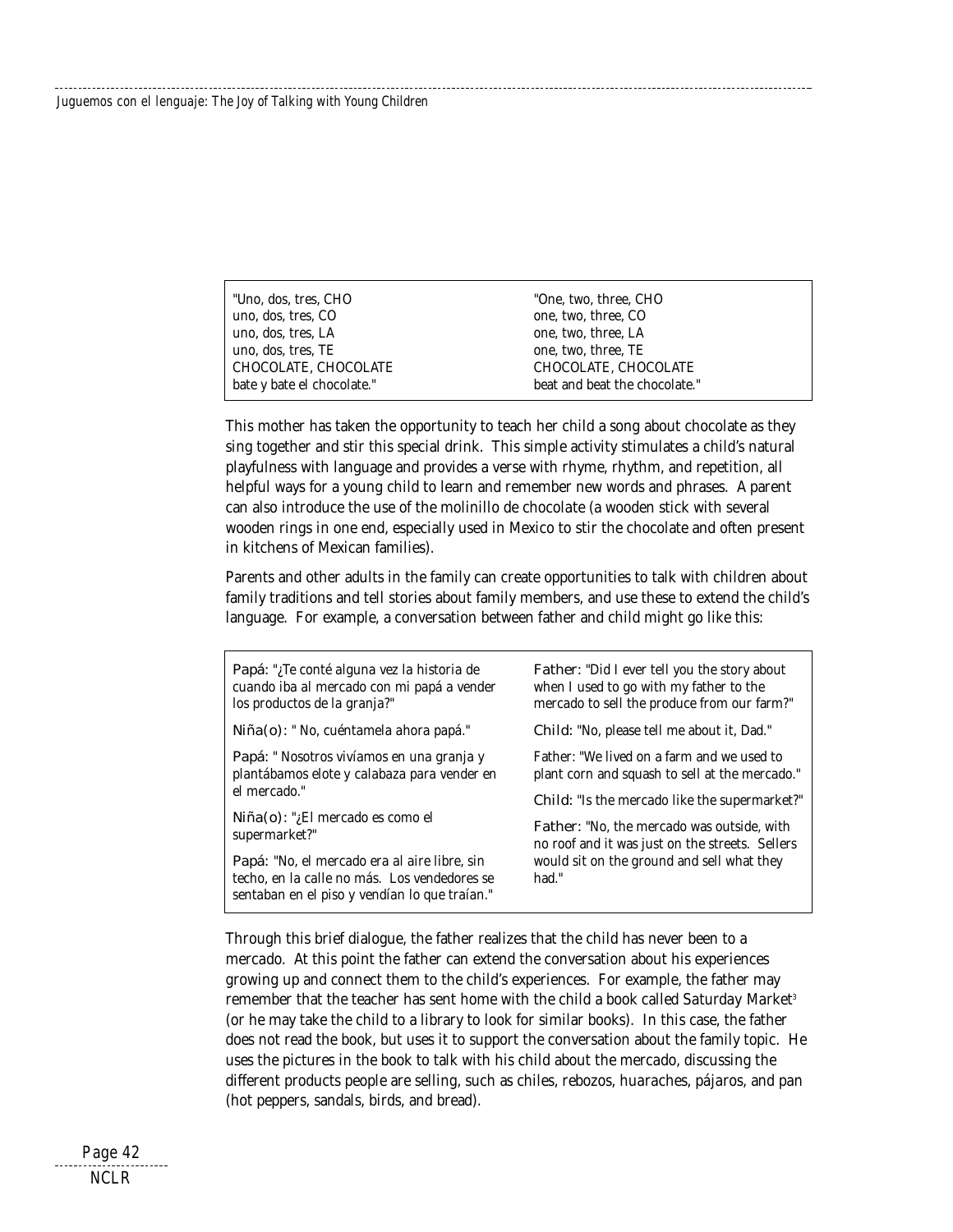| | |
|---|---|
| "Uno, dos, tres, CHO<br>uno, dos, tres, CO<br>uno, dos, tres, LA<br>uno, dos, tres, TE<br>CHOCOLATE, CHOCOLATE<br>bate y bate el chocolate." | "One, two, three, CHO<br>one, two, three, CO<br>one, two, three, LA<br>one, two, three, TE<br>CHOCOLATE, CHOCOLATE<br>beat and beat the chocolate." |

This mother has taken the opportunity to teach her child a song about chocolate as they sing together and stir this special drink. This simple activity stimulates a child's natural playfulness with language and provides a verse with rhyme, rhythm, and repetition, all helpful ways for a young child to learn and remember new words and phrases. A parent can also introduce the use of the molinillo de chocolate (a wooden stick with several wooden rings in one end, especially used in Mexico to stir the chocolate and often present in kitchens of Mexican families).

Parents and other adults in the family can create opportunities to talk with children about family traditions and tell stories about family members, and use these to extend the child's language. For example, a conversation between father and child might go like this:

| | |
|---|---|
| Papá: "¿Te conté alguna vez la historia de cuando iba al mercado con mi papá a vender los productos de la granja?" | Father: "Did I ever tell you the story about when I used to go with my father to the mercado to sell the produce from our farm?" |
| Niña(o): " No, cuéntamela ahora papá." | Child: "No, please tell me about it, Dad." |
| Papá: " Nosotros vivíamos en una granja y plantábamos elote y calabaza para vender en el mercado." | Father: "We lived on a farm and we used to plant corn and squash to sell at the mercado." |
| Niña(o): "¿El mercado es como el supermarket?" | Child: "Is the mercado like the supermarket?" |
| Papá: "No, el mercado era al aire libre, sin techo, en la calle no más. Los vendedores se sentaban en el piso y vendían lo que traían." | Father: "No, the mercado was outside, with no roof and it was just on the streets. Sellers would sit on the ground and sell what they had." |

Through this brief dialogue, the father realizes that the child has never been to a mercado. At this point the father can extend the conversation about his experiences growing up and connect them to the child's experiences. For example, the father may remember that the teacher has sent home with the child a book called Saturday Market[3] (or he may take the child to a library to look for similar books). In this case, the father does not read the book, but uses it to support the conversation about the family topic. He uses the pictures in the book to talk with his child about the mercado, discussing the different products people are selling, such as chiles, rebozos, huaraches, pájaros, and pan (hot peppers, sandals, birds, and bread).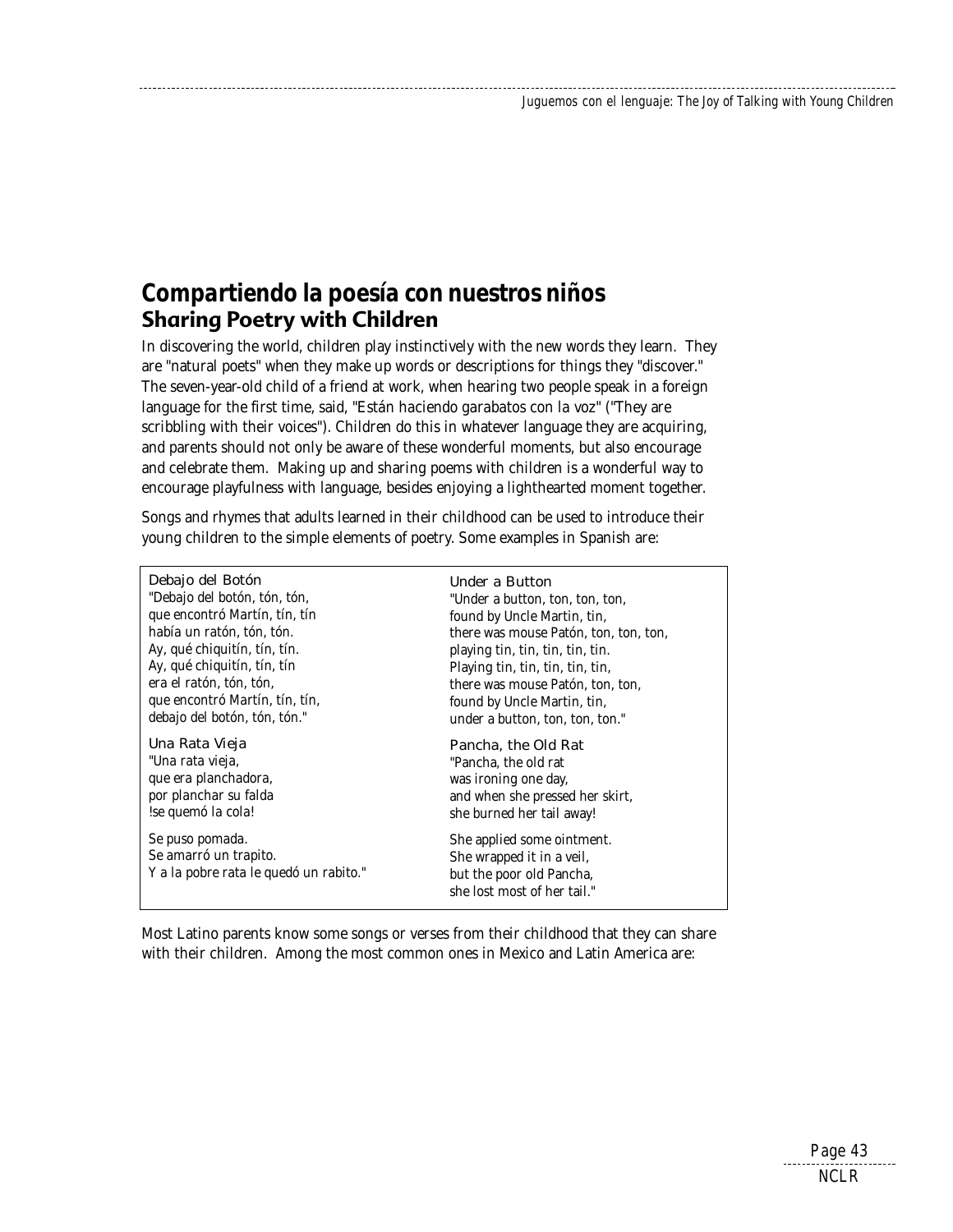# Compartiendo la poesía con nuestros niños
## Sharing Poetry with Children

In discovering the world, children play instinctively with the new words they learn. They are "natural poets" when they make up words or descriptions for things they "discover." The seven-year-old child of a friend at work, when hearing two people speak in a foreign language for the first time, said, "Están haciendo garabatos con la voz" ("They are scribbling with their voices"). Children do this in whatever language they are acquiring, and parents should not only be aware of these wonderful moments, but also encourage and celebrate them. Making up and sharing poems with children is a wonderful way to encourage playfulness with language, besides enjoying a lighthearted moment together.

Songs and rhymes that adults learned in their childhood can be used to introduce their young children to the simple elements of poetry. Some examples in Spanish are:

| Debajo del Botón | Under a Button |
|---|---|
| "Debajo del botón, tón, tón,<br>que encontró Martín, tín, tín<br>había un ratón, tón, tón.<br>Ay, qué chiquitín, tín, tín.<br>Ay, qué chiquitín, tín, tín<br>era el ratón, tón, tón,<br>que encontró Martín, tín, tín,<br>debajo del botón, tón, tón." | "Under a button, ton, ton, ton,<br>found by Uncle Martin, tin,<br>there was mouse Patón, ton, ton, ton,<br>playing tin, tin, tin, tin, tin.<br>Playing tin, tin, tin, tin, tin,<br>there was mouse Patón, ton, ton,<br>found by Uncle Martin, tin,<br>under a button, ton, ton, ton." |
| **Una Rata Vieja** | **Pancha, the Old Rat** |
| "Una rata vieja,<br>que era planchadora,<br>por planchar su falda<br>!se quemó la cola! | "Pancha, the old rat<br>was ironing one day,<br>and when she pressed her skirt,<br>she burned her tail away! |
| Se puso pomada.<br>Se amarró un trapito.<br>Y a la pobre rata le quedó un rabito." | She applied some ointment.<br>She wrapped it in a veil,<br>but the poor old Pancha,<br>she lost most of her tail." |

Most Latino parents know some songs or verses from their childhood that they can share with their children. Among the most common ones in Mexico and Latin America are: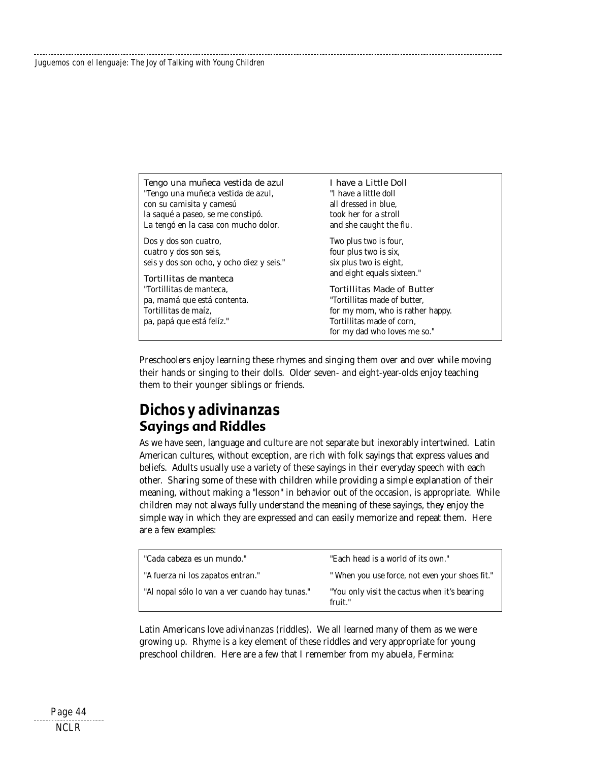| Tengo una muñeca vestida de azul | I have a Little Doll |
|---|---|
| "Tengo una muñeca vestida de azul,<br>con su camisita y camesú<br>la saqué a paseo, se me constipó.<br>La tengó en la casa con mucho dolor.<br><br>Dos y dos son cuatro,<br>cuatro y dos son seis,<br>seis y dos son ocho, y ocho diez y seis." | "I have a little doll<br>all dressed in blue,<br>took her for a stroll<br>and she caught the flu.<br><br>Two plus two is four,<br>four plus two is six,<br>six plus two is eight,<br>and eight equals sixteen." |
| **Tortillitas de manteca** | **Tortillitas Made of Butter** |
| "Tortillitas de manteca,<br>pa, mamá que está contenta.<br>Tortillitas de maíz,<br>pa, papá que está felíz." | "Tortillitas made of butter,<br>for my mom, who is rather happy.<br>Tortillitas made of corn,<br>for my dad who loves me so." |

Preschoolers enjoy learning these rhymes and singing them over and over while moving their hands or singing to their dolls. Older seven- and eight-year-olds enjoy teaching them to their younger siblings or friends.

## *Dichos y adivinanzas*
### Sayings and Riddles

As we have seen, language and culture are not separate but inexorably intertwined. Latin American cultures, without exception, are rich with folk sayings that express values and beliefs. Adults usually use a variety of these sayings in their everyday speech with each other. Sharing some of these with children while providing a simple explanation of their meaning, without making a "lesson" in behavior out of the occasion, is appropriate. While children may not always fully understand the meaning of these sayings, they enjoy the simple way in which they are expressed and can easily memorize and repeat them. Here are a few examples:

| | |
|---|---|
| "Cada cabeza es un mundo." | "Each head is a world of its own." |
| "A fuerza ni los zapatos entran." | " When you use force, not even your shoes fit." |
| "Al nopal sólo lo van a ver cuando hay tunas." | "You only visit the cactus when it's bearing fruit." |

Latin Americans love *adivinanzas* (riddles). We all learned many of them as we were growing up. Rhyme is a key element of these riddles and very appropriate for young preschool children. Here are a few that I remember from my *abuela*, Fermina: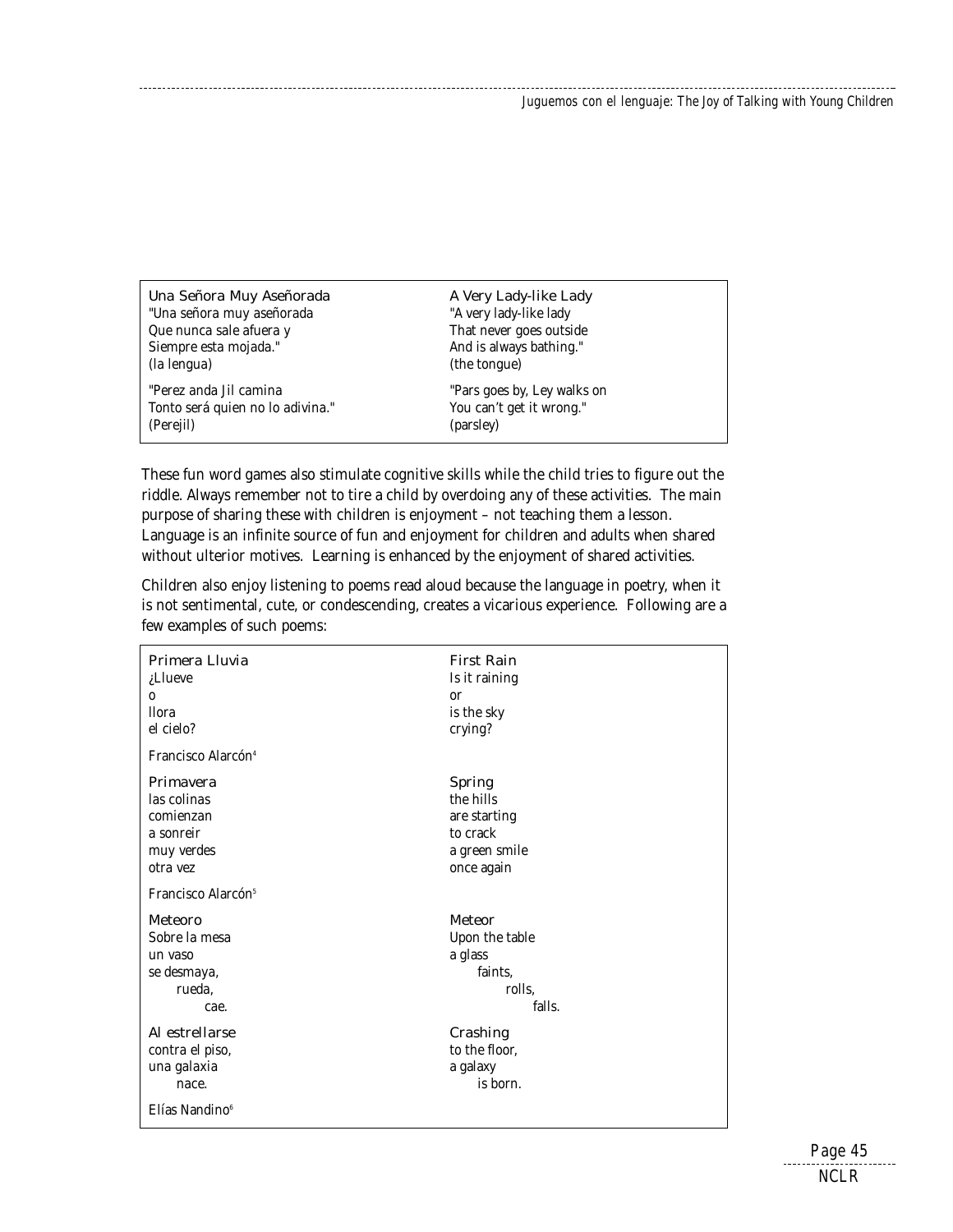| **Una Señora Muy Aseñorada** | **A Very Lady-like Lady** |
| --- | --- |
| "Una señora muy aseñorada<br>Que nunca sale afuera y<br>Siempre esta mojada."<br>(la lengua) | "A very lady-like lady<br>That never goes outside<br>And is always bathing."<br>(the tongue) |
| "Perez anda Jil camina<br>Tonto será quien no lo adivina."<br>(Perejil) | "Pars goes by, Ley walks on<br>You can't get it wrong."<br>(parsley) |

These fun word games also stimulate cognitive skills while the child tries to figure out the riddle. Always remember not to tire a child by overdoing any of these activities. The main purpose of sharing these with children is enjoyment – not teaching them a lesson. Language is an infinite source of fun and enjoyment for children and adults when shared without ulterior motives. Learning is enhanced by the enjoyment of shared activities.

Children also enjoy listening to poems read aloud because the language in poetry, when it is not sentimental, cute, or condescending, creates a vicarious experience. Following are a few examples of such poems:

| **Primera Lluvia** | **First Rain** |
| --- | --- |
| ¿Llueve<br>o<br>llora<br>el cielo?<br><br>Francisco Alarcón[4] | Is it raining<br>or<br>is the sky<br>crying? |
| **Primavera**<br>las colinas<br>comienzan<br>a sonreir<br>muy verdes<br>otra vez<br><br>Francisco Alarcón[5] | **Spring**<br>the hills<br>are starting<br>to crack<br>a green smile<br>once again |
| **Meteoro**<br>Sobre la mesa<br>un vaso<br>se desmaya,<br>rueda,<br>cae. | **Meteor**<br>Upon the table<br>a glass<br>faints,<br>rolls,<br>falls. |
| **Al estrellarse**<br>contra el piso,<br>una galaxia<br>nace.<br><br>Elías Nandino[6] | **Crashing**<br>to the floor,<br>a galaxy<br>is born. |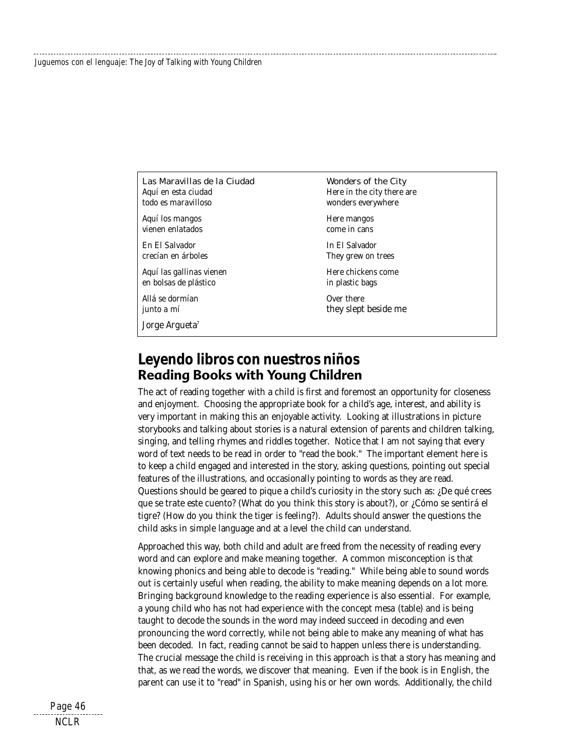| Las Maravillas de la Ciudad | Wonders of the City |
|---|---|
| Aquí en esta ciudad<br>todo es maravilloso | Here in the city there are<br>wonders everywhere |
| Aquí los mangos<br>vienen enlatados | Here mangos<br>come in cans |
| En El Salvador<br>crecían en árboles | In El Salvador<br>They grew on trees |
| Aquí las gallinas vienen<br>en bolsas de plástico | Here chickens come<br>in plastic bags |
| Allá se dormían<br>junto a mí | Over there<br>they slept beside me |
| Jorge Argueta[7] | |

## Leyendo libros con nuestros niños
### Reading Books with Young Children

The act of reading together with a child is first and foremost an opportunity for closeness and enjoyment. Choosing the appropriate book for a child's age, interest, and ability is very important in making this an enjoyable activity. Looking at illustrations in picture storybooks and talking about stories is a natural extension of parents and children talking, singing, and telling rhymes and riddles together. Notice that I am not saying that every word of text needs to be read in order to "read the book." The important element here is to keep a child engaged and interested in the story, asking questions, pointing out special features of the illustrations, and occasionally pointing to words as they are read. Questions should be geared to pique a child's curiosity in the story such as: ¿De qué crees que se trate este cuento? (What do you think this story is about?), or ¿Cómo se sentirá el tigre? (How do you think the tiger is feeling?). Adults should answer the questions the child asks in simple language and at a level the child can understand.

Approached this way, both child and adult are freed from the necessity of reading every word and can explore and make meaning together. A common misconception is that knowing phonics and being able to decode is "reading." While being able to sound words out is certainly useful when reading, the ability to make meaning depends on a lot more. Bringing background knowledge to the reading experience is also essential. For example, a young child who has not had experience with the concept mesa (table) and is being taught to decode the sounds in the word may indeed succeed in decoding and even pronouncing the word correctly, while not being able to make any meaning of what has been decoded. In fact, reading cannot be said to happen unless there is understanding. The crucial message the child is receiving in this approach is that a story has meaning and that, as we read the words, we discover that meaning. Even if the book is in English, the parent can use it to "read" in Spanish, using his or her own words. Additionally, the child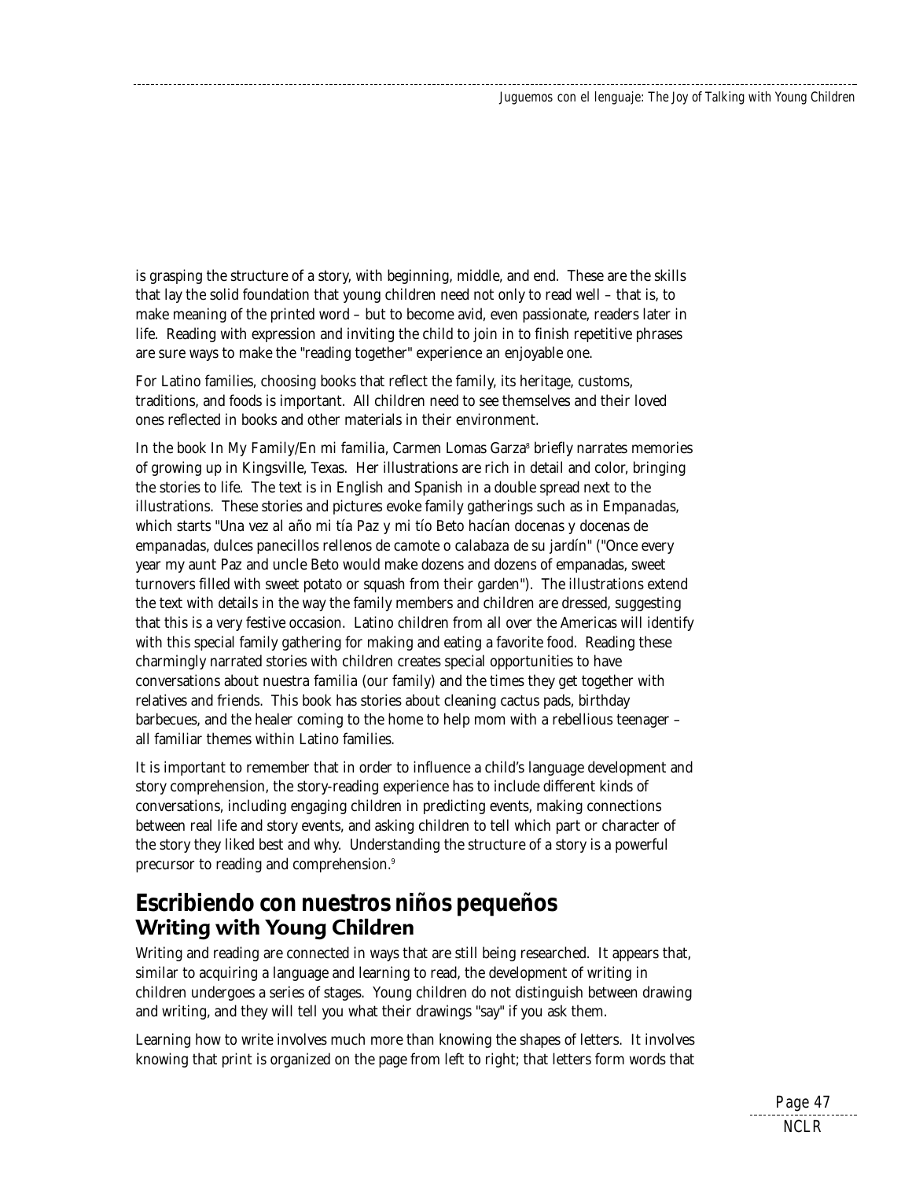is grasping the structure of a story, with beginning, middle, and end. These are the skills that lay the solid foundation that young children need not only to read well – that is, to make meaning of the printed word – but to become avid, even passionate, readers later in life. Reading with expression and inviting the child to join in to finish repetitive phrases are sure ways to make the "reading together" experience an enjoyable one.

For Latino families, choosing books that reflect the family, its heritage, customs, traditions, and foods is important. All children need to see themselves and their loved ones reflected in books and other materials in their environment.

In the book In My Family/En mi familia, Carmen Lomas Garza[8] briefly narrates memories of growing up in Kingsville, Texas. Her illustrations are rich in detail and color, bringing the stories to life. The text is in English and Spanish in a double spread next to the illustrations. These stories and pictures evoke family gatherings such as in *Empanadas*, which starts "*Una vez al año mi tía Paz y mi tío Beto hacían docenas y docenas de empanadas, dulces panecillos rellenos de camote o calabaza de su jardín*" ("Once every year my aunt Paz and uncle Beto would make dozens and dozens of empanadas, sweet turnovers filled with sweet potato or squash from their garden"). The illustrations extend the text with details in the way the family members and children are dressed, suggesting that this is a very festive occasion. Latino children from all over the Americas will identify with this special family gathering for making and eating a favorite food. Reading these charmingly narrated stories with children creates special opportunities to have conversations about *nuestra familia* (our family) and the times they get together with relatives and friends. This book has stories about cleaning cactus pads, birthday barbecues, and the healer coming to the home to help mom with a rebellious teenager – all familiar themes within Latino families.

It is important to remember that in order to influence a child's language development and story comprehension, the story-reading experience has to include different kinds of conversations, including engaging children in predicting events, making connections between real life and story events, and asking children to tell which part or character of the story they liked best and why. Understanding the structure of a story is a powerful precursor to reading and comprehension.[9]

## Escribiendo con nuestros niños pequeños
### Writing with Young Children

Writing and reading are connected in ways that are still being researched. It appears that, similar to acquiring a language and learning to read, the development of writing in children undergoes a series of stages. Young children do not distinguish between drawing and writing, and they will tell you what their drawings "say" if you ask them.

Learning how to write involves much more than knowing the shapes of letters. It involves knowing that print is organized on the page from left to right; that letters form words that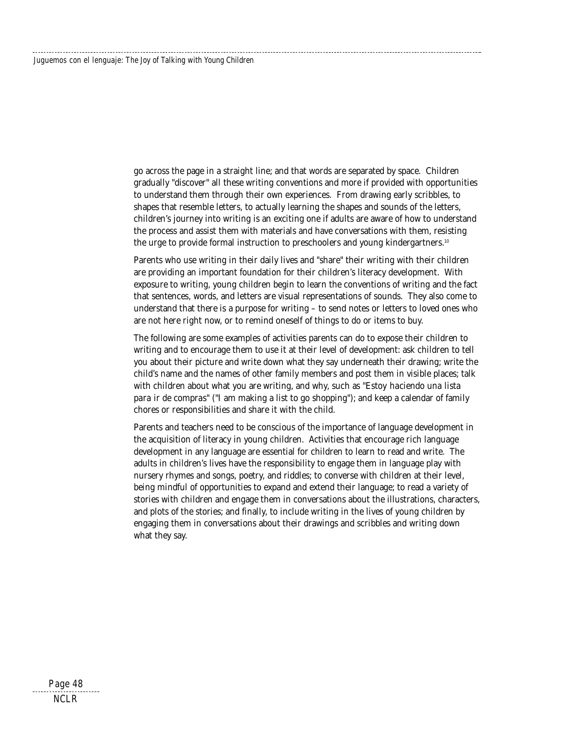go across the page in a straight line; and that words are separated by space. Children gradually "discover" all these writing conventions and more if provided with opportunities to understand them through their own experiences. From drawing early scribbles, to shapes that resemble letters, to actually learning the shapes and sounds of the letters, children's journey into writing is an exciting one if adults are aware of how to understand the process and assist them with materials and have conversations with them, resisting the urge to provide formal instruction to preschoolers and young kindergartners.[10]

Parents who use writing in their daily lives and "share" their writing with their children are providing an important foundation for their children's literacy development. With exposure to writing, young children begin to learn the conventions of writing and the fact that sentences, words, and letters are visual representations of sounds. They also come to understand that there is a purpose for writing – to send notes or letters to loved ones who are not here right now, or to remind oneself of things to do or items to buy.

The following are some examples of activities parents can do to expose their children to writing and to encourage them to use it at their level of development: ask children to tell you about their picture and write down what they say underneath their drawing; write the child's name and the names of other family members and post them in visible places; talk with children about what you are writing, and why, such as "*Estoy haciendo una lista para ir de compras*" ("I am making a list to go shopping"); and keep a calendar of family chores or responsibilities and share it with the child.

Parents and teachers need to be conscious of the importance of language development in the acquisition of literacy in young children. Activities that encourage rich language development in any language are essential for children to learn to read and write. The adults in children's lives have the responsibility to engage them in language play with nursery rhymes and songs, poetry, and riddles; to converse with children at their level, being mindful of opportunities to expand and extend their language; to read a variety of stories with children and engage them in conversations about the illustrations, characters, and plots of the stories; and finally, to include writing in the lives of young children by engaging them in conversations about their drawings and scribbles and writing down what they say.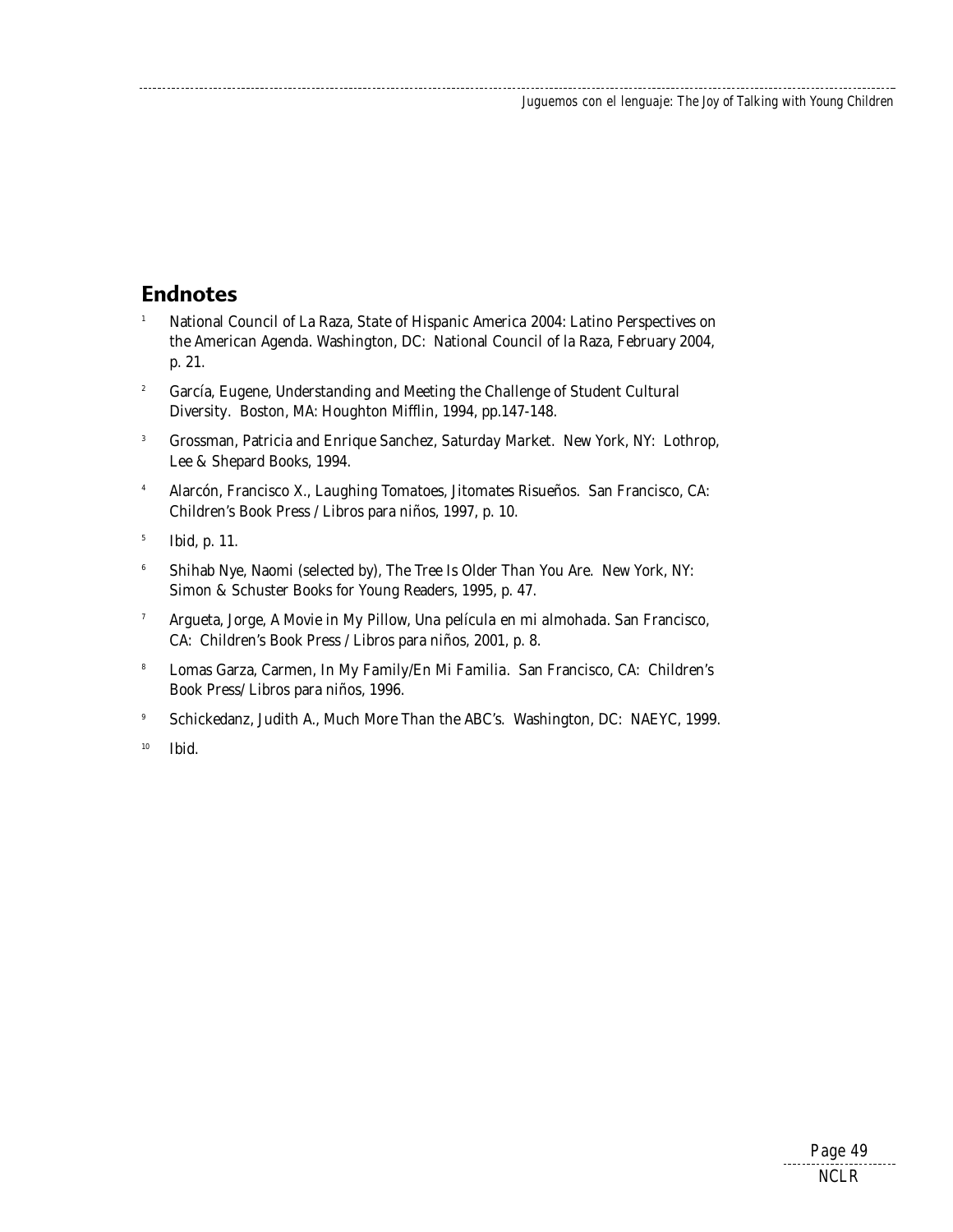## Endnotes

[1] National Council of La Raza, State of Hispanic America 2004: Latino Perspectives on the American Agenda. Washington, DC: National Council of la Raza, February 2004, p. 21.

[2] García, Eugene, Understanding and Meeting the Challenge of Student Cultural Diversity. Boston, MA: Houghton Mifflin, 1994, pp.147-148.

[3] Grossman, Patricia and Enrique Sanchez, Saturday Market. New York, NY: Lothrop, Lee & Shepard Books, 1994.

[4] Alarcón, Francisco X., Laughing Tomatoes, Jitomates Risueños. San Francisco, CA: Children's Book Press / Libros para niños, 1997, p. 10.

[5] Ibid, p. 11.

[6] Shihab Nye, Naomi (selected by), The Tree Is Older Than You Are. New York, NY: Simon & Schuster Books for Young Readers, 1995, p. 47.

[7] Argueta, Jorge, A Movie in My Pillow, Una película en mi almohada. San Francisco, CA: Children's Book Press / Libros para niños, 2001, p. 8.

[8] Lomas Garza, Carmen, In My Family/En Mi Familia. San Francisco, CA: Children's Book Press/ Libros para niños, 1996.

[9] Schickedanz, Judith A., Much More Than the ABC's. Washington, DC: NAEYC, 1999.

[10] Ibid.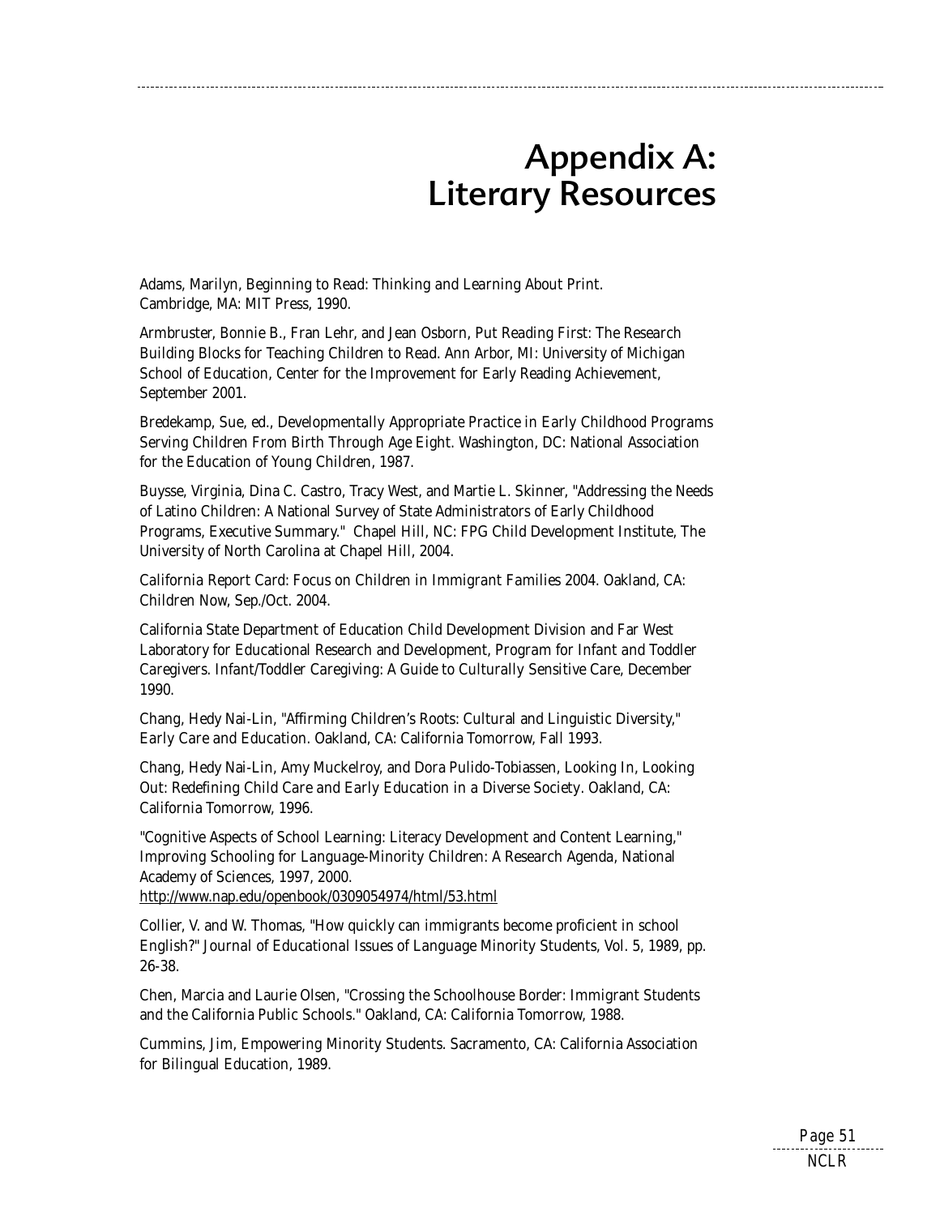# Appendix A: Literary Resources

Adams, Marilyn, *Beginning to Read: Thinking and Learning About Print.* Cambridge, MA: MIT Press, 1990.

Armbruster, Bonnie B., Fran Lehr, and Jean Osborn, *Put Reading First: The Research Building Blocks for Teaching Children to Read.* Ann Arbor, MI: University of Michigan School of Education, Center for the Improvement for Early Reading Achievement, September 2001.

Bredekamp, Sue, ed., *Developmentally Appropriate Practice in Early Childhood Programs Serving Children From Birth Through Age Eight.* Washington, DC: National Association for the Education of Young Children, 1987.

Buysse, Virginia, Dina C. Castro, Tracy West, and Martie L. Skinner, "Addressing the Needs of Latino Children: A National Survey of State Administrators of Early Childhood Programs, Executive Summary." Chapel Hill, NC: FPG Child Development Institute, The University of North Carolina at Chapel Hill, 2004.

*California Report Card: Focus on Children in Immigrant Families 2004.* Oakland, CA: Children Now, Sep./Oct. 2004.

California State Department of Education Child Development Division and Far West Laboratory for Educational Research and Development, *Program for Infant and Toddler Caregivers. Infant/Toddler Caregiving: A Guide to Culturally Sensitive Care,* December 1990.

Chang, Hedy Nai-Lin, "Affirming Children's Roots: Cultural and Linguistic Diversity," *Early Care and Education.* Oakland, CA: California Tomorrow, Fall 1993.

Chang, Hedy Nai-Lin, Amy Muckelroy, and Dora Pulido-Tobiassen, *Looking In, Looking Out: Redefining Child Care and Early Education in a Diverse Society.* Oakland, CA: California Tomorrow, 1996.

"Cognitive Aspects of School Learning: Literacy Development and Content Learning," *Improving Schooling for Language-Minority Children: A Research Agenda,* National Academy of Sciences, 1997, 2000.
http://www.nap.edu/openbook/0309054974/html/53.html

Collier, V. and W. Thomas, "How quickly can immigrants become proficient in school English?" *Journal of Educational Issues of Language Minority Students,* Vol. 5, 1989, pp. 26-38.

Chen, Marcia and Laurie Olsen, "Crossing the Schoolhouse Border: Immigrant Students and the California Public Schools." Oakland, CA: California Tomorrow, 1988.

Cummins, Jim, *Empowering Minority Students.* Sacramento, CA: California Association for Bilingual Education, 1989.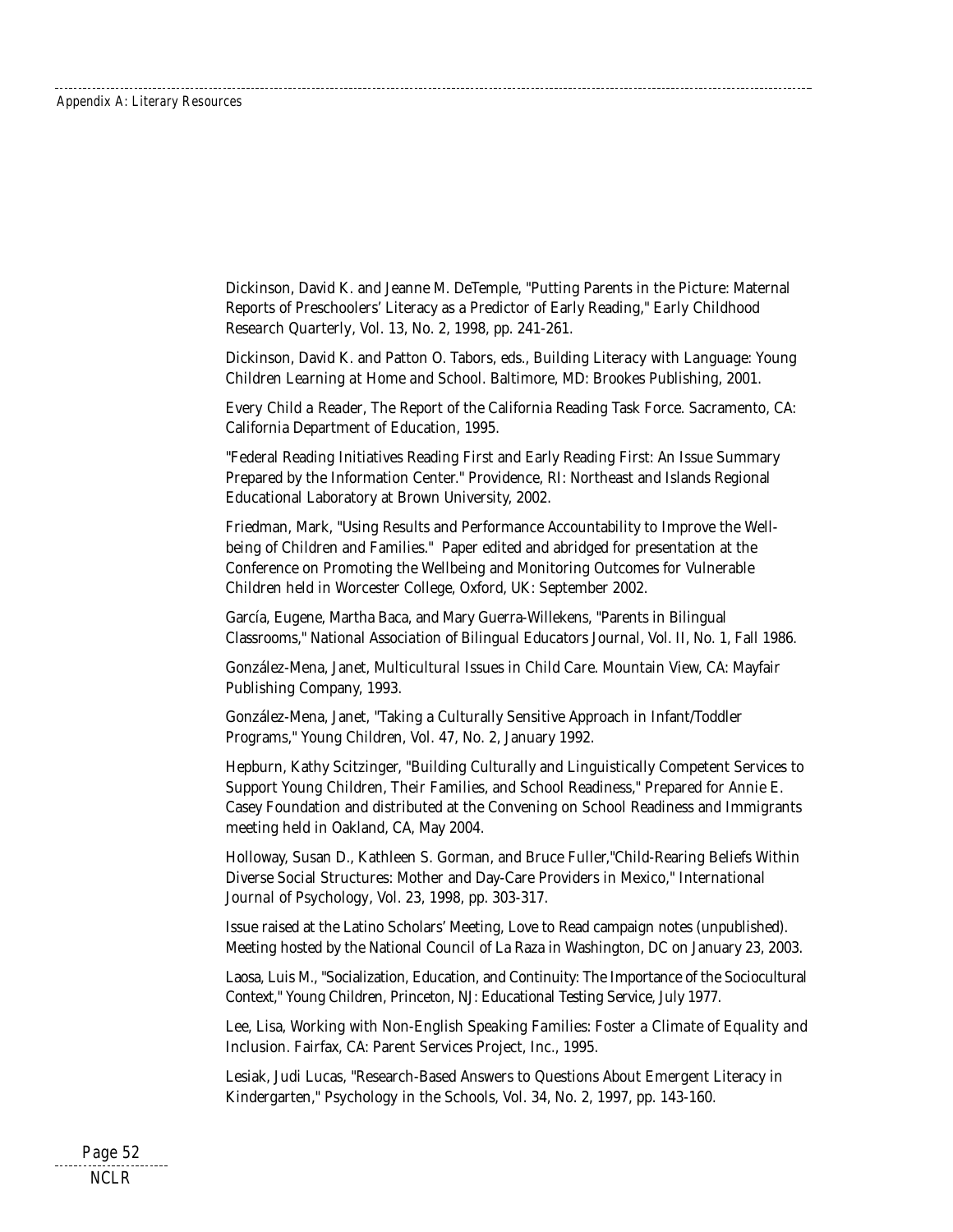Dickinson, David K. and Jeanne M. DeTemple, "Putting Parents in the Picture: Maternal Reports of Preschoolers' Literacy as a Predictor of Early Reading," Early Childhood Research Quarterly, Vol. 13, No. 2, 1998, pp. 241-261.

Dickinson, David K. and Patton O. Tabors, eds., Building Literacy with Language: Young Children Learning at Home and School. Baltimore, MD: Brookes Publishing, 2001.

Every Child a Reader, The Report of the California Reading Task Force. Sacramento, CA: California Department of Education, 1995.

"Federal Reading Initiatives Reading First and Early Reading First: An Issue Summary Prepared by the Information Center." Providence, RI: Northeast and Islands Regional Educational Laboratory at Brown University, 2002.

Friedman, Mark, "Using Results and Performance Accountability to Improve the Well-being of Children and Families." Paper edited and abridged for presentation at the Conference on Promoting the Wellbeing and Monitoring Outcomes for Vulnerable Children held in Worcester College, Oxford, UK: September 2002.

García, Eugene, Martha Baca, and Mary Guerra-Willekens, "Parents in Bilingual Classrooms," National Association of Bilingual Educators Journal, Vol. II, No. 1, Fall 1986.

González-Mena, Janet, Multicultural Issues in Child Care. Mountain View, CA: Mayfair Publishing Company, 1993.

González-Mena, Janet, "Taking a Culturally Sensitive Approach in Infant/Toddler Programs," Young Children, Vol. 47, No. 2, January 1992.

Hepburn, Kathy Scitzinger, "Building Culturally and Linguistically Competent Services to Support Young Children, Their Families, and School Readiness," Prepared for Annie E. Casey Foundation and distributed at the Convening on School Readiness and Immigrants meeting held in Oakland, CA, May 2004.

Holloway, Susan D., Kathleen S. Gorman, and Bruce Fuller,"Child-Rearing Beliefs Within Diverse Social Structures: Mother and Day-Care Providers in Mexico," International Journal of Psychology, Vol. 23, 1998, pp. 303-317.

Issue raised at the Latino Scholars' Meeting, Love to Read campaign notes (unpublished). Meeting hosted by the National Council of La Raza in Washington, DC on January 23, 2003.

Laosa, Luis M., "Socialization, Education, and Continuity: The Importance of the Sociocultural Context," Young Children, Princeton, NJ: Educational Testing Service, July 1977.

Lee, Lisa, Working with Non-English Speaking Families: Foster a Climate of Equality and Inclusion. Fairfax, CA: Parent Services Project, Inc., 1995.

Lesiak, Judi Lucas, "Research-Based Answers to Questions About Emergent Literacy in Kindergarten," Psychology in the Schools, Vol. 34, No. 2, 1997, pp. 143-160.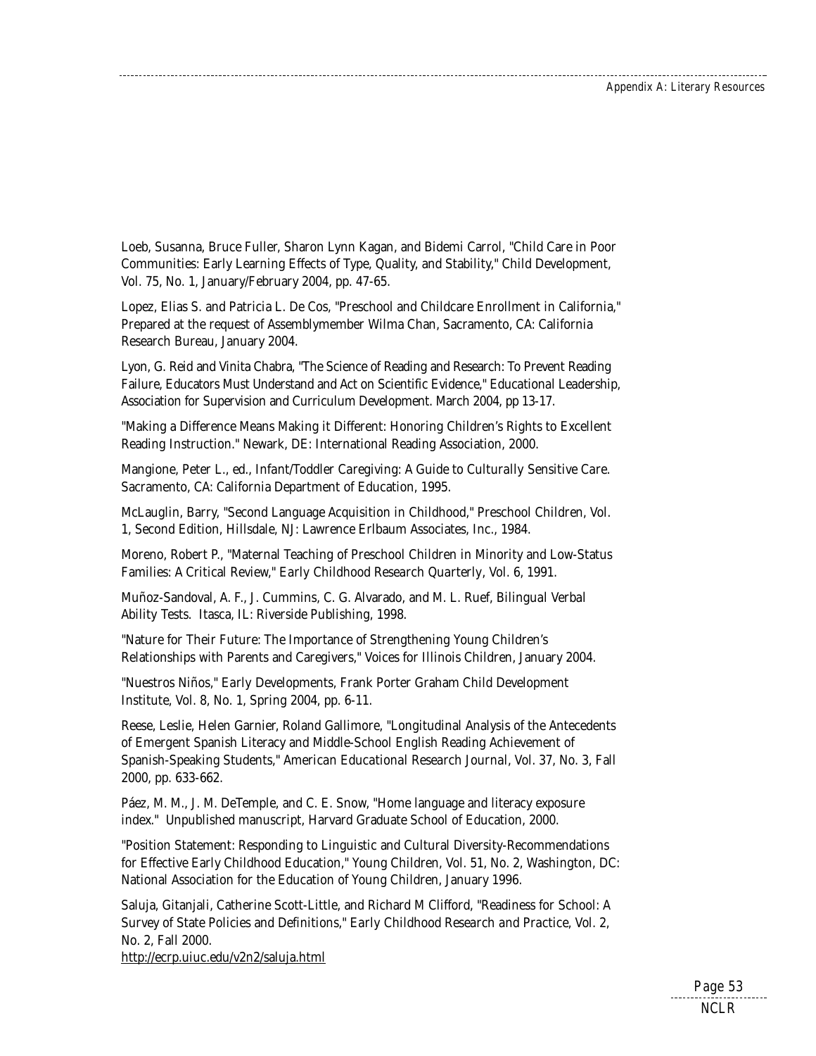Loeb, Susanna, Bruce Fuller, Sharon Lynn Kagan, and Bidemi Carrol, "Child Care in Poor Communities: Early Learning Effects of Type, Quality, and Stability," Child Development, Vol. 75, No. 1, January/February 2004, pp. 47-65.

Lopez, Elias S. and Patricia L. De Cos, "Preschool and Childcare Enrollment in California," Prepared at the request of Assemblymember Wilma Chan, Sacramento, CA: California Research Bureau, January 2004.

Lyon, G. Reid and Vinita Chabra, "The Science of Reading and Research: To Prevent Reading Failure, Educators Must Understand and Act on Scientific Evidence," Educational Leadership, Association for Supervision and Curriculum Development. March 2004, pp 13-17.

"Making a Difference Means Making it Different: Honoring Children's Rights to Excellent Reading Instruction." Newark, DE: International Reading Association, 2000.

Mangione, Peter L., ed., *Infant/Toddler Caregiving: A Guide to Culturally Sensitive Care.* Sacramento, CA: California Department of Education, 1995.

McLauglin, Barry, "Second Language Acquisition in Childhood," Preschool Children, Vol. 1, Second Edition, Hillsdale, NJ: Lawrence Erlbaum Associates, Inc., 1984.

Moreno, Robert P., "Maternal Teaching of Preschool Children in Minority and Low-Status Families: A Critical Review," *Early Childhood Research Quarterly*, Vol. 6, 1991.

Muñoz-Sandoval, A. F., J. Cummins, C. G. Alvarado, and M. L. Ruef, Bilingual Verbal Ability Tests. Itasca, IL: Riverside Publishing, 1998.

"Nature for Their Future: The Importance of Strengthening Young Children's Relationships with Parents and Caregivers," Voices for Illinois Children, January 2004.

"Nuestros Niños," Early Developments, Frank Porter Graham Child Development Institute, Vol. 8, No. 1, Spring 2004, pp. 6-11.

Reese, Leslie, Helen Garnier, Roland Gallimore, "Longitudinal Analysis of the Antecedents of Emergent Spanish Literacy and Middle-School English Reading Achievement of Spanish-Speaking Students," *American Educational Research Journal*, Vol. 37, No. 3, Fall 2000, pp. 633-662.

Páez, M. M., J. M. DeTemple, and C. E. Snow, "Home language and literacy exposure index." Unpublished manuscript, Harvard Graduate School of Education, 2000.

"Position Statement: Responding to Linguistic and Cultural Diversity-Recommendations for Effective Early Childhood Education," Young Children, Vol. 51, No. 2, Washington, DC: National Association for the Education of Young Children, January 1996.

Saluja, Gitanjali, Catherine Scott-Little, and Richard M Clifford, "Readiness for School: A Survey of State Policies and Definitions," Early Childhood Research and Practice, Vol. 2, No. 2, Fall 2000.
http://ecrp.uiuc.edu/v2n2/saluja.html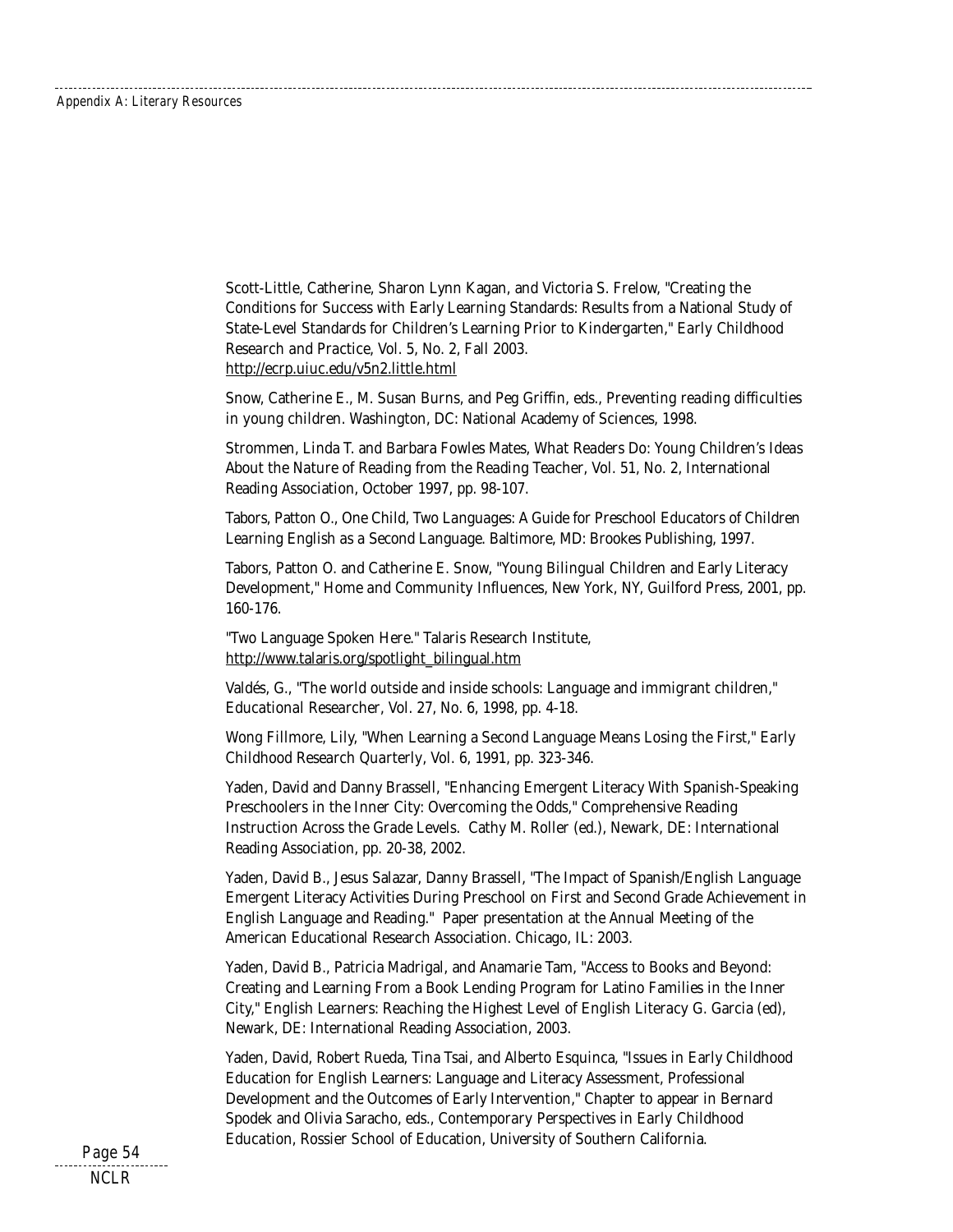Scott-Little, Catherine, Sharon Lynn Kagan, and Victoria S. Frelow, "Creating the Conditions for Success with Early Learning Standards: Results from a National Study of State-Level Standards for Children's Learning Prior to Kindergarten," *Early Childhood Research and Practice*, Vol. 5, No. 2, Fall 2003. http://ecrp.uiuc.edu/v5n2.little.html

Snow, Catherine E., M. Susan Burns, and Peg Griffin, eds., *Preventing reading difficulties in young children*. Washington, DC: National Academy of Sciences, 1998.

Strommen, Linda T. and Barbara Fowles Mates, *What Readers Do: Young Children's Ideas About the Nature of Reading* from the Reading Teacher, Vol. 51, No. 2, International Reading Association, October 1997, pp. 98-107.

Tabors, Patton O., *One Child, Two Languages: A Guide for Preschool Educators of Children Learning English as a Second Language*. Baltimore, MD: Brookes Publishing, 1997.

Tabors, Patton O. and Catherine E. Snow, "Young Bilingual Children and Early Literacy Development," *Home and Community Influences*, New York, NY, Guilford Press, 2001, pp. 160-176.

"Two Language Spoken Here." Talaris Research Institute, http://www.talaris.org/spotlight_bilingual.htm

Valdés, G., "The world outside and inside schools: Language and immigrant children," *Educational Researcher*, Vol. 27, No. 6, 1998, pp. 4-18.

Wong Fillmore, Lily, "When Learning a Second Language Means Losing the First," *Early Childhood Research Quarterly*, Vol. 6, 1991, pp. 323-346.

Yaden, David and Danny Brassell, "Enhancing Emergent Literacy With Spanish-Speaking Preschoolers in the Inner City: Overcoming the Odds," *Comprehensive Reading Instruction Across the Grade Levels*. Cathy M. Roller (ed.), Newark, DE: International Reading Association, pp. 20-38, 2002.

Yaden, David B., Jesus Salazar, Danny Brassell, "The Impact of Spanish/English Language Emergent Literacy Activities During Preschool on First and Second Grade Achievement in English Language and Reading." Paper presentation at the Annual Meeting of the American Educational Research Association. Chicago, IL: 2003.

Yaden, David B., Patricia Madrigal, and Anamarie Tam, "Access to Books and Beyond: Creating and Learning From a Book Lending Program for Latino Families in the Inner City," *English Learners: Reaching the Highest Level of English Literacy* G. Garcia (ed), Newark, DE: International Reading Association, 2003.

Yaden, David, Robert Rueda, Tina Tsai, and Alberto Esquinca, "Issues in Early Childhood Education for English Learners: Language and Literacy Assessment, Professional Development and the Outcomes of Early Intervention," Chapter to appear in Bernard Spodek and Olivia Saracho, eds., *Contemporary Perspectives in Early Childhood Education*, Rossier School of Education, University of Southern California.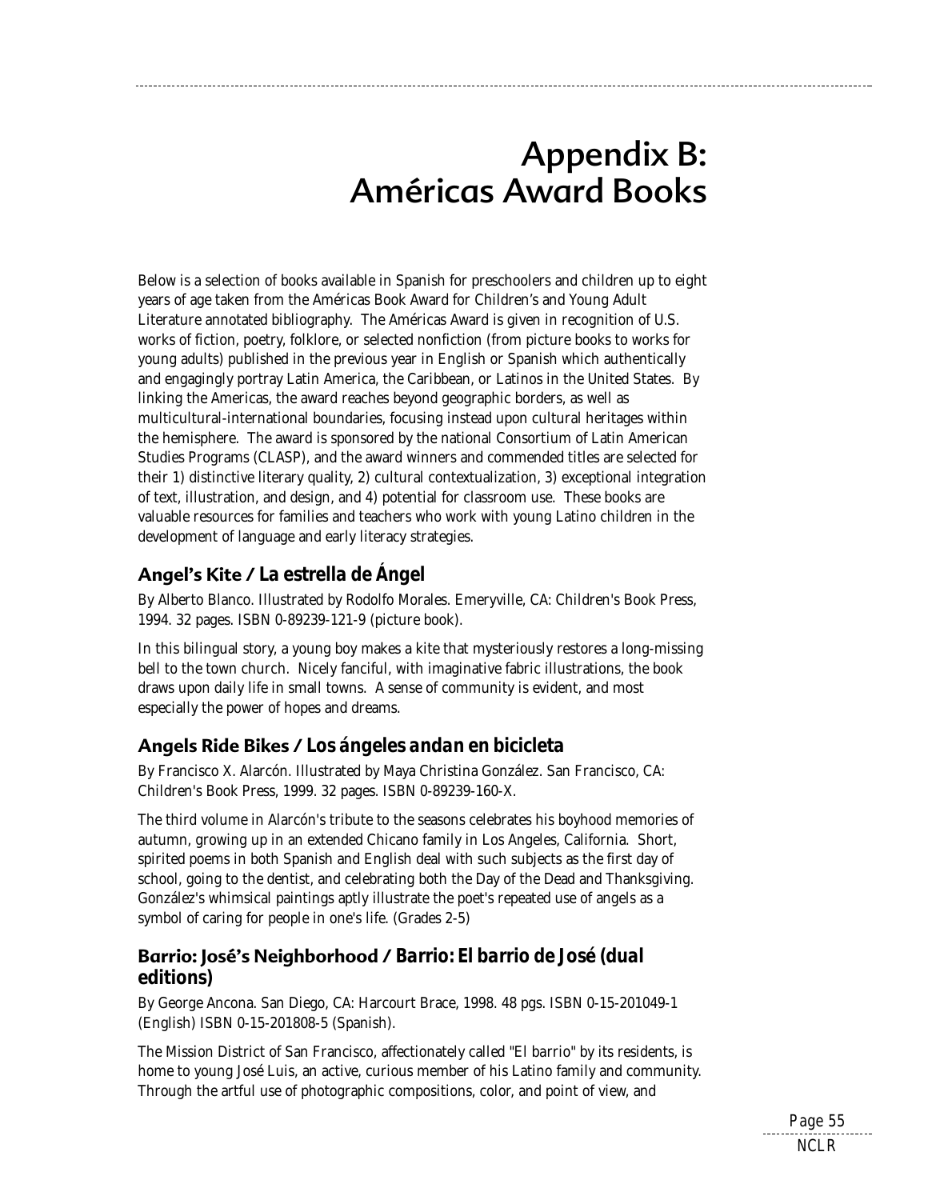# Appendix B: Américas Award Books

Below is a selection of books available in Spanish for preschoolers and children up to eight years of age taken from the Américas Book Award for Children's and Young Adult Literature annotated bibliography. The Américas Award is given in recognition of U.S. works of fiction, poetry, folklore, or selected nonfiction (from picture books to works for young adults) published in the previous year in English or Spanish which authentically and engagingly portray Latin America, the Caribbean, or Latinos in the United States. By linking the Americas, the award reaches beyond geographic borders, as well as multicultural-international boundaries, focusing instead upon cultural heritages within the hemisphere. The award is sponsored by the national Consortium of Latin American Studies Programs (CLASP), and the award winners and commended titles are selected for their 1) distinctive literary quality, 2) cultural contextualization, 3) exceptional integration of text, illustration, and design, and 4) potential for classroom use. These books are valuable resources for families and teachers who work with young Latino children in the development of language and early literacy strategies.

### Angel's Kite / *La estrella de Ángel*

By Alberto Blanco. Illustrated by Rodolfo Morales. Emeryville, CA: Children's Book Press, 1994. 32 pages. ISBN 0-89239-121-9 (picture book).

In this bilingual story, a young boy makes a kite that mysteriously restores a long-missing bell to the town church. Nicely fanciful, with imaginative fabric illustrations, the book draws upon daily life in small towns. A sense of community is evident, and most especially the power of hopes and dreams.

### Angels Ride Bikes / *Los ángeles andan en bicicleta*

By Francisco X. Alarcón. Illustrated by Maya Christina González. San Francisco, CA: Children's Book Press, 1999. 32 pages. ISBN 0-89239-160-X.

The third volume in Alarcón's tribute to the seasons celebrates his boyhood memories of autumn, growing up in an extended Chicano family in Los Angeles, California. Short, spirited poems in both Spanish and English deal with such subjects as the first day of school, going to the dentist, and celebrating both the Day of the Dead and Thanksgiving. González's whimsical paintings aptly illustrate the poet's repeated use of angels as a symbol of caring for people in one's life. (Grades 2-5)

### Barrio: José's Neighborhood / *Barrio: El barrio de José (dual editions)*

By George Ancona. San Diego, CA: Harcourt Brace, 1998. 48 pgs. ISBN 0-15-201049-1 (English) ISBN 0-15-201808-5 (Spanish).

The Mission District of San Francisco, affectionately called "El barrio" by its residents, is home to young José Luis, an active, curious member of his Latino family and community. Through the artful use of photographic compositions, color, and point of view, and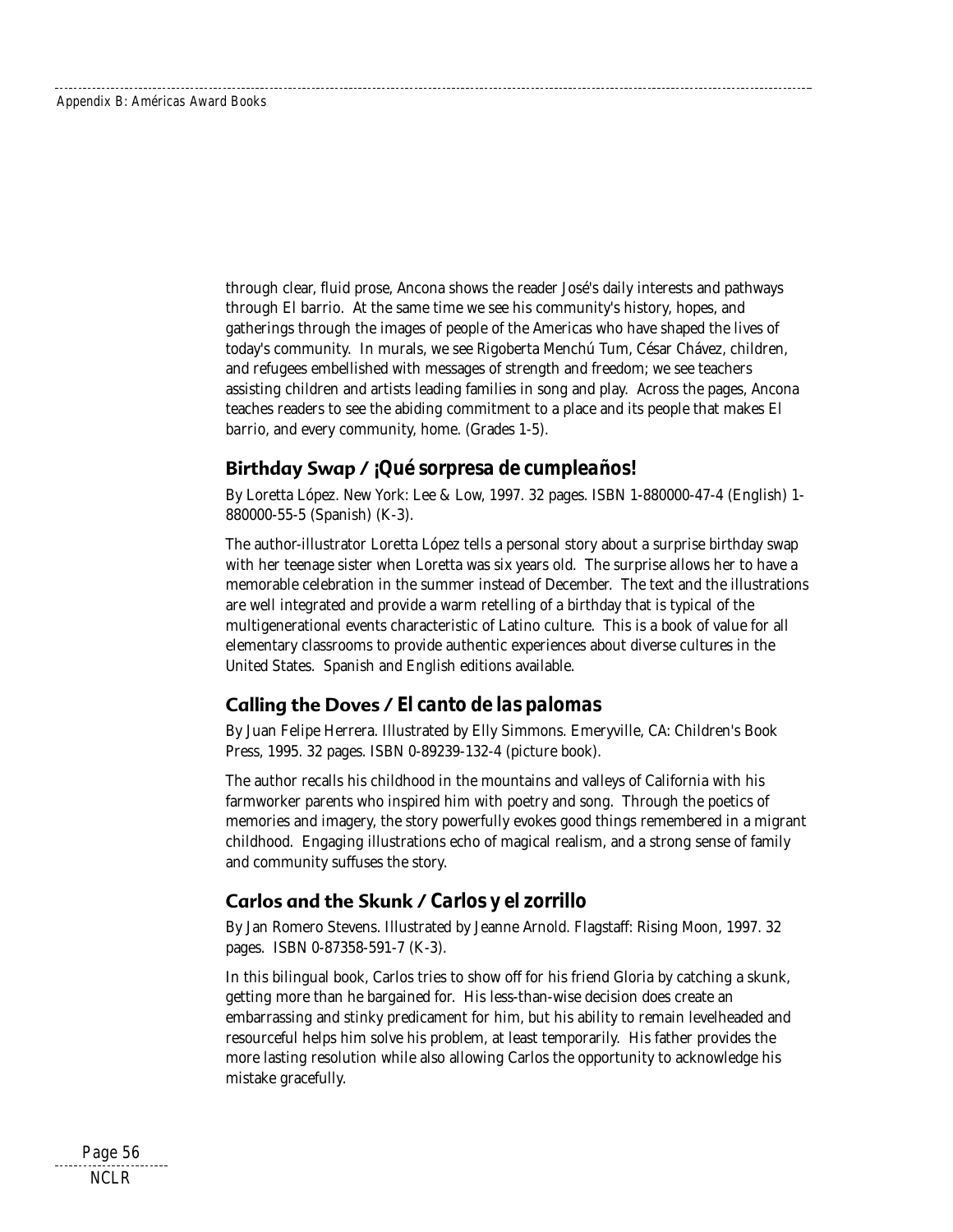through clear, fluid prose, Ancona shows the reader José's daily interests and pathways through El barrio. At the same time we see his community's history, hopes, and gatherings through the images of people of the Americas who have shaped the lives of today's community. In murals, we see Rigoberta Menchú Tum, César Chávez, children, and refugees embellished with messages of strength and freedom; we see teachers assisting children and artists leading families in song and play. Across the pages, Ancona teaches readers to see the abiding commitment to a place and its people that makes El barrio, and every community, home. (Grades 1-5).

## Birthday Swap / *¡Qué sorpresa de cumpleaños!*

By Loretta López. New York: Lee & Low, 1997. 32 pages. ISBN 1-880000-47-4 (English) 1-880000-55-5 (Spanish) (K-3).

The author-illustrator Loretta López tells a personal story about a surprise birthday swap with her teenage sister when Loretta was six years old. The surprise allows her to have a memorable celebration in the summer instead of December. The text and the illustrations are well integrated and provide a warm retelling of a birthday that is typical of the multigenerational events characteristic of Latino culture. This is a book of value for all elementary classrooms to provide authentic experiences about diverse cultures in the United States. Spanish and English editions available.

## Calling the Doves / *El canto de las palomas*

By Juan Felipe Herrera. Illustrated by Elly Simmons. Emeryville, CA: Children's Book Press, 1995. 32 pages. ISBN 0-89239-132-4 (picture book).

The author recalls his childhood in the mountains and valleys of California with his farmworker parents who inspired him with poetry and song. Through the poetics of memories and imagery, the story powerfully evokes good things remembered in a migrant childhood. Engaging illustrations echo of magical realism, and a strong sense of family and community suffuses the story.

## Carlos and the Skunk / *Carlos y el zorrillo*

By Jan Romero Stevens. Illustrated by Jeanne Arnold. Flagstaff: Rising Moon, 1997. 32 pages. ISBN 0-87358-591-7 (K-3).

In this bilingual book, Carlos tries to show off for his friend Gloria by catching a skunk, getting more than he bargained for. His less-than-wise decision does create an embarrassing and stinky predicament for him, but his ability to remain levelheaded and resourceful helps him solve his problem, at least temporarily. His father provides the more lasting resolution while also allowing Carlos the opportunity to acknowledge his mistake gracefully.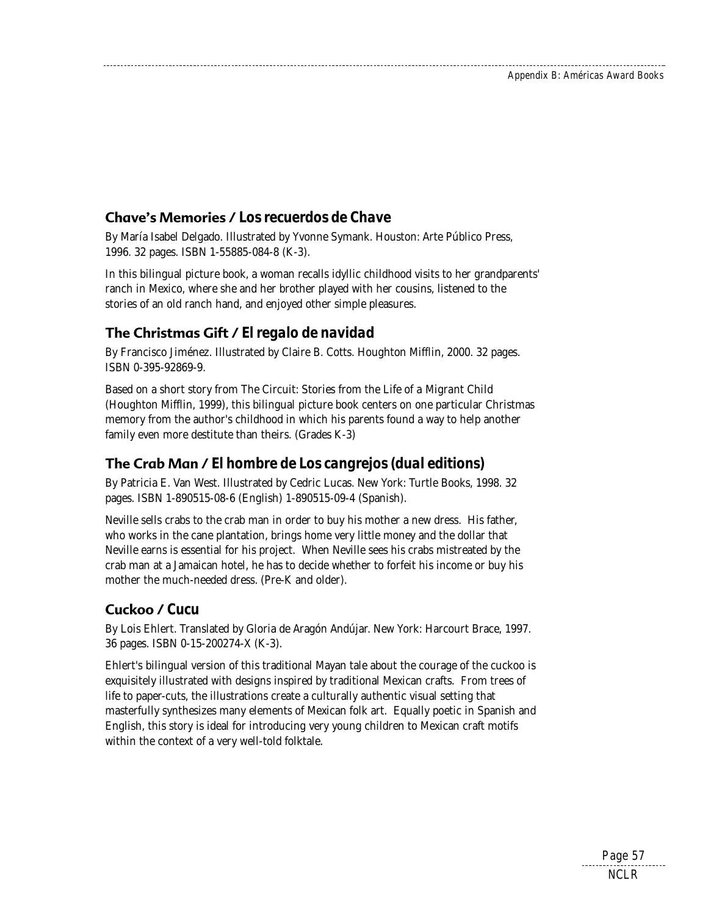## Chave's Memories / *Los recuerdos de Chave*

By María Isabel Delgado. Illustrated by Yvonne Symank. Houston: Arte Público Press, 1996. 32 pages. ISBN 1-55885-084-8 (K-3).

In this bilingual picture book, a woman recalls idyllic childhood visits to her grandparents' ranch in Mexico, where she and her brother played with her cousins, listened to the stories of an old ranch hand, and enjoyed other simple pleasures.

## The Christmas Gift / *El regalo de navidad*

By Francisco Jiménez. Illustrated by Claire B. Cotts. Houghton Mifflin, 2000. 32 pages. ISBN 0-395-92869-9.

Based on a short story from The Circuit: Stories from the Life of a Migrant Child (Houghton Mifflin, 1999), this bilingual picture book centers on one particular Christmas memory from the author's childhood in which his parents found a way to help another family even more destitute than theirs. (Grades K-3)

## The Crab Man / *El hombre de Los cangrejos (dual editions)*

By Patricia E. Van West. Illustrated by Cedric Lucas. New York: Turtle Books, 1998. 32 pages. ISBN 1-890515-08-6 (English) 1-890515-09-4 (Spanish).

Neville sells crabs to the crab man in order to buy his mother a new dress. His father, who works in the cane plantation, brings home very little money and the dollar that Neville earns is essential for his project. When Neville sees his crabs mistreated by the crab man at a Jamaican hotel, he has to decide whether to forfeit his income or buy his mother the much-needed dress. (Pre-K and older).

## Cuckoo / *Cucu*

By Lois Ehlert. Translated by Gloria de Aragón Andújar. New York: Harcourt Brace, 1997. 36 pages. ISBN 0-15-200274-X (K-3).

Ehlert's bilingual version of this traditional Mayan tale about the courage of the cuckoo is exquisitely illustrated with designs inspired by traditional Mexican crafts. From trees of life to paper-cuts, the illustrations create a culturally authentic visual setting that masterfully synthesizes many elements of Mexican folk art. Equally poetic in Spanish and English, this story is ideal for introducing very young children to Mexican craft motifs within the context of a very well-told folktale.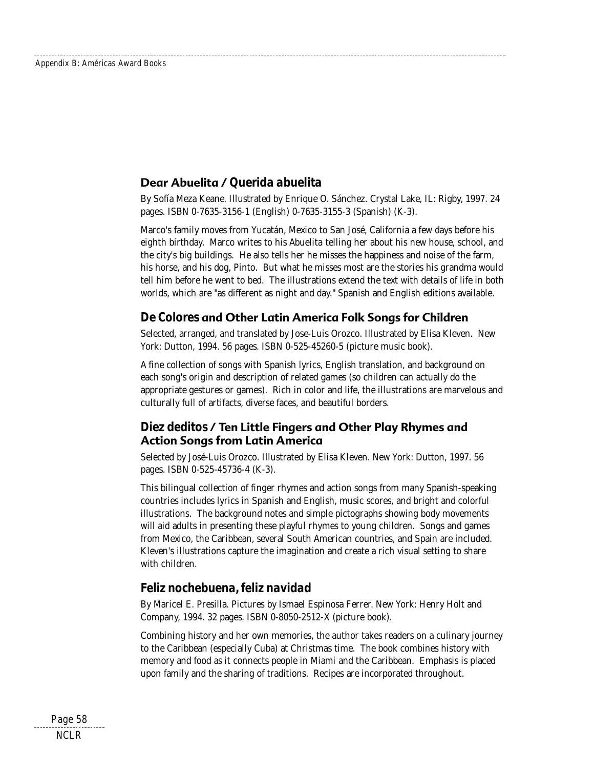## Dear Abuelita / *Querida abuelita*

By Sofía Meza Keane. Illustrated by Enrique O. Sánchez. Crystal Lake, IL: Rigby, 1997. 24 pages. ISBN 0-7635-3156-1 (English) 0-7635-3155-3 (Spanish) (K-3).

Marco's family moves from Yucatán, Mexico to San José, California a few days before his eighth birthday. Marco writes to his Abuelita telling her about his new house, school, and the city's big buildings. He also tells her he misses the happiness and noise of the farm, his horse, and his dog, Pinto. But what he misses most are the stories his grandma would tell him before he went to bed. The illustrations extend the text with details of life in both worlds, which are "as different as night and day." Spanish and English editions available.

## *De Colores* and Other Latin America Folk Songs for Children

Selected, arranged, and translated by Jose-Luis Orozco. Illustrated by Elisa Kleven. New York: Dutton, 1994. 56 pages. ISBN 0-525-45260-5 (picture music book).

A fine collection of songs with Spanish lyrics, English translation, and background on each song's origin and description of related games (so children can actually do the appropriate gestures or games). Rich in color and life, the illustrations are marvelous and culturally full of artifacts, diverse faces, and beautiful borders.

## *Diez deditos* / Ten Little Fingers and Other Play Rhymes and Action Songs from Latin America

Selected by José-Luis Orozco. Illustrated by Elisa Kleven. New York: Dutton, 1997. 56 pages. ISBN 0-525-45736-4 (K-3).

This bilingual collection of finger rhymes and action songs from many Spanish-speaking countries includes lyrics in Spanish and English, music scores, and bright and colorful illustrations. The background notes and simple pictographs showing body movements will aid adults in presenting these playful rhymes to young children. Songs and games from Mexico, the Caribbean, several South American countries, and Spain are included. Kleven's illustrations capture the imagination and create a rich visual setting to share with children.

## *Feliz nochebuena, feliz navidad*

By Maricel E. Presilla. Pictures by Ismael Espinosa Ferrer. New York: Henry Holt and Company, 1994. 32 pages. ISBN 0-8050-2512-X (picture book).

Combining history and her own memories, the author takes readers on a culinary journey to the Caribbean (especially Cuba) at Christmas time. The book combines history with memory and food as it connects people in Miami and the Caribbean. Emphasis is placed upon family and the sharing of traditions. Recipes are incorporated throughout.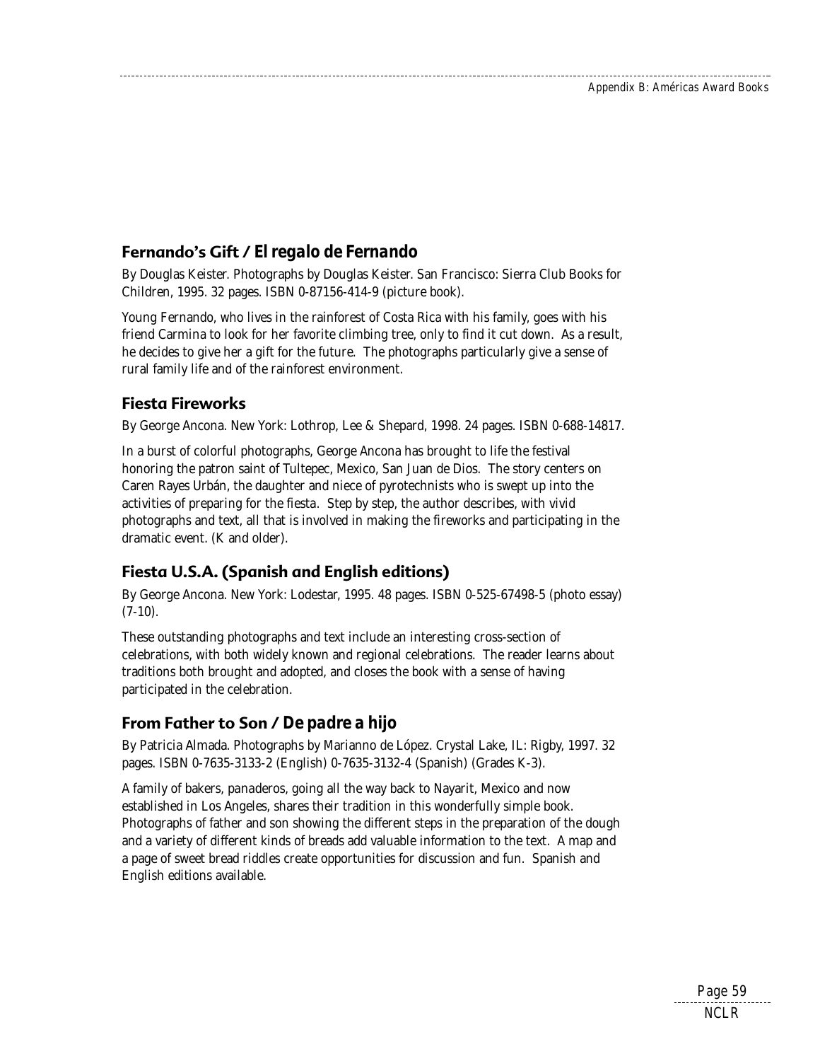### Fernando's Gift / *El regalo de Fernando*

By Douglas Keister. Photographs by Douglas Keister. San Francisco: Sierra Club Books for Children, 1995. 32 pages. ISBN 0-87156-414-9 (picture book).

Young Fernando, who lives in the rainforest of Costa Rica with his family, goes with his friend Carmina to look for her favorite climbing tree, only to find it cut down. As a result, he decides to give her a gift for the future. The photographs particularly give a sense of rural family life and of the rainforest environment.

### Fiesta Fireworks

By George Ancona. New York: Lothrop, Lee & Shepard, 1998. 24 pages. ISBN 0-688-14817.

In a burst of colorful photographs, George Ancona has brought to life the festival honoring the patron saint of Tultepec, Mexico, San Juan de Dios. The story centers on Caren Rayes Urbán, the daughter and niece of pyrotechnists who is swept up into the activities of preparing for the fiesta. Step by step, the author describes, with vivid photographs and text, all that is involved in making the fireworks and participating in the dramatic event. (K and older).

### Fiesta U.S.A. (Spanish and English editions)

By George Ancona. New York: Lodestar, 1995. 48 pages. ISBN 0-525-67498-5 (photo essay) (7-10).

These outstanding photographs and text include an interesting cross-section of celebrations, with both widely known and regional celebrations. The reader learns about traditions both brought and adopted, and closes the book with a sense of having participated in the celebration.

### From Father to Son / *De padre a hijo*

By Patricia Almada. Photographs by Marianno de López. Crystal Lake, IL: Rigby, 1997. 32 pages. ISBN 0-7635-3133-2 (English) 0-7635-3132-4 (Spanish) (Grades K-3).

A family of bakers, *panaderos*, going all the way back to Nayarit, Mexico and now established in Los Angeles, shares their tradition in this wonderfully simple book. Photographs of father and son showing the different steps in the preparation of the dough and a variety of different kinds of breads add valuable information to the text. A map and a page of sweet bread riddles create opportunities for discussion and fun. Spanish and English editions available.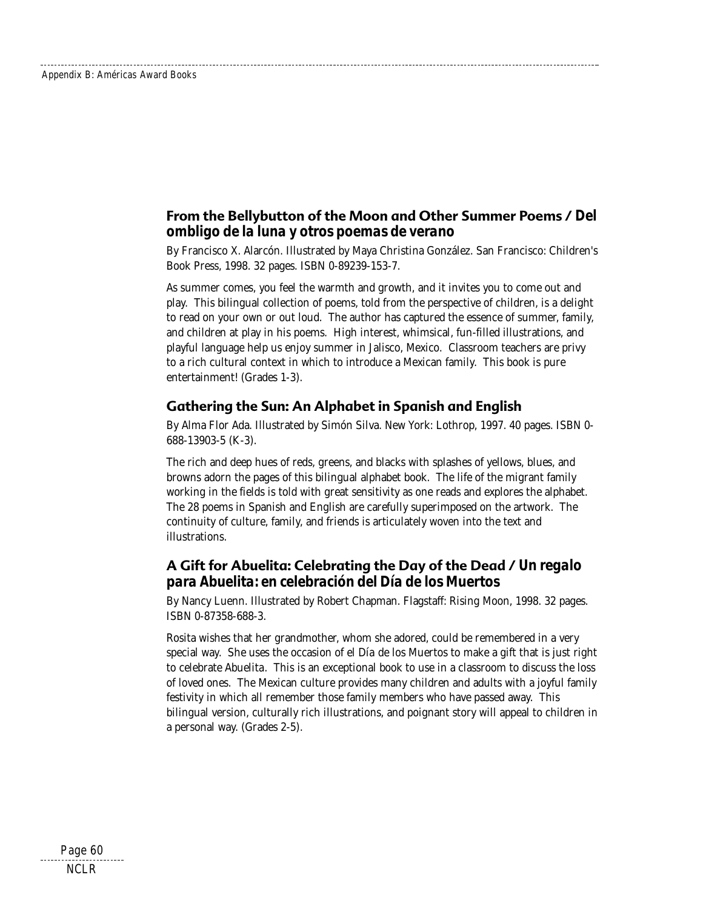## From the Bellybutton of the Moon and Other Summer Poems / *Del ombligo de la luna y otros poemas de verano*

By Francisco X. Alarcón. Illustrated by Maya Christina González. San Francisco: Children's Book Press, 1998. 32 pages. ISBN 0-89239-153-7.

As summer comes, you feel the warmth and growth, and it invites you to come out and play. This bilingual collection of poems, told from the perspective of children, is a delight to read on your own or out loud. The author has captured the essence of summer, family, and children at play in his poems. High interest, whimsical, fun-filled illustrations, and playful language help us enjoy summer in Jalisco, Mexico. Classroom teachers are privy to a rich cultural context in which to introduce a Mexican family. This book is pure entertainment! (Grades 1-3).

## Gathering the Sun: An Alphabet in Spanish and English

By Alma Flor Ada. Illustrated by Simón Silva. New York: Lothrop, 1997. 40 pages. ISBN 0-688-13903-5 (K-3).

The rich and deep hues of reds, greens, and blacks with splashes of yellows, blues, and browns adorn the pages of this bilingual alphabet book. The life of the migrant family working in the fields is told with great sensitivity as one reads and explores the alphabet. The 28 poems in Spanish and English are carefully superimposed on the artwork. The continuity of culture, family, and friends is articulately woven into the text and illustrations.

## A Gift for Abuelita: Celebrating the Day of the Dead / *Un regalo para Abuelita: en celebración del Día de los Muertos*

By Nancy Luenn. Illustrated by Robert Chapman. Flagstaff: Rising Moon, 1998. 32 pages. ISBN 0-87358-688-3.

Rosita wishes that her grandmother, whom she adored, could be remembered in a very special way. She uses the occasion of el Día de los Muertos to make a gift that is just right to celebrate Abuelita. This is an exceptional book to use in a classroom to discuss the loss of loved ones. The Mexican culture provides many children and adults with a joyful family festivity in which all remember those family members who have passed away. This bilingual version, culturally rich illustrations, and poignant story will appeal to children in a personal way. (Grades 2-5).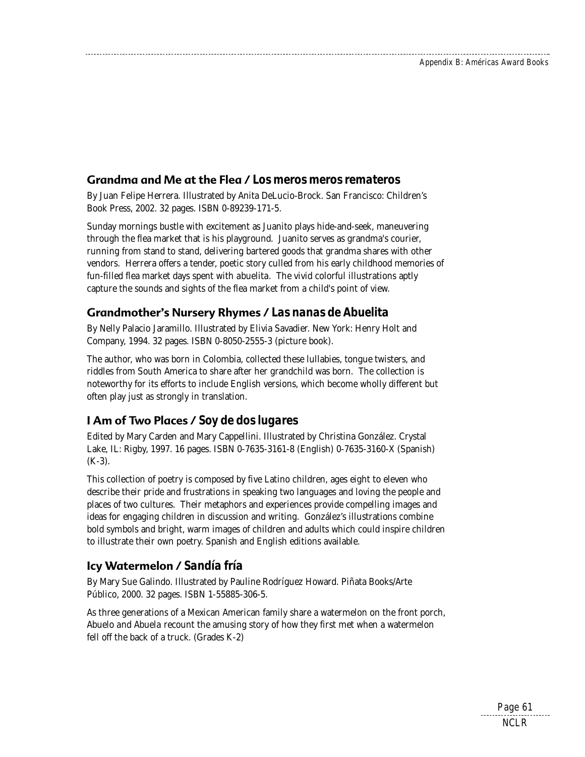## Grandma and Me at the Flea / *Los meros meros remateros*

By Juan Felipe Herrera. Illustrated by Anita DeLucio-Brock. San Francisco: Children's Book Press, 2002. 32 pages. ISBN 0-89239-171-5.

Sunday mornings bustle with excitement as Juanito plays hide-and-seek, maneuvering through the flea market that is his playground. Juanito serves as grandma's courier, running from stand to stand, delivering bartered goods that grandma shares with other vendors. Herrera offers a tender, poetic story culled from his early childhood memories of fun-filled flea market days spent with *abuelita*. The vivid colorful illustrations aptly capture the sounds and sights of the flea market from a child's point of view.

## Grandmother's Nursery Rhymes / *Las nanas de Abuelita*

By Nelly Palacio Jaramillo. Illustrated by Elivia Savadier. New York: Henry Holt and Company, 1994. 32 pages. ISBN 0-8050-2555-3 (picture book).

The author, who was born in Colombia, collected these lullabies, tongue twisters, and riddles from South America to share after her grandchild was born. The collection is noteworthy for its efforts to include English versions, which become wholly different but often play just as strongly in translation.

## I Am of Two Places / *Soy de dos lugares*

Edited by Mary Carden and Mary Cappellini. Illustrated by Christina González. Crystal Lake, IL: Rigby, 1997. 16 pages. ISBN 0-7635-3161-8 (English) 0-7635-3160-X (Spanish) (K-3).

This collection of poetry is composed by five Latino children, ages eight to eleven who describe their pride and frustrations in speaking two languages and loving the people and places of two cultures. Their metaphors and experiences provide compelling images and ideas for engaging children in discussion and writing. González's illustrations combine bold symbols and bright, warm images of children and adults which could inspire children to illustrate their own poetry. Spanish and English editions available.

## Icy Watermelon / *Sandía fría*

By Mary Sue Galindo. Illustrated by Pauline Rodríguez Howard. Piñata Books/Arte Público, 2000. 32 pages. ISBN 1-55885-306-5.

As three generations of a Mexican American family share a watermelon on the front porch, Abuelo and Abuela recount the amusing story of how they first met when a watermelon fell off the back of a truck. (Grades K-2)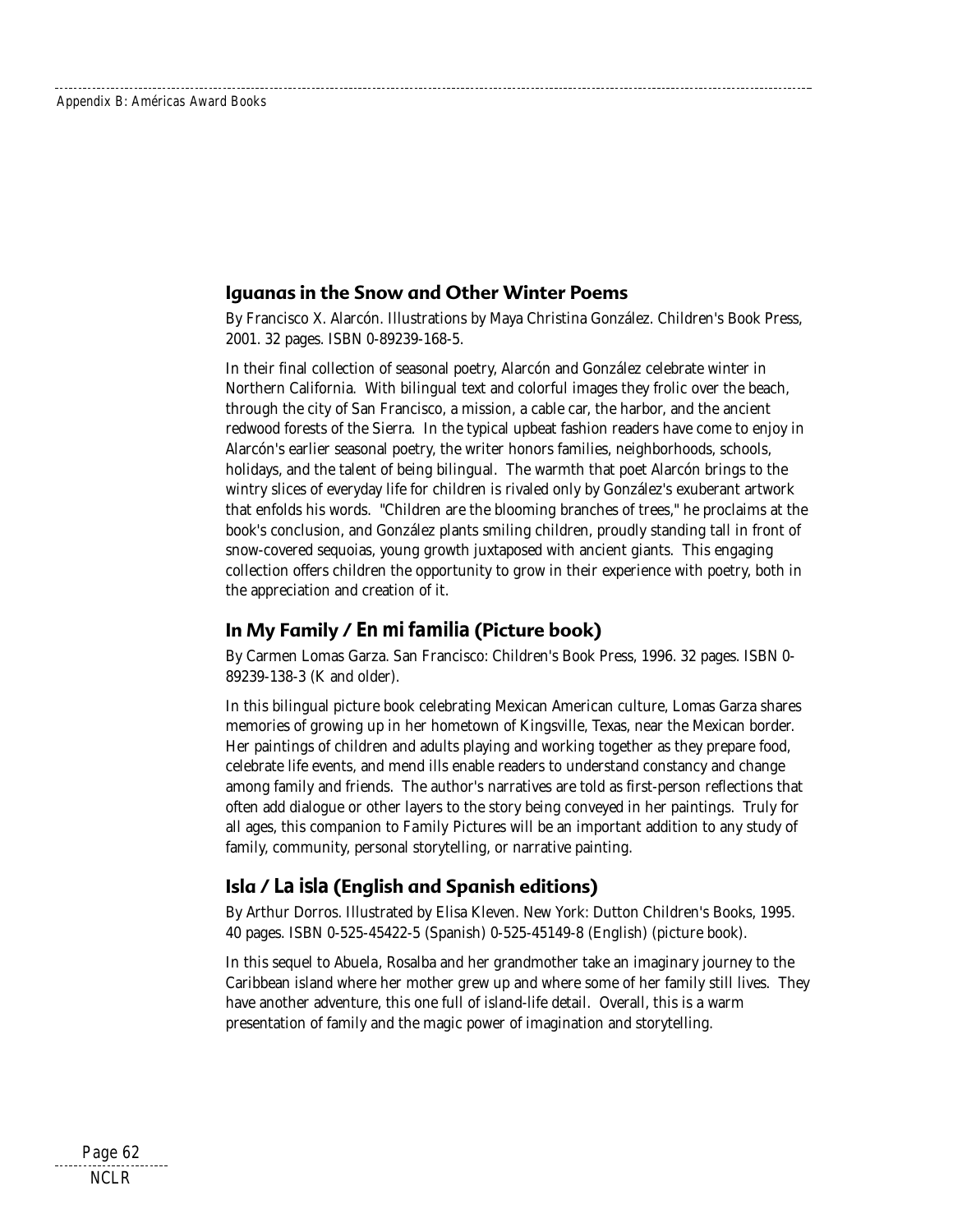### Iguanas in the Snow and Other Winter Poems

By Francisco X. Alarcón. Illustrations by Maya Christina González. Children's Book Press, 2001. 32 pages. ISBN 0-89239-168-5.

In their final collection of seasonal poetry, Alarcón and González celebrate winter in Northern California. With bilingual text and colorful images they frolic over the beach, through the city of San Francisco, a mission, a cable car, the harbor, and the ancient redwood forests of the Sierra. In the typical upbeat fashion readers have come to enjoy in Alarcón's earlier seasonal poetry, the writer honors families, neighborhoods, schools, holidays, and the talent of being bilingual. The warmth that poet Alarcón brings to the wintry slices of everyday life for children is rivaled only by González's exuberant artwork that enfolds his words. "Children are the blooming branches of trees," he proclaims at the book's conclusion, and González plants smiling children, proudly standing tall in front of snow-covered sequoias, young growth juxtaposed with ancient giants. This engaging collection offers children the opportunity to grow in their experience with poetry, both in the appreciation and creation of it.

### In My Family / *En mi familia* (Picture book)

By Carmen Lomas Garza. San Francisco: Children's Book Press, 1996. 32 pages. ISBN 0-89239-138-3 (K and older).

In this bilingual picture book celebrating Mexican American culture, Lomas Garza shares memories of growing up in her hometown of Kingsville, Texas, near the Mexican border. Her paintings of children and adults playing and working together as they prepare food, celebrate life events, and mend ills enable readers to understand constancy and change among family and friends. The author's narratives are told as first-person reflections that often add dialogue or other layers to the story being conveyed in her paintings. Truly for all ages, this companion to Family Pictures will be an important addition to any study of family, community, personal storytelling, or narrative painting.

### Isla / *La isla* (English and Spanish editions)

By Arthur Dorros. Illustrated by Elisa Kleven. New York: Dutton Children's Books, 1995. 40 pages. ISBN 0-525-45422-5 (Spanish) 0-525-45149-8 (English) (picture book).

In this sequel to Abuela, Rosalba and her grandmother take an imaginary journey to the Caribbean island where her mother grew up and where some of her family still lives. They have another adventure, this one full of island-life detail. Overall, this is a warm presentation of family and the magic power of imagination and storytelling.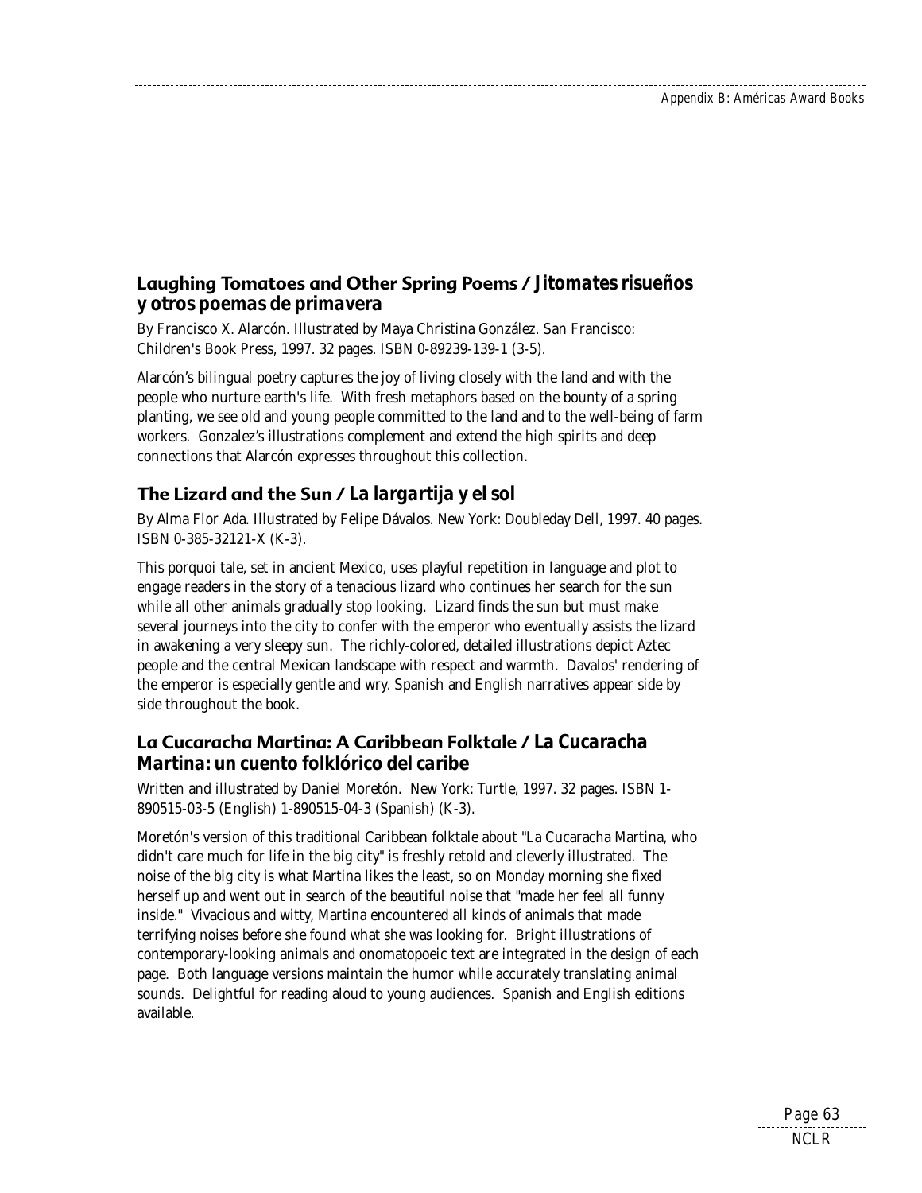## Laughing Tomatoes and Other Spring Poems / *Jitomates risueños y otros poemas de primavera*

By Francisco X. Alarcón. Illustrated by Maya Christina González. San Francisco: Children's Book Press, 1997. 32 pages. ISBN 0-89239-139-1 (3-5).

Alarcón's bilingual poetry captures the joy of living closely with the land and with the people who nurture earth's life. With fresh metaphors based on the bounty of a spring planting, we see old and young people committed to the land and to the well-being of farm workers. Gonzalez's illustrations complement and extend the high spirits and deep connections that Alarcón expresses throughout this collection.

## The Lizard and the Sun / *La largartija y el sol*

By Alma Flor Ada. Illustrated by Felipe Dávalos. New York: Doubleday Dell, 1997. 40 pages. ISBN 0-385-32121-X (K-3).

This porquoi tale, set in ancient Mexico, uses playful repetition in language and plot to engage readers in the story of a tenacious lizard who continues her search for the sun while all other animals gradually stop looking. Lizard finds the sun but must make several journeys into the city to confer with the emperor who eventually assists the lizard in awakening a very sleepy sun. The richly-colored, detailed illustrations depict Aztec people and the central Mexican landscape with respect and warmth. Davalos' rendering of the emperor is especially gentle and wry. Spanish and English narratives appear side by side throughout the book.

## La Cucaracha Martina: A Caribbean Folktale / *La Cucaracha Martina: un cuento folklórico del caribe*

Written and illustrated by Daniel Moretón. New York: Turtle, 1997. 32 pages. ISBN 1-890515-03-5 (English) 1-890515-04-3 (Spanish) (K-3).

Moretón's version of this traditional Caribbean folktale about "La Cucaracha Martina, who didn't care much for life in the big city" is freshly retold and cleverly illustrated. The noise of the big city is what Martina likes the least, so on Monday morning she fixed herself up and went out in search of the beautiful noise that "made her feel all funny inside." Vivacious and witty, Martina encountered all kinds of animals that made terrifying noises before she found what she was looking for. Bright illustrations of contemporary-looking animals and onomatopoeic text are integrated in the design of each page. Both language versions maintain the humor while accurately translating animal sounds. Delightful for reading aloud to young audiences. Spanish and English editions available.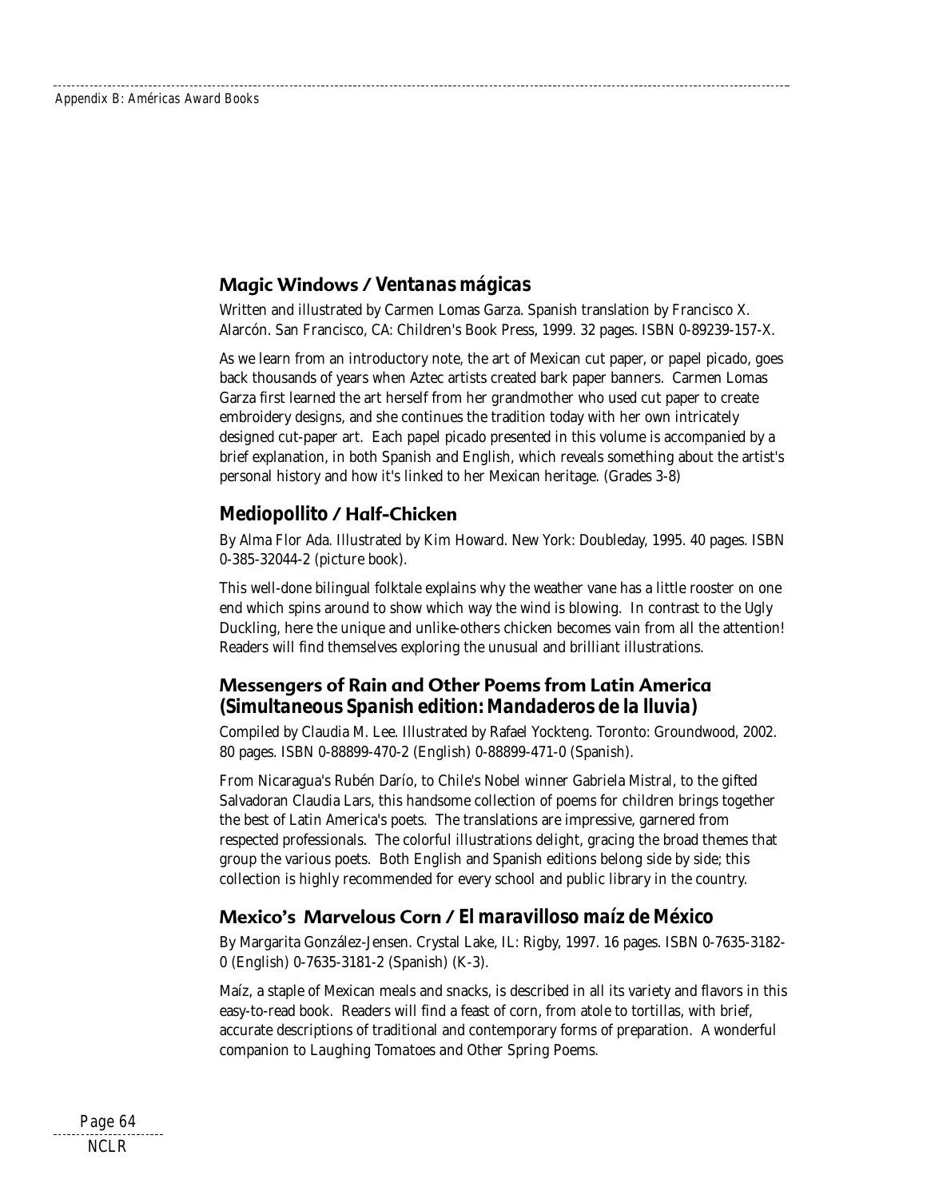## Magic Windows / *Ventanas mágicas*

Written and illustrated by Carmen Lomas Garza. Spanish translation by Francisco X. Alarcón. San Francisco, CA: Children's Book Press, 1999. 32 pages. ISBN 0-89239-157-X.

As we learn from an introductory note, the art of Mexican cut paper, or papel picado, goes back thousands of years when Aztec artists created bark paper banners. Carmen Lomas Garza first learned the art herself from her grandmother who used cut paper to create embroidery designs, and she continues the tradition today with her own intricately designed cut-paper art. Each papel picado presented in this volume is accompanied by a brief explanation, in both Spanish and English, which reveals something about the artist's personal history and how it's linked to her Mexican heritage. (Grades 3-8)

## Mediopollito / Half-Chicken

By Alma Flor Ada. Illustrated by Kim Howard. New York: Doubleday, 1995. 40 pages. ISBN 0-385-32044-2 (picture book).

This well-done bilingual folktale explains why the weather vane has a little rooster on one end which spins around to show which way the wind is blowing. In contrast to the Ugly Duckling, here the unique and unlike-others chicken becomes vain from all the attention! Readers will find themselves exploring the unusual and brilliant illustrations.

## Messengers of Rain and Other Poems from Latin America *(Simultaneous Spanish edition: Mandaderos de la lluvia)*

Compiled by Claudia M. Lee. Illustrated by Rafael Yockteng. Toronto: Groundwood, 2002. 80 pages. ISBN 0-88899-470-2 (English) 0-88899-471-0 (Spanish).

From Nicaragua's Rubén Darío, to Chile's Nobel winner Gabriela Mistral, to the gifted Salvadoran Claudia Lars, this handsome collection of poems for children brings together the best of Latin America's poets. The translations are impressive, garnered from respected professionals. The colorful illustrations delight, gracing the broad themes that group the various poets. Both English and Spanish editions belong side by side; this collection is highly recommended for every school and public library in the country.

## Mexico's Marvelous Corn / *El maravilloso maíz de México*

By Margarita González-Jensen. Crystal Lake, IL: Rigby, 1997. 16 pages. ISBN 0-7635-3182-0 (English) 0-7635-3181-2 (Spanish) (K-3).

Maíz, a staple of Mexican meals and snacks, is described in all its variety and flavors in this easy-to-read book. Readers will find a feast of corn, from atole to tortillas, with brief, accurate descriptions of traditional and contemporary forms of preparation. A wonderful companion to Laughing Tomatoes and Other Spring Poems.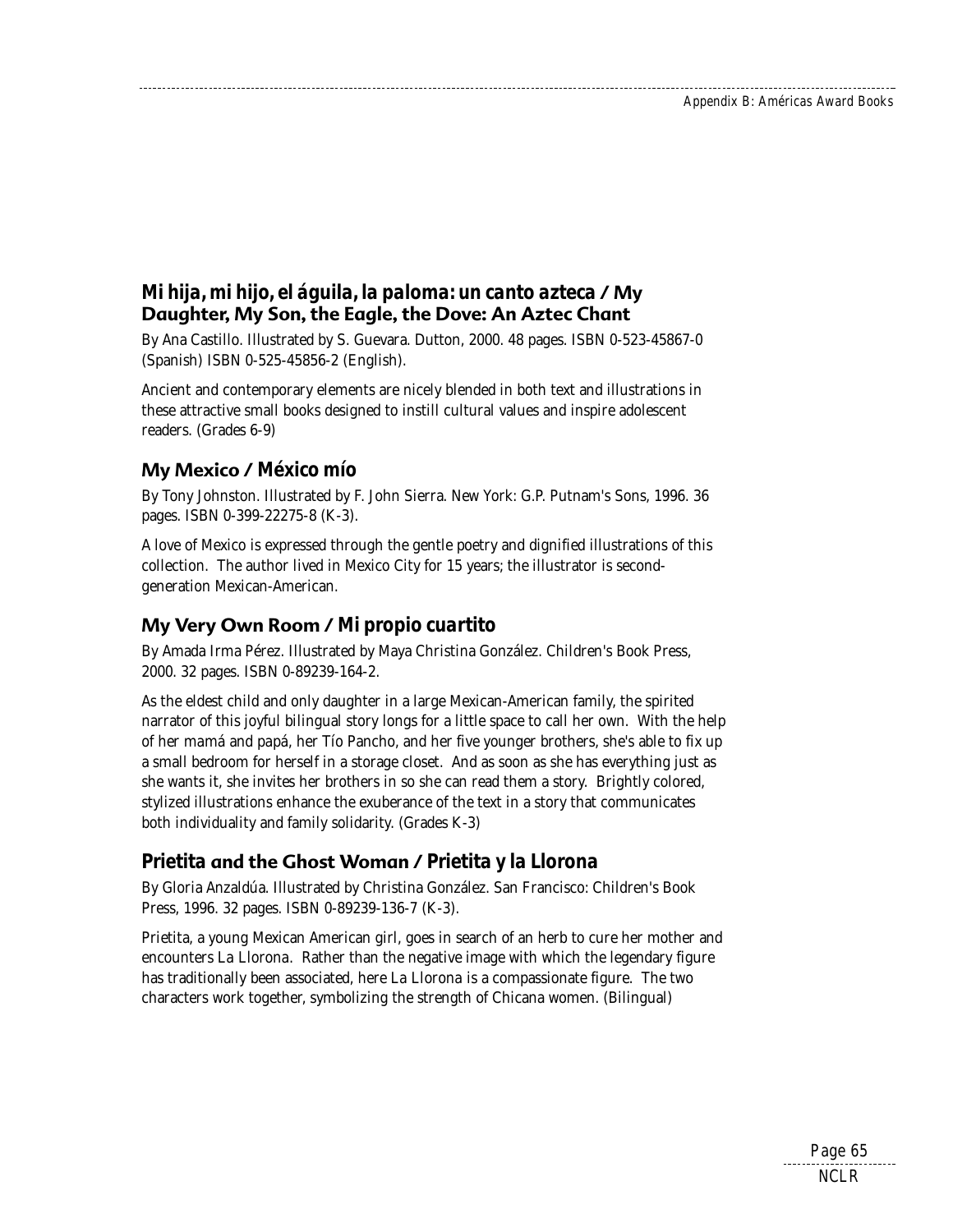### *Mi hija, mi hijo, el águila, la paloma: un canto azteca* / My Daughter, My Son, the Eagle, the Dove: An Aztec Chant

By Ana Castillo. Illustrated by S. Guevara. Dutton, 2000. 48 pages. ISBN 0-523-45867-0 (Spanish) ISBN 0-525-45856-2 (English).

Ancient and contemporary elements are nicely blended in both text and illustrations in these attractive small books designed to instill cultural values and inspire adolescent readers. (Grades 6-9)

### My Mexico / *México mío*

By Tony Johnston. Illustrated by F. John Sierra. New York: G.P. Putnam's Sons, 1996. 36 pages. ISBN 0-399-22275-8 (K-3).

A love of Mexico is expressed through the gentle poetry and dignified illustrations of this collection. The author lived in Mexico City for 15 years; the illustrator is second-generation Mexican-American.

### My Very Own Room / *Mi propio cuartito*

By Amada Irma Pérez. Illustrated by Maya Christina González. Children's Book Press, 2000. 32 pages. ISBN 0-89239-164-2.

As the eldest child and only daughter in a large Mexican-American family, the spirited narrator of this joyful bilingual story longs for a little space to call her own. With the help of her mamá and papá, her Tío Pancho, and her five younger brothers, she's able to fix up a small bedroom for herself in a storage closet. And as soon as she has everything just as she wants it, she invites her brothers in so she can read them a story. Brightly colored, stylized illustrations enhance the exuberance of the text in a story that communicates both individuality and family solidarity. (Grades K-3)

### *Prietita* and the Ghost Woman / *Prietita y la Llorona*

By Gloria Anzaldúa. Illustrated by Christina González. San Francisco: Children's Book Press, 1996. 32 pages. ISBN 0-89239-136-7 (K-3).

Prietita, a young Mexican American girl, goes in search of an herb to cure her mother and encounters La Llorona. Rather than the negative image with which the legendary figure has traditionally been associated, here La Llorona is a compassionate figure. The two characters work together, symbolizing the strength of Chicana women. (Bilingual)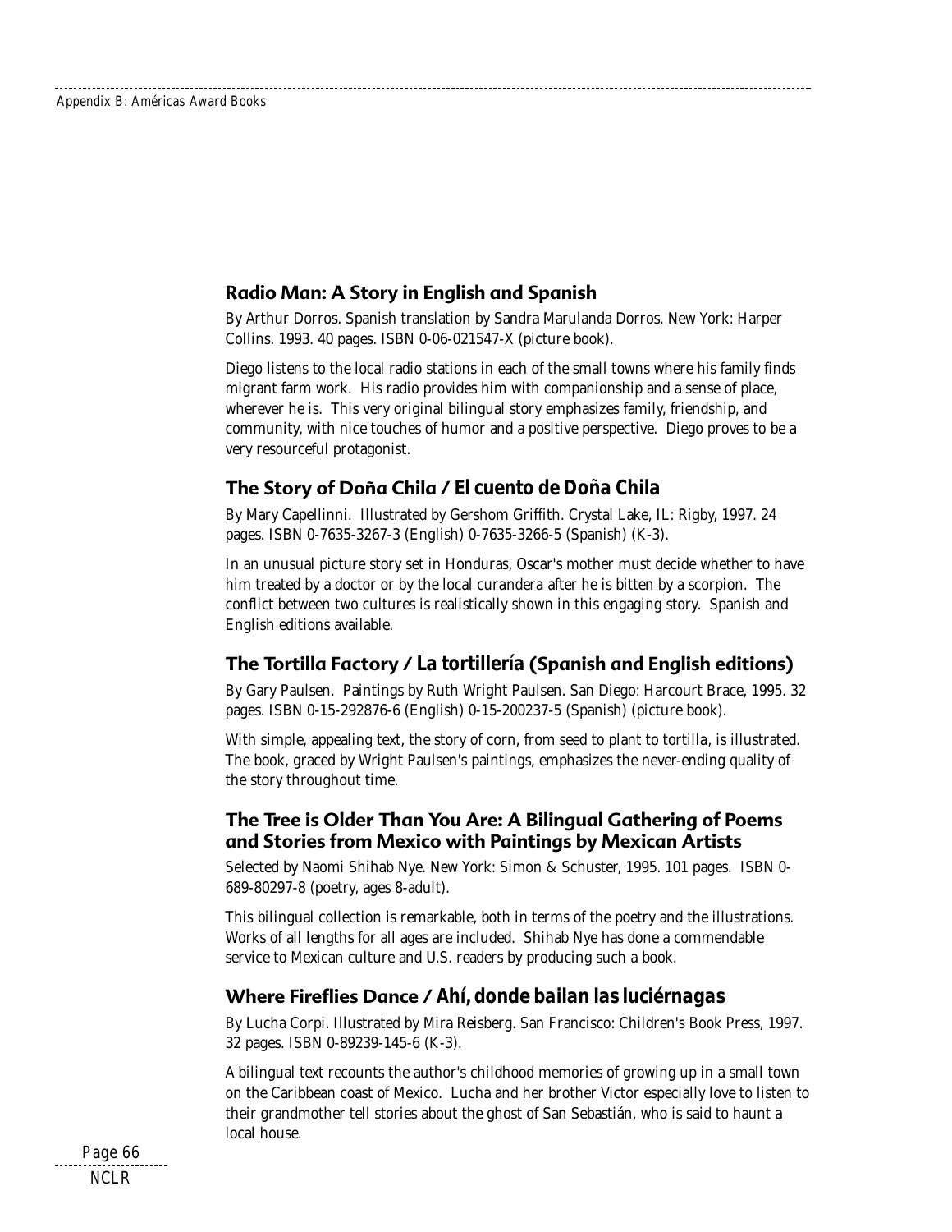### Radio Man: A Story in English and Spanish

By Arthur Dorros. Spanish translation by Sandra Marulanda Dorros. New York: Harper Collins. 1993. 40 pages. ISBN 0-06-021547-X (picture book).

Diego listens to the local radio stations in each of the small towns where his family finds migrant farm work. His radio provides him with companionship and a sense of place, wherever he is. This very original bilingual story emphasizes family, friendship, and community, with nice touches of humor and a positive perspective. Diego proves to be a very resourceful protagonist.

### The Story of Doña Chila / *El cuento de Doña Chila*

By Mary Capellinni. Illustrated by Gershom Griffith. Crystal Lake, IL: Rigby, 1997. 24 pages. ISBN 0-7635-3267-3 (English) 0-7635-3266-5 (Spanish) (K-3).

In an unusual picture story set in Honduras, Oscar's mother must decide whether to have him treated by a doctor or by the local curandera after he is bitten by a scorpion. The conflict between two cultures is realistically shown in this engaging story. Spanish and English editions available.

### The Tortilla Factory / *La tortillería* (Spanish and English editions)

By Gary Paulsen. Paintings by Ruth Wright Paulsen. San Diego: Harcourt Brace, 1995. 32 pages. ISBN 0-15-292876-6 (English) 0-15-200237-5 (Spanish) (picture book).

With simple, appealing text, the story of corn, from seed to plant to tortilla, is illustrated. The book, graced by Wright Paulsen's paintings, emphasizes the never-ending quality of the story throughout time.

### The Tree is Older Than You Are: A Bilingual Gathering of Poems and Stories from Mexico with Paintings by Mexican Artists

Selected by Naomi Shihab Nye. New York: Simon & Schuster, 1995. 101 pages. ISBN 0-689-80297-8 (poetry, ages 8-adult).

This bilingual collection is remarkable, both in terms of the poetry and the illustrations. Works of all lengths for all ages are included. Shihab Nye has done a commendable service to Mexican culture and U.S. readers by producing such a book.

### Where Fireflies Dance / *Ahí, donde bailan las luciérnagas*

By Lucha Corpi. Illustrated by Mira Reisberg. San Francisco: Children's Book Press, 1997. 32 pages. ISBN 0-89239-145-6 (K-3).

A bilingual text recounts the author's childhood memories of growing up in a small town on the Caribbean coast of Mexico. Lucha and her brother Victor especially love to listen to their grandmother tell stories about the ghost of San Sebastián, who is said to haunt a local house.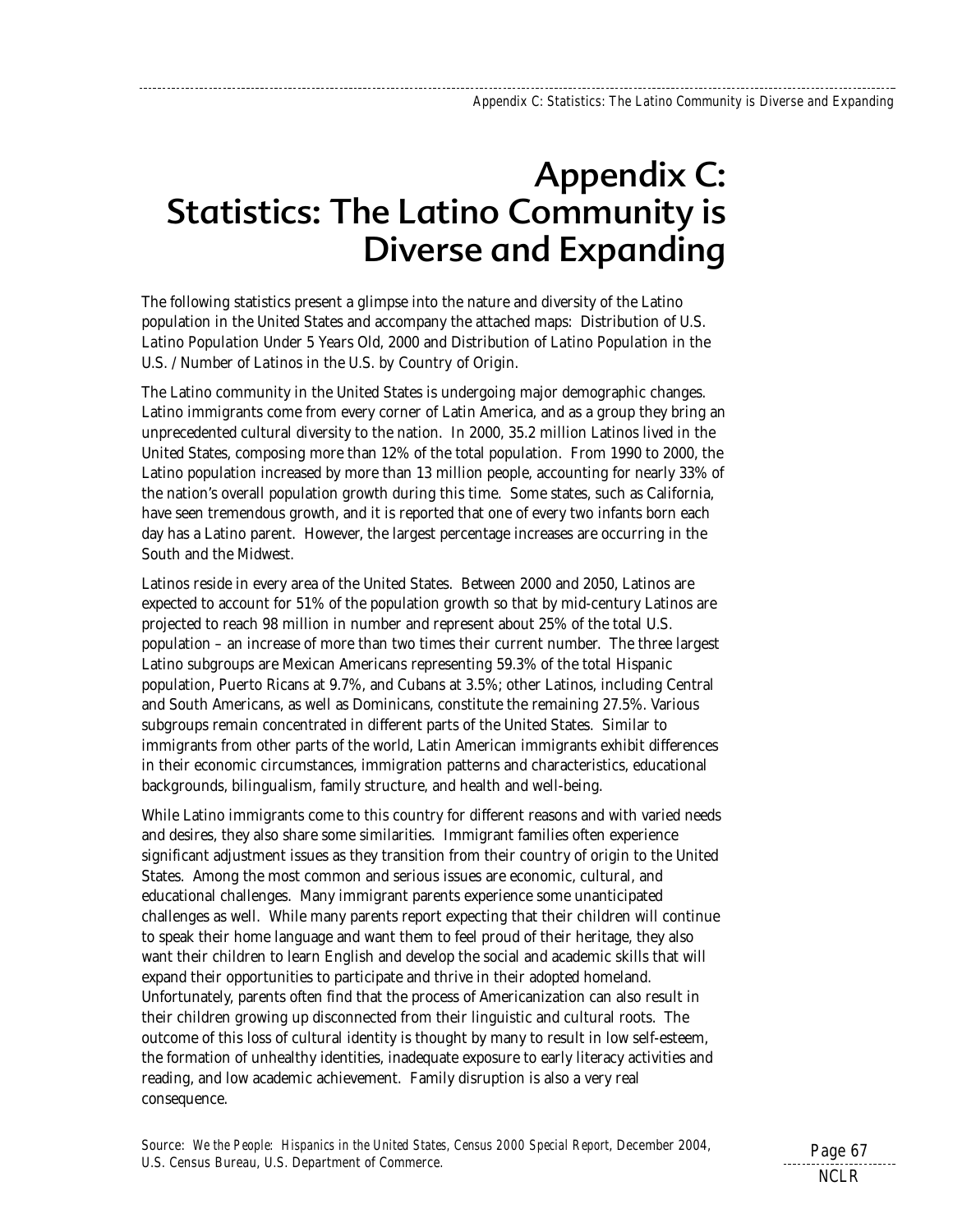# Appendix C: Statistics: The Latino Community is Diverse and Expanding

The following statistics present a glimpse into the nature and diversity of the Latino population in the United States and accompany the attached maps: Distribution of U.S. Latino Population Under 5 Years Old, 2000 and Distribution of Latino Population in the U.S. / Number of Latinos in the U.S. by Country of Origin.

The Latino community in the United States is undergoing major demographic changes. Latino immigrants come from every corner of Latin America, and as a group they bring an unprecedented cultural diversity to the nation. In 2000, 35.2 million Latinos lived in the United States, composing more than 12% of the total population. From 1990 to 2000, the Latino population increased by more than 13 million people, accounting for nearly 33% of the nation's overall population growth during this time. Some states, such as California, have seen tremendous growth, and it is reported that one of every two infants born each day has a Latino parent. However, the largest percentage increases are occurring in the South and the Midwest.

Latinos reside in every area of the United States. Between 2000 and 2050, Latinos are expected to account for 51% of the population growth so that by mid-century Latinos are projected to reach 98 million in number and represent about 25% of the total U.S. population – an increase of more than two times their current number. The three largest Latino subgroups are Mexican Americans representing 59.3% of the total Hispanic population, Puerto Ricans at 9.7%, and Cubans at 3.5%; other Latinos, including Central and South Americans, as well as Dominicans, constitute the remaining 27.5%. Various subgroups remain concentrated in different parts of the United States. Similar to immigrants from other parts of the world, Latin American immigrants exhibit differences in their economic circumstances, immigration patterns and characteristics, educational backgrounds, bilingualism, family structure, and health and well-being.

While Latino immigrants come to this country for different reasons and with varied needs and desires, they also share some similarities. Immigrant families often experience significant adjustment issues as they transition from their country of origin to the United States. Among the most common and serious issues are economic, cultural, and educational challenges. Many immigrant parents experience some unanticipated challenges as well. While many parents report expecting that their children will continue to speak their home language and want them to feel proud of their heritage, they also want their children to learn English and develop the social and academic skills that will expand their opportunities to participate and thrive in their adopted homeland. Unfortunately, parents often find that the process of Americanization can also result in their children growing up disconnected from their linguistic and cultural roots. The outcome of this loss of cultural identity is thought by many to result in low self-esteem, the formation of unhealthy identities, inadequate exposure to early literacy activities and reading, and low academic achievement. Family disruption is also a very real consequence.

Source: *We the People: Hispanics in the United States, Census 2000 Special Report*, December 2004, U.S. Census Bureau, U.S. Department of Commerce.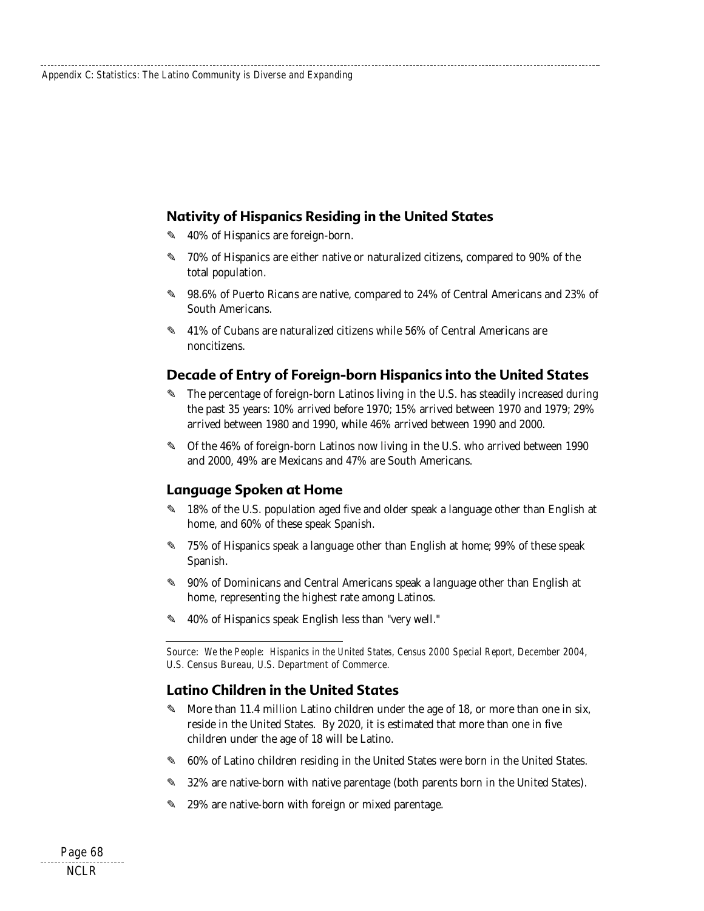## Nativity of Hispanics Residing in the United States

- 40% of Hispanics are foreign-born.
- 70% of Hispanics are either native or naturalized citizens, compared to 90% of the total population.
- 98.6% of Puerto Ricans are native, compared to 24% of Central Americans and 23% of South Americans.
- 41% of Cubans are naturalized citizens while 56% of Central Americans are noncitizens.

## Decade of Entry of Foreign-born Hispanics into the United States

- The percentage of foreign-born Latinos living in the U.S. has steadily increased during the past 35 years: 10% arrived before 1970; 15% arrived between 1970 and 1979; 29% arrived between 1980 and 1990, while 46% arrived between 1990 and 2000.
- Of the 46% of foreign-born Latinos now living in the U.S. who arrived between 1990 and 2000, 49% are Mexicans and 47% are South Americans.

## Language Spoken at Home

- 18% of the U.S. population aged five and older speak a language other than English at home, and 60% of these speak Spanish.
- 75% of Hispanics speak a language other than English at home; 99% of these speak Spanish.
- 90% of Dominicans and Central Americans speak a language other than English at home, representing the highest rate among Latinos.
- 40% of Hispanics speak English less than "very well."

---

Source: *We the People: Hispanics in the United States, Census 2000 Special Report*, December 2004, U.S. Census Bureau, U.S. Department of Commerce.

## Latino Children in the United States

- More than 11.4 million Latino children under the age of 18, or more than one in six, reside in the United States. By 2020, it is estimated that more than one in five children under the age of 18 will be Latino.
- 60% of Latino children residing in the United States were born in the United States.
- 32% are native-born with native parentage (both parents born in the United States).
- 29% are native-born with foreign or mixed parentage.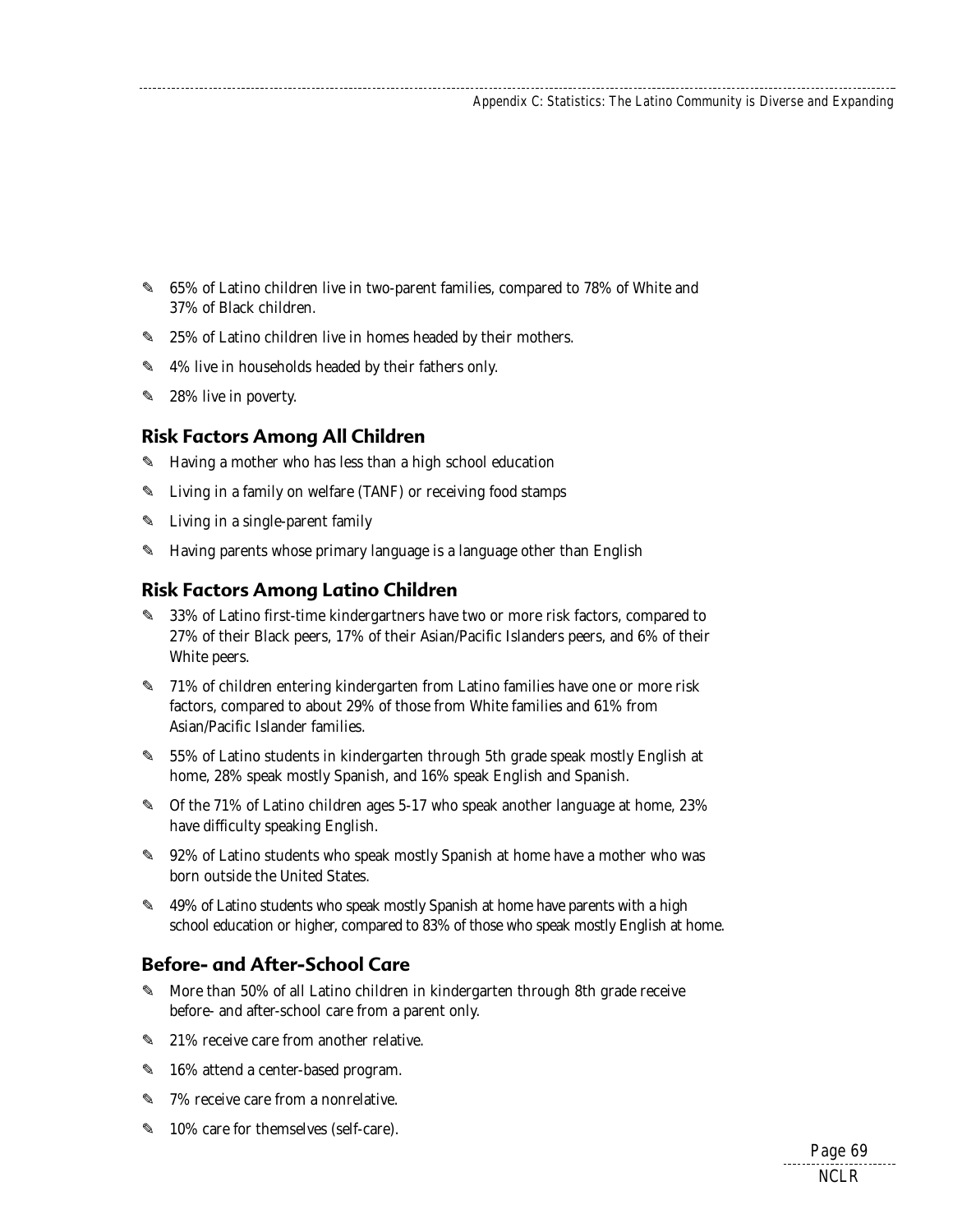- 65% of Latino children live in two-parent families, compared to 78% of White and 37% of Black children.
- 25% of Latino children live in homes headed by their mothers.
- 4% live in households headed by their fathers only.
- 28% live in poverty.

## Risk Factors Among All Children

- Having a mother who has less than a high school education
- Living in a family on welfare (TANF) or receiving food stamps
- Living in a single-parent family
- Having parents whose primary language is a language other than English

## Risk Factors Among Latino Children

- 33% of Latino first-time kindergartners have two or more risk factors, compared to 27% of their Black peers, 17% of their Asian/Pacific Islanders peers, and 6% of their White peers.
- 71% of children entering kindergarten from Latino families have one or more risk factors, compared to about 29% of those from White families and 61% from Asian/Pacific Islander families.
- 55% of Latino students in kindergarten through 5th grade speak mostly English at home, 28% speak mostly Spanish, and 16% speak English and Spanish.
- Of the 71% of Latino children ages 5-17 who speak another language at home, 23% have difficulty speaking English.
- 92% of Latino students who speak mostly Spanish at home have a mother who was born outside the United States.
- 49% of Latino students who speak mostly Spanish at home have parents with a high school education or higher, compared to 83% of those who speak mostly English at home.

## Before- and After-School Care

- More than 50% of all Latino children in kindergarten through 8th grade receive before- and after-school care from a parent only.
- 21% receive care from another relative.
- 16% attend a center-based program.
- 7% receive care from a nonrelative.
- 10% care for themselves (self-care).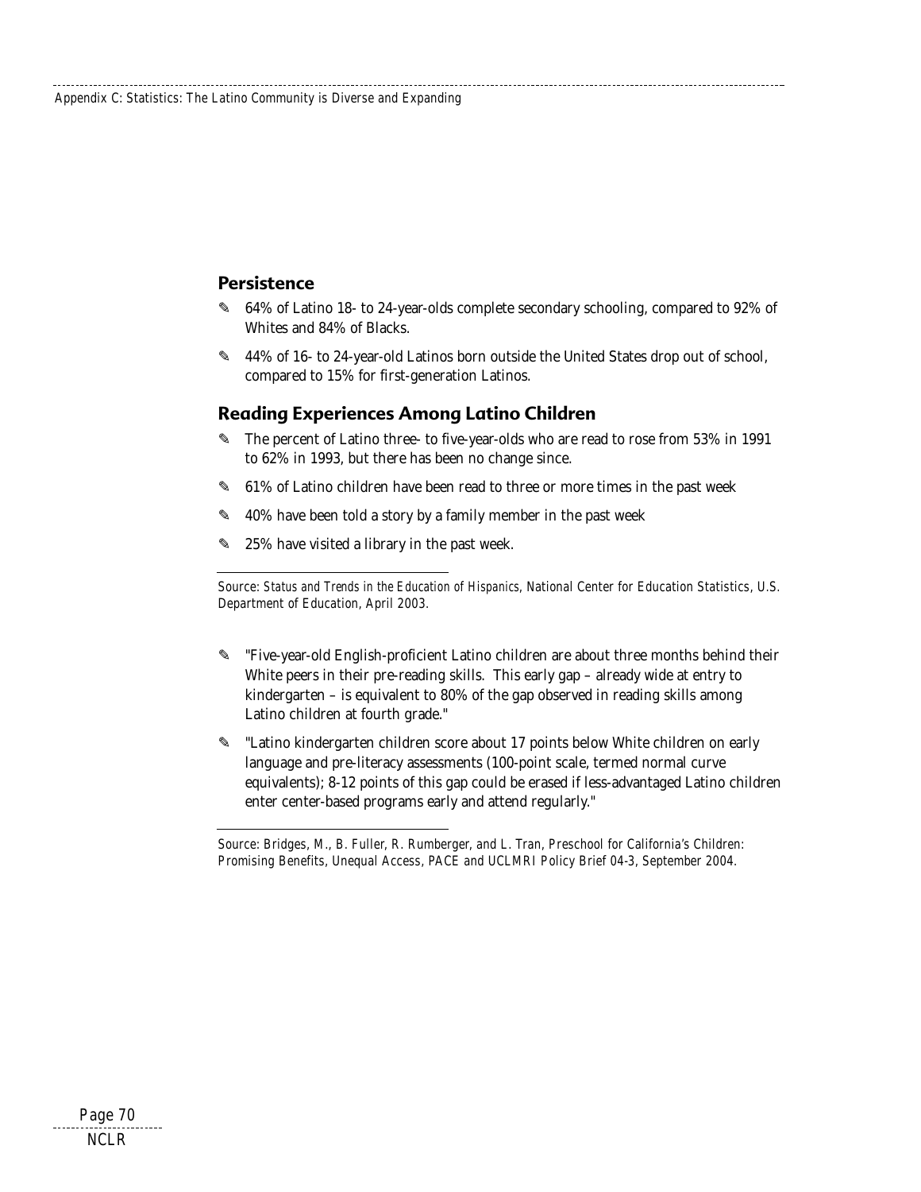## Persistence

- 64% of Latino 18- to 24-year-olds complete secondary schooling, compared to 92% of Whites and 84% of Blacks.
- 44% of 16- to 24-year-old Latinos born outside the United States drop out of school, compared to 15% for first-generation Latinos.

## Reading Experiences Among Latino Children

- The percent of Latino three- to five-year-olds who are read to rose from 53% in 1991 to 62% in 1993, but there has been no change since.
- 61% of Latino children have been read to three or more times in the past week
- 40% have been told a story by a family member in the past week
- 25% have visited a library in the past week.

Source: *Status and Trends in the Education of Hispanics*, National Center for Education Statistics, U.S. Department of Education, April 2003.

- "Five-year-old English-proficient Latino children are about three months behind their White peers in their pre-reading skills. This early gap – already wide at entry to kindergarten – is equivalent to 80% of the gap observed in reading skills among Latino children at fourth grade."
- "Latino kindergarten children score about 17 points below White children on early language and pre-literacy assessments (100-point scale, termed normal curve equivalents); 8-12 points of this gap could be erased if less-advantaged Latino children enter center-based programs early and attend regularly."

Source: Bridges, M., B. Fuller, R. Rumberger, and L. Tran, Preschool for California's Children: Promising Benefits, Unequal Access, PACE and UCLMRI Policy Brief 04-3, September 2004.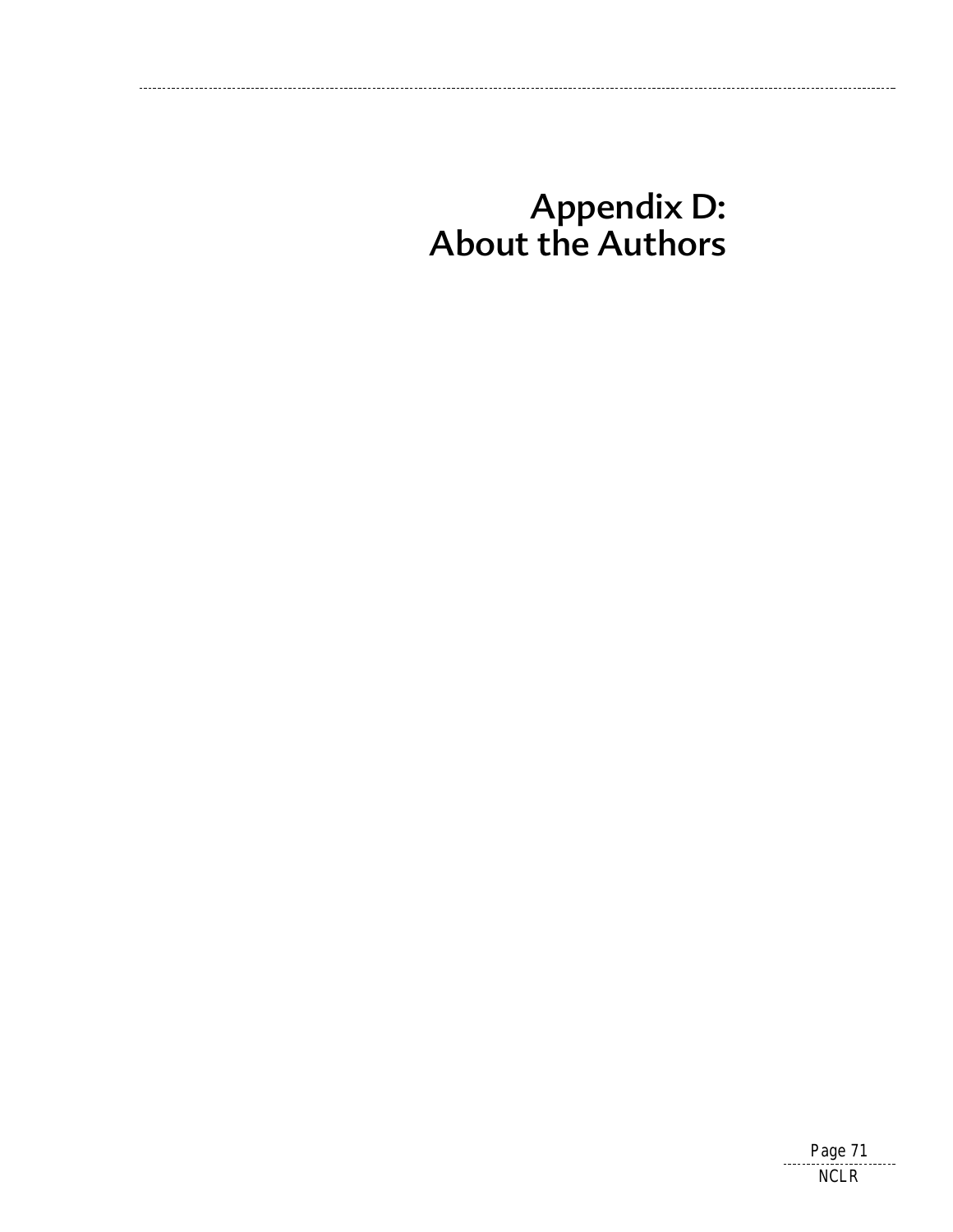# Appendix D: About the Authors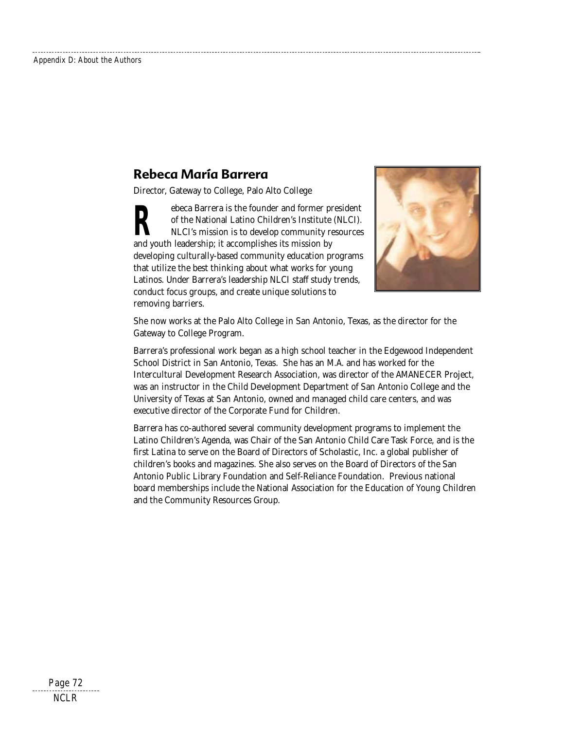## Rebeca María Barrera

Director, Gateway to College, Palo Alto College

Rebeca Barrera is the founder and former president of the National Latino Children's Institute (NLCI). NLCI's mission is to develop community resources and youth leadership; it accomplishes its mission by developing culturally-based community education programs that utilize the best thinking about what works for young Latinos. Under Barrera's leadership NLCI staff study trends, conduct focus groups, and create unique solutions to removing barriers.

She now works at the Palo Alto College in San Antonio, Texas, as the director for the Gateway to College Program.

Barrera's professional work began as a high school teacher in the Edgewood Independent School District in San Antonio, Texas. She has an M.A. and has worked for the Intercultural Development Research Association, was director of the AMANECER Project, was an instructor in the Child Development Department of San Antonio College and the University of Texas at San Antonio, owned and managed child care centers, and was executive director of the Corporate Fund for Children.

Barrera has co-authored several community development programs to implement the Latino Children's Agenda, was Chair of the San Antonio Child Care Task Force, and is the first Latina to serve on the Board of Directors of Scholastic, Inc. a global publisher of children's books and magazines. She also serves on the Board of Directors of the San Antonio Public Library Foundation and Self-Reliance Foundation. Previous national board memberships include the National Association for the Education of Young Children and the Community Resources Group.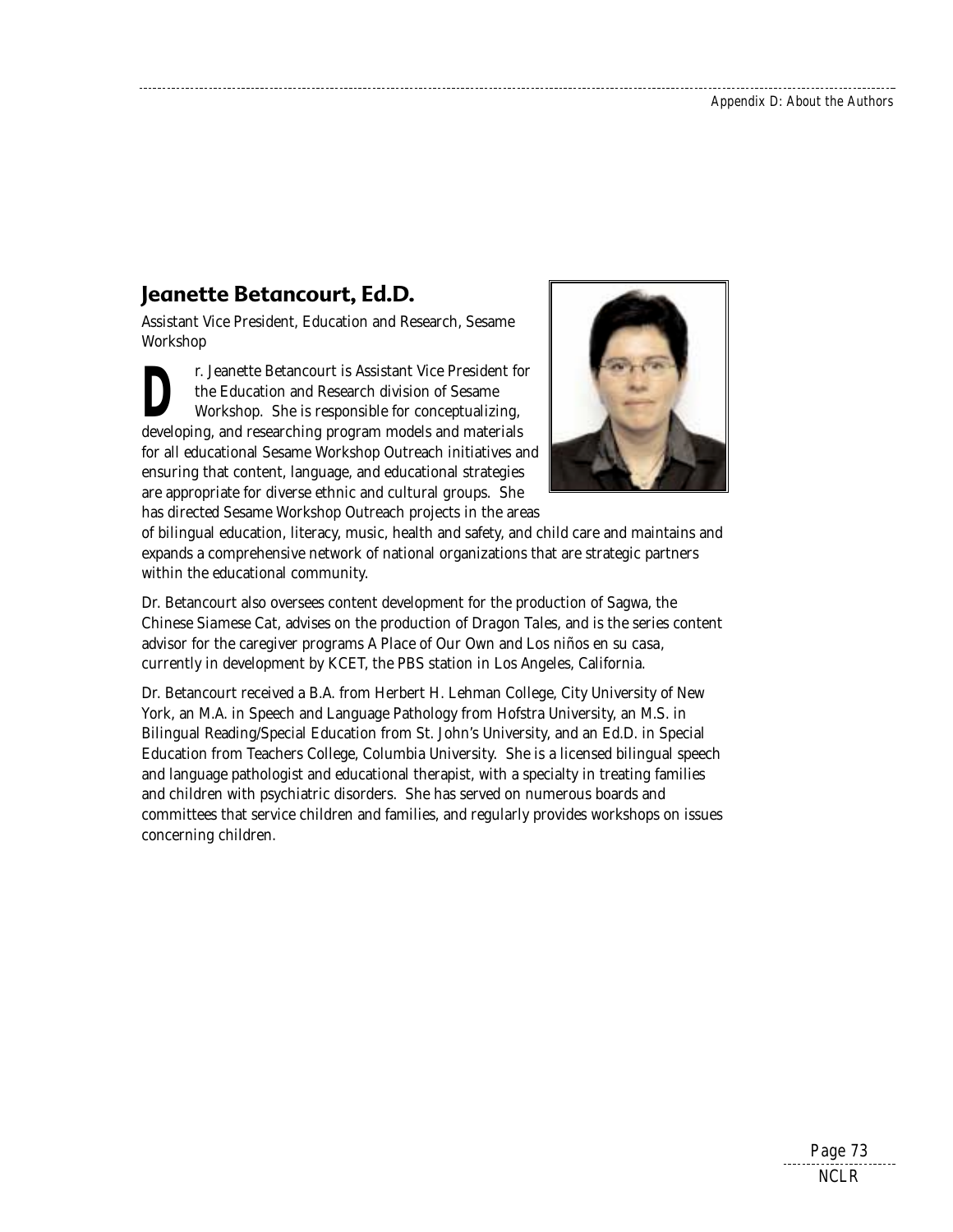## Jeanette Betancourt, Ed.D.

Assistant Vice President, Education and Research, Sesame Workshop

Dr. Jeanette Betancourt is Assistant Vice President for the Education and Research division of Sesame Workshop. She is responsible for conceptualizing, developing, and researching program models and materials for all educational Sesame Workshop Outreach initiatives and ensuring that content, language, and educational strategies are appropriate for diverse ethnic and cultural groups. She has directed Sesame Workshop Outreach projects in the areas of bilingual education, literacy, music, health and safety, and child care and maintains and expands a comprehensive network of national organizations that are strategic partners within the educational community.

Dr. Betancourt also oversees content development for the production of *Sagwa, the Chinese Siamese Cat*, advises on the production of *Dragon Tales*, and is the series content advisor for the caregiver programs *A Place of Our Own* and *Los niños en su casa*, currently in development by KCET, the PBS station in Los Angeles, California.

Dr. Betancourt received a B.A. from Herbert H. Lehman College, City University of New York, an M.A. in Speech and Language Pathology from Hofstra University, an M.S. in Bilingual Reading/Special Education from St. John's University, and an Ed.D. in Special Education from Teachers College, Columbia University. She is a licensed bilingual speech and language pathologist and educational therapist, with a specialty in treating families and children with psychiatric disorders. She has served on numerous boards and committees that service children and families, and regularly provides workshops on issues concerning children.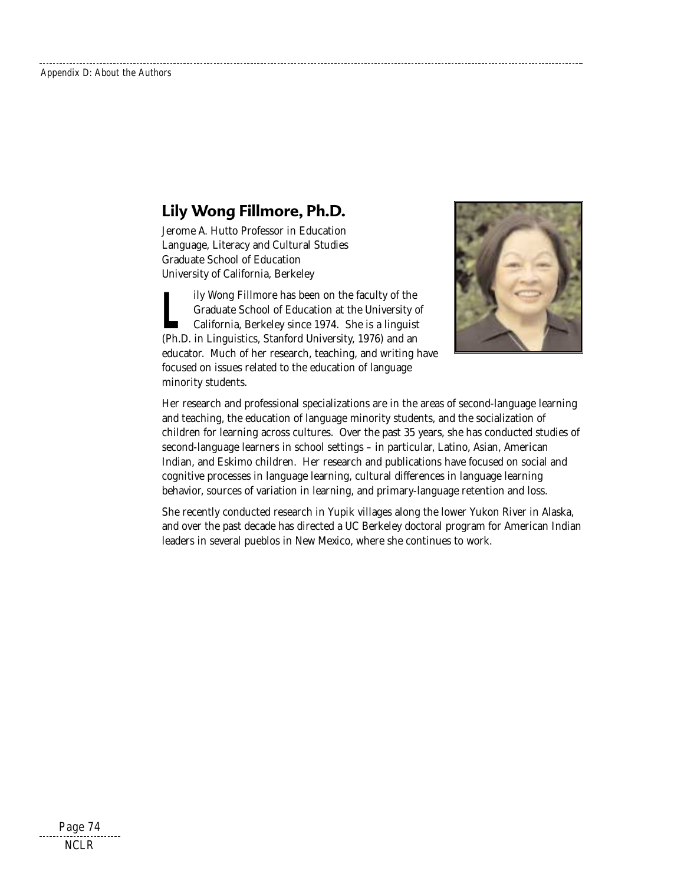## Lily Wong Fillmore, Ph.D.

Jerome A. Hutto Professor in Education
Language, Literacy and Cultural Studies
Graduate School of Education
University of California, Berkeley

Lily Wong Fillmore has been on the faculty of the Graduate School of Education at the University of California, Berkeley since 1974. She is a linguist (Ph.D. in Linguistics, Stanford University, 1976) and an educator. Much of her research, teaching, and writing have focused on issues related to the education of language minority students.

Her research and professional specializations are in the areas of second-language learning and teaching, the education of language minority students, and the socialization of children for learning across cultures. Over the past 35 years, she has conducted studies of second-language learners in school settings – in particular, Latino, Asian, American Indian, and Eskimo children. Her research and publications have focused on social and cognitive processes in language learning, cultural differences in language learning behavior, sources of variation in learning, and primary-language retention and loss.

She recently conducted research in Yupik villages along the lower Yukon River in Alaska, and over the past decade has directed a UC Berkeley doctoral program for American Indian leaders in several pueblos in New Mexico, where she continues to work.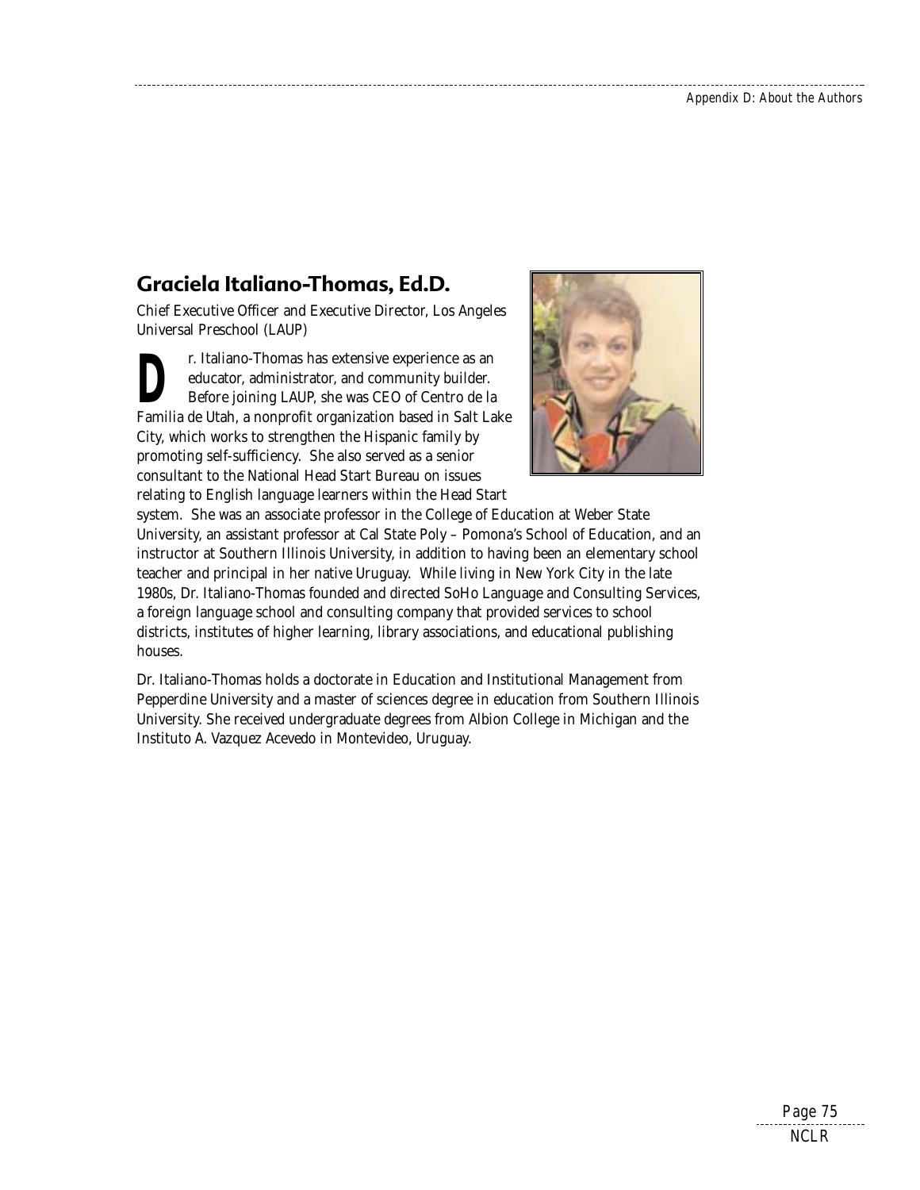## Graciela Italiano-Thomas, Ed.D.

Chief Executive Officer and Executive Director, Los Angeles Universal Preschool (LAUP)

Dr. Italiano-Thomas has extensive experience as an educator, administrator, and community builder. Before joining LAUP, she was CEO of Centro de la Familia de Utah, a nonprofit organization based in Salt Lake City, which works to strengthen the Hispanic family by promoting self-sufficiency. She also served as a senior consultant to the National Head Start Bureau on issues relating to English language learners within the Head Start system. She was an associate professor in the College of Education at Weber State University, an assistant professor at Cal State Poly – Pomona's School of Education, and an instructor at Southern Illinois University, in addition to having been an elementary school teacher and principal in her native Uruguay. While living in New York City in the late 1980s, Dr. Italiano-Thomas founded and directed SoHo Language and Consulting Services, a foreign language school and consulting company that provided services to school districts, institutes of higher learning, library associations, and educational publishing houses.

Dr. Italiano-Thomas holds a doctorate in Education and Institutional Management from Pepperdine University and a master of sciences degree in education from Southern Illinois University. She received undergraduate degrees from Albion College in Michigan and the Instituto A. Vazquez Acevedo in Montevideo, Uruguay.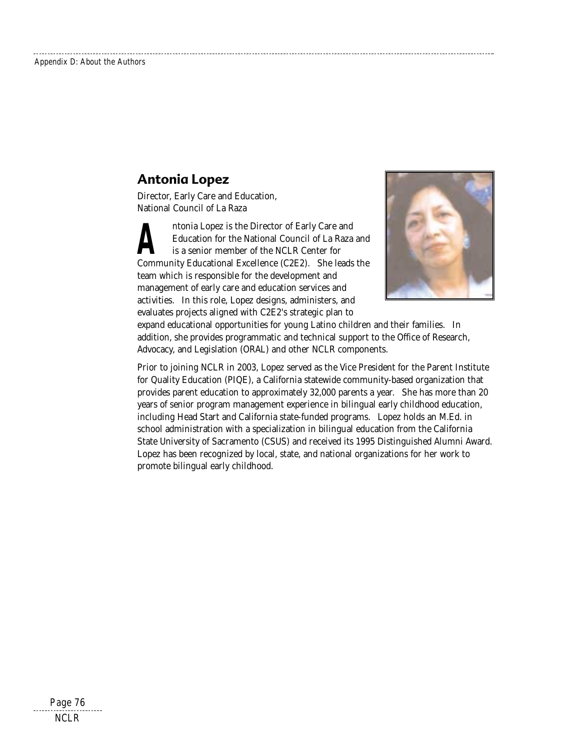## Antonia Lopez

Director, Early Care and Education,
National Council of La Raza

Antonia Lopez is the Director of Early Care and Education for the National Council of La Raza and is a senior member of the NCLR Center for Community Educational Excellence (C2E2). She leads the team which is responsible for the development and management of early care and education services and activities. In this role, Lopez designs, administers, and evaluates projects aligned with C2E2's strategic plan to expand educational opportunities for young Latino children and their families. In addition, she provides programmatic and technical support to the Office of Research, Advocacy, and Legislation (ORAL) and other NCLR components.

Prior to joining NCLR in 2003, Lopez served as the Vice President for the Parent Institute for Quality Education (PIQE), a California statewide community-based organization that provides parent education to approximately 32,000 parents a year. She has more than 20 years of senior program management experience in bilingual early childhood education, including Head Start and California state-funded programs. Lopez holds an M.Ed. in school administration with a specialization in bilingual education from the California State University of Sacramento (CSUS) and received its 1995 Distinguished Alumni Award. Lopez has been recognized by local, state, and national organizations for her work to promote bilingual early childhood.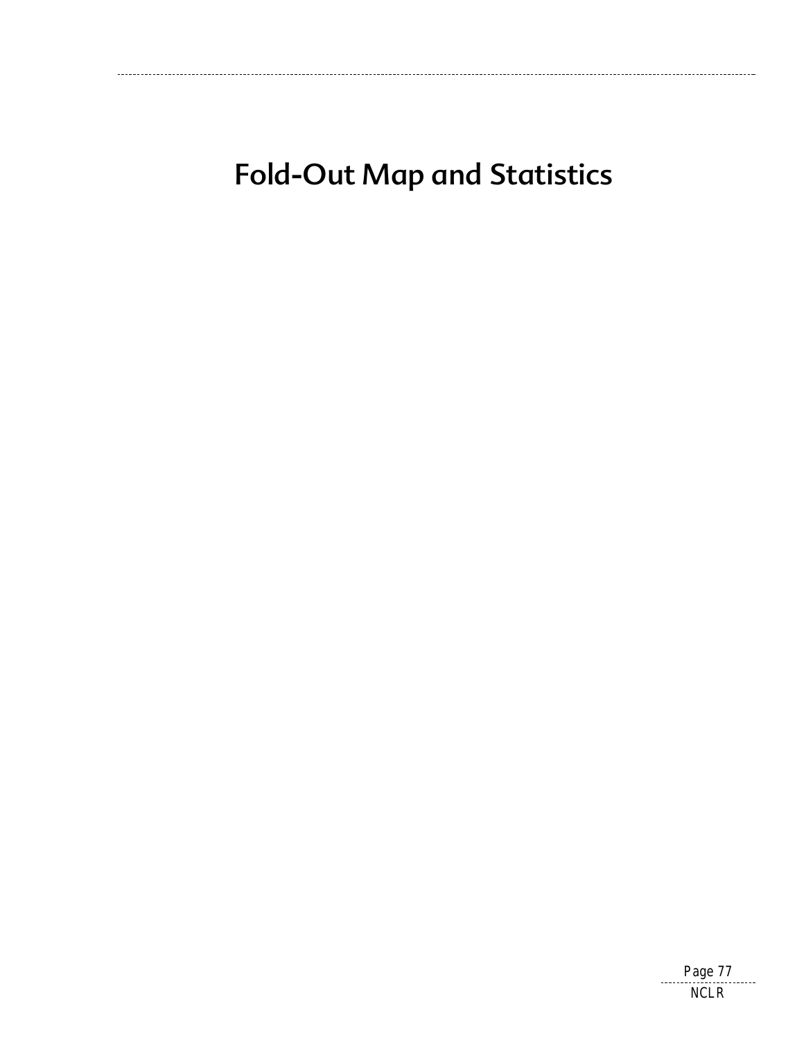# Fold-Out Map and Statistics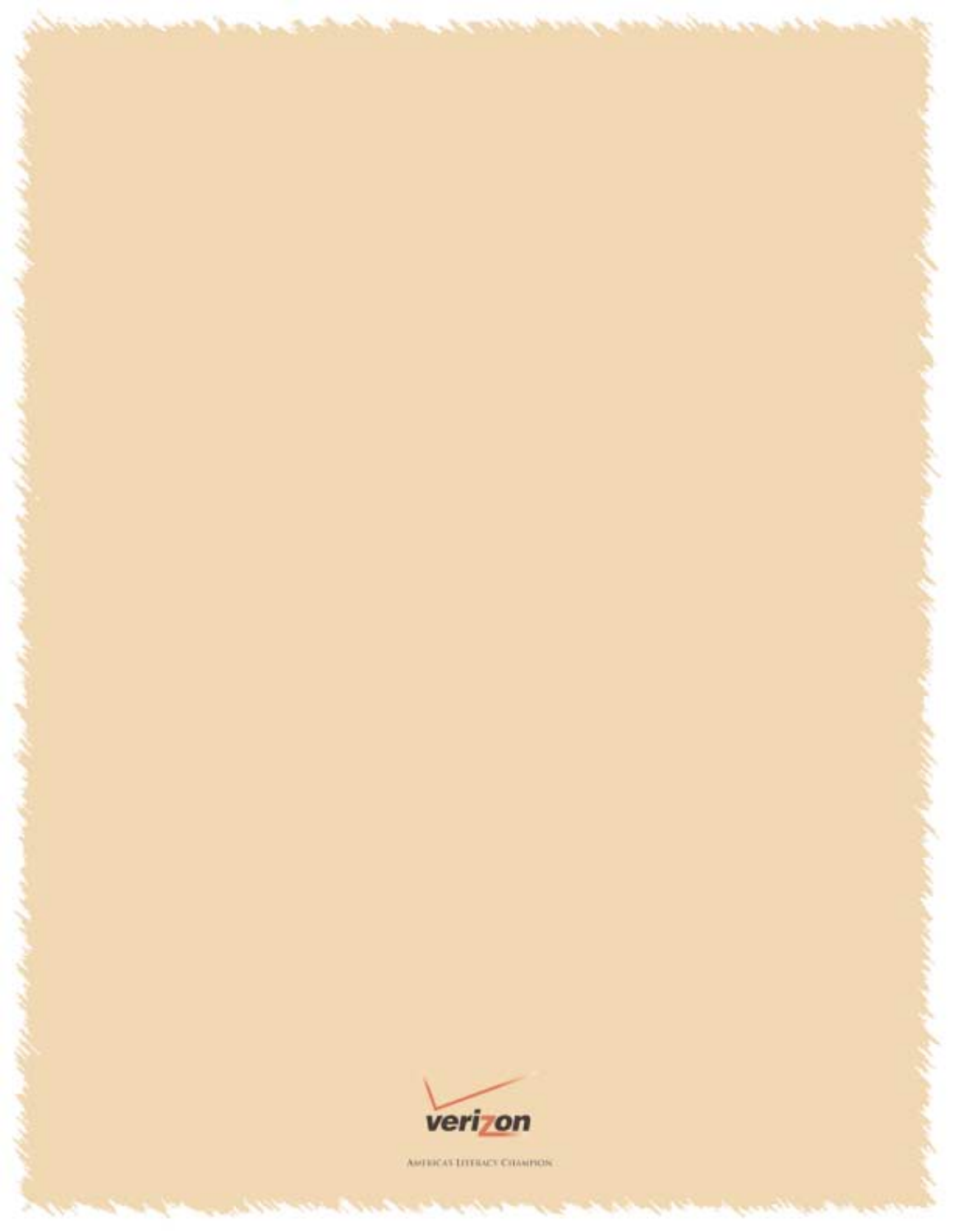verizon

America's Literacy Champion